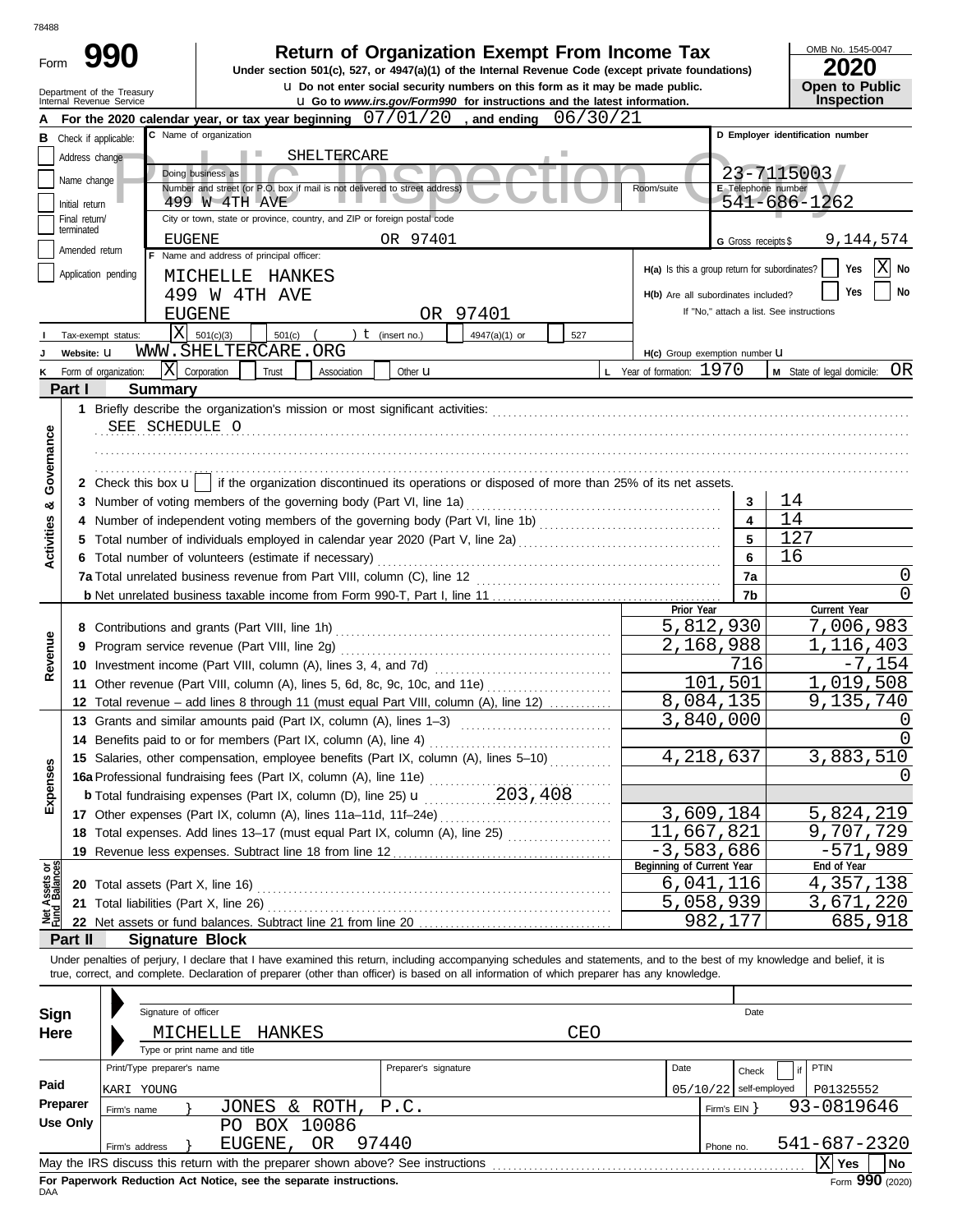78488

# Form 990

## Return of Organization Exempt From Income Tax

**Under section 501(c), 527, or 4947(a)(1) of the Internal Revenue Code (except private foundations)**

u Do not enter social security numbers on this form as it may be made public.

u Go to *www.irs.gov/Form990* for instructions and the latest information.

Department of the Treasury
Internal Revenue Service

OMB No. 1545-0047

**2020**

**Open to Public Inspection**

Public Inspection Copy

**A** For the 2020 calendar year, or tax year beginning 07/01/20, and ending 06/30/21

**B** Check if applicable: Address change | Name change | Initial return | Final return/terminated | Amended return | Application pending

**C** Name of organization: SHELTERCARE

Doing business as

Number and street (or P.O. box if mail is not delivered to street address): 499 W 4TH AVE | Room/suite

City or town, state or province, country, and ZIP or foreign postal code: EUGENE OR 97401

**D** Employer identification number: 23-7115003

**E** Telephone number: 541-686-1262

**G** Gross receipts $ 9,144,574

**F** Name and address of principal officer: MICHELLE HANKES, 499 W 4TH AVE, EUGENE OR 97401

H(a) Is this a group return for subordinates? Yes [ ] No [X]

H(b) Are all subordinates included? Yes [ ] No [ ]
If "No," attach a list. See instructions

**I** Tax-exempt status: [X] 501(c)(3) [ ] 501(c) ( ) t (insert no.) [ ] 4947(a)(1) or [ ] 527

**J** Website: u WWW.SHELTERCARE.ORG

H(c) Group exemption number u

**K** Form of organization: [X] Corporation [ ] Trust [ ] Association [ ] Other u

**L** Year of formation: 1970

**M** State of legal domicile: OR

## Part I Summary

**Activities & Governance**

1 Briefly describe the organization's mission or most significant activities:
SEE SCHEDULE O

2 Check this box u [ ] if the organization discontinued its operations or disposed of more than 25% of its net assets.

| | | |
|---|---|---|
| 3 Number of voting members of the governing body (Part VI, line 1a) | 3 | 14 |
| 4 Number of independent voting members of the governing body (Part VI, line 1b) | 4 | 14 |
| 5 Total number of individuals employed in calendar year 2020 (Part V, line 2a) | 5 | 127 |
| 6 Total number of volunteers (estimate if necessary) | 6 | 16 |
| 7a Total unrelated business revenue from Part VIII, column (C), line 12 | 7a | 0 |
| b Net unrelated business taxable income from Form 990-T, Part I, line 11 | 7b | 0 |

| | Prior Year | Current Year |
|---|---|---|
| **Revenue** | | |
| 8 Contributions and grants (Part VIII, line 1h) | 5,812,930 | 7,006,983 |
| 9 Program service revenue (Part VIII, line 2g) | 2,168,988 | 1,116,403 |
| 10 Investment income (Part VIII, column (A), lines 3, 4, and 7d) | 716 | -7,154 |
| 11 Other revenue (Part VIII, column (A), lines 5, 6d, 8c, 9c, 10c, and 11e) | 101,501 | 1,019,508 |
| 12 Total revenue – add lines 8 through 11 (must equal Part VIII, column (A), line 12) | 8,084,135 | 9,135,740 |
| **Expenses** | | |
| 13 Grants and similar amounts paid (Part IX, column (A), lines 1–3) | 3,840,000 | 0 |
| 14 Benefits paid to or for members (Part IX, column (A), line 4) | | 0 |
| 15 Salaries, other compensation, employee benefits (Part IX, column (A), lines 5–10) | 4,218,637 | 3,883,510 |
| 16a Professional fundraising fees (Part IX, column (A), line 11e) | | 0 |
| b Total fundraising expenses (Part IX, column (D), line 25) u 203,408 | | |
| 17 Other expenses (Part IX, column (A), lines 11a–11d, 11f–24e) | 3,609,184 | 5,824,219 |
| 18 Total expenses. Add lines 13–17 (must equal Part IX, column (A), line 25) | 11,667,821 | 9,707,729 |
| 19 Revenue less expenses. Subtract line 18 from line 12 | -3,583,686 | -571,989 |
| **Net Assets or Fund Balances** | **Beginning of Current Year** | **End of Year** |
| 20 Total assets (Part X, line 16) | 6,041,116 | 4,357,138 |
| 21 Total liabilities (Part X, line 26) | 5,058,939 | 3,671,220 |
| 22 Net assets or fund balances. Subtract line 21 from line 20 | 982,177 | 685,918 |

## Part II Signature Block

Under penalties of perjury, I declare that I have examined this return, including accompanying schedules and statements, and to the best of my knowledge and belief, it is true, correct, and complete. Declaration of preparer (other than officer) is based on all information of which preparer has any knowledge.

**Sign Here**

Signature of officer | Date

MICHELLE HANKES CEO
Type or print name and title

**Paid Preparer Use Only**

| Print/Type preparer's name | Preparer's signature | Date | Check [ ] if self-employed | PTIN |
|---|---|---|---|---|
| KARI YOUNG | | 05/10/22 | | P01325552 |

Firm's name } JONES & ROTH, P.C. | Firm's EIN } 93-0819646

Firm's address } PO BOX 10086, EUGENE, OR 97440 | Phone no. 541-687-2320

May the IRS discuss this return with the preparer shown above? See instructions [X] Yes [ ] No

**For Paperwork Reduction Act Notice, see the separate instructions.**

DAA

Form **990** (2020)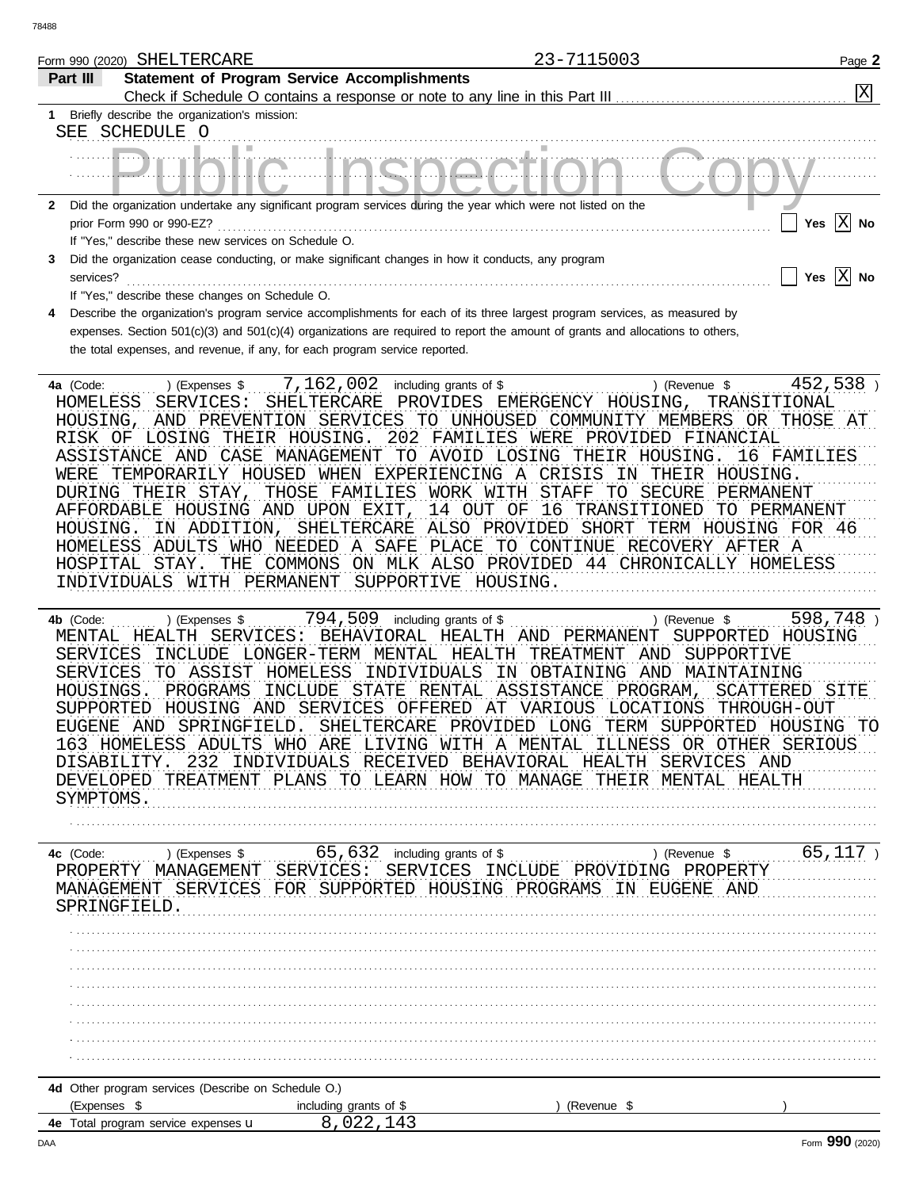Form 990 (2020) SHELTERCARE 23-7115003

## Part III Statement of Program Service Accomplishments

Check if Schedule O contains a response or note to any line in this Part III [X]

**1** Briefly describe the organization's mission:

SEE SCHEDULE O

**2** Did the organization undertake any significant program services during the year which were not listed on the prior Form 990 or 990-EZ? [ ] Yes [X] No

If "Yes," describe these new services on Schedule O.

**3** Did the organization cease conducting, or make significant changes in how it conducts, any program services? [ ] Yes [X] No

If "Yes," describe these changes on Schedule O.

**4** Describe the organization's program service accomplishments for each of its three largest program services, as measured by expenses. Section 501(c)(3) and 501(c)(4) organizations are required to report the amount of grants and allocations to others, the total expenses, and revenue, if any, for each program service reported.

**4a** (Code: ) (Expenses $ 7,162,002 including grants of $ ) (Revenue $ 452,538 )

HOMELESS SERVICES: SHELTERCARE PROVIDES EMERGENCY HOUSING, TRANSITIONAL HOUSING, AND PREVENTION SERVICES TO UNHOUSED COMMUNITY MEMBERS OR THOSE AT RISK OF LOSING THEIR HOUSING. 202 FAMILIES WERE PROVIDED FINANCIAL ASSISTANCE AND CASE MANAGEMENT TO AVOID LOSING THEIR HOUSING. 16 FAMILIES WERE TEMPORARILY HOUSED WHEN EXPERIENCING A CRISIS IN THEIR HOUSING. DURING THEIR STAY, THOSE FAMILIES WORK WITH STAFF TO SECURE PERMANENT AFFORDABLE HOUSING AND UPON EXIT, 14 OUT OF 16 TRANSITIONED TO PERMANENT HOUSING. IN ADDITION, SHELTERCARE ALSO PROVIDED SHORT TERM HOUSING FOR 46 HOMELESS ADULTS WHO NEEDED A SAFE PLACE TO CONTINUE RECOVERY AFTER A HOSPITAL STAY. THE COMMONS ON MLK ALSO PROVIDED 44 CHRONICALLY HOMELESS INDIVIDUALS WITH PERMANENT SUPPORTIVE HOUSING.

**4b** (Code: ) (Expenses $ 794,509 including grants of $ ) (Revenue $ 598,748 )

MENTAL HEALTH SERVICES: BEHAVIORAL HEALTH AND PERMANENT SUPPORTED HOUSING SERVICES INCLUDE LONGER-TERM MENTAL HEALTH TREATMENT AND SUPPORTIVE SERVICES TO ASSIST HOMELESS INDIVIDUALS IN OBTAINING AND MAINTAINING HOUSINGS. PROGRAMS INCLUDE STATE RENTAL ASSISTANCE PROGRAM, SCATTERED SITE SUPPORTED HOUSING AND SERVICES OFFERED AT VARIOUS LOCATIONS THROUGH-OUT EUGENE AND SPRINGFIELD. SHELTERCARE PROVIDED LONG TERM SUPPORTED HOUSING TO 163 HOMELESS ADULTS WHO ARE LIVING WITH A MENTAL ILLNESS OR OTHER SERIOUS DISABILITY. 232 INDIVIDUALS RECEIVED BEHAVIORAL HEALTH SERVICES AND DEVELOPED TREATMENT PLANS TO LEARN HOW TO MANAGE THEIR MENTAL HEALTH SYMPTOMS.

**4c** (Code: ) (Expenses $ 65,632 including grants of $ ) (Revenue $ 65,117 )

PROPERTY MANAGEMENT SERVICES: SERVICES INCLUDE PROVIDING PROPERTY MANAGEMENT SERVICES FOR SUPPORTED HOUSING PROGRAMS IN EUGENE AND SPRINGFIELD.

**4d** Other program services (Describe on Schedule O.)

(Expenses $ including grants of $ ) (Revenue $ )

**4e** Total program service expenses 8,022,143

Form **990** (2020)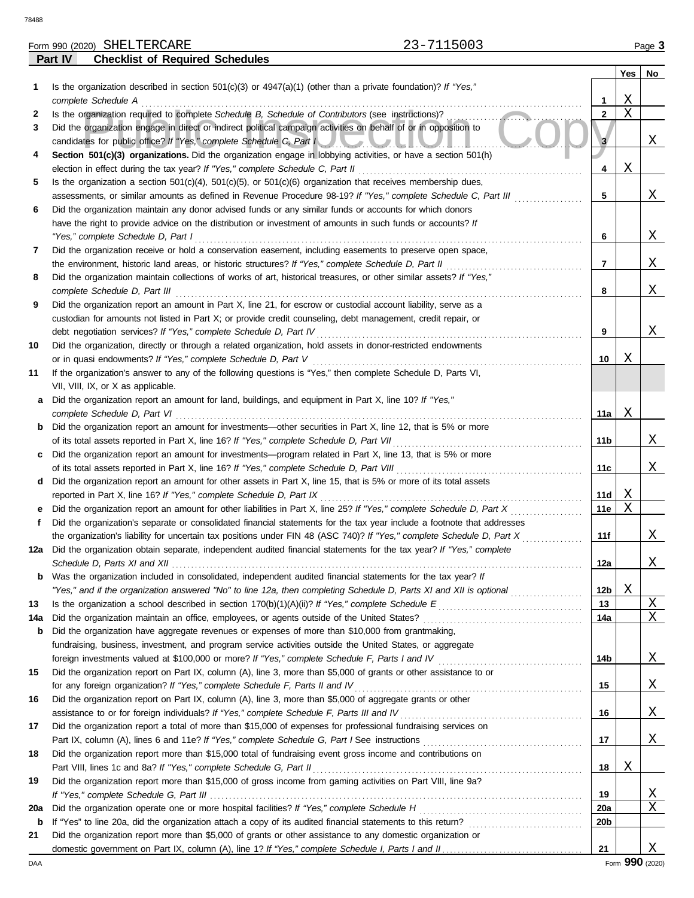Form 990 (2020) SHELTERCARE 23-7115003

**Part IV Checklist of Required Schedules**

| | | | Yes | No |
|---|---|---|---|---|
| **1** | Is the organization described in section 501(c)(3) or 4947(a)(1) (other than a private foundation)? *If "Yes," complete Schedule A* | **1** | X | |
| **2** | Is the organization required to complete *Schedule B, Schedule of Contributors* (see instructions)? | **2** | X | |
| **3** | Did the organization engage in direct or indirect political campaign activities on behalf of or in opposition to candidates for public office? *If "Yes," complete Schedule C, Part I* | **3** | | X |
| **4** | **Section 501(c)(3) organizations.** Did the organization engage in lobbying activities, or have a section 501(h) election in effect during the tax year? *If "Yes," complete Schedule C, Part II* | **4** | X | |
| **5** | Is the organization a section 501(c)(4), 501(c)(5), or 501(c)(6) organization that receives membership dues, assessments, or similar amounts as defined in Revenue Procedure 98-19? *If "Yes," complete Schedule C, Part III* | **5** | | X |
| **6** | Did the organization maintain any donor advised funds or any similar funds or accounts for which donors have the right to provide advice on the distribution or investment of amounts in such funds or accounts? *If "Yes," complete Schedule D, Part I* | **6** | | X |
| **7** | Did the organization receive or hold a conservation easement, including easements to preserve open space, the environment, historic land areas, or historic structures? *If "Yes," complete Schedule D, Part II* | **7** | | X |
| **8** | Did the organization maintain collections of works of art, historical treasures, or other similar assets? *If "Yes," complete Schedule D, Part III* | **8** | | X |
| **9** | Did the organization report an amount in Part X, line 21, for escrow or custodial account liability, serve as a custodian for amounts not listed in Part X; or provide credit counseling, debt management, credit repair, or debt negotiation services? *If "Yes," complete Schedule D, Part IV* | **9** | | X |
| **10** | Did the organization, directly or through a related organization, hold assets in donor-restricted endowments or in quasi endowments? *If "Yes," complete Schedule D, Part V* | **10** | X | |
| **11** | If the organization's answer to any of the following questions is "Yes," then complete Schedule D, Parts VI, VII, VIII, IX, or X as applicable. | | | |
| **a** | Did the organization report an amount for land, buildings, and equipment in Part X, line 10? *If "Yes," complete Schedule D, Part VI* | **11a** | X | |
| **b** | Did the organization report an amount for investments—other securities in Part X, line 12, that is 5% or more of its total assets reported in Part X, line 16? *If "Yes," complete Schedule D, Part VII* | **11b** | | X |
| **c** | Did the organization report an amount for investments—program related in Part X, line 13, that is 5% or more of its total assets reported in Part X, line 16? *If "Yes," complete Schedule D, Part VIII* | **11c** | | X |
| **d** | Did the organization report an amount for other assets in Part X, line 15, that is 5% or more of its total assets reported in Part X, line 16? *If "Yes," complete Schedule D, Part IX* | **11d** | X | |
| **e** | Did the organization report an amount for other liabilities in Part X, line 25? *If "Yes," complete Schedule D, Part X* | **11e** | X | |
| **f** | Did the organization's separate or consolidated financial statements for the tax year include a footnote that addresses the organization's liability for uncertain tax positions under FIN 48 (ASC 740)? *If "Yes," complete Schedule D, Part X* | **11f** | | X |
| **12a** | Did the organization obtain separate, independent audited financial statements for the tax year? *If "Yes," complete Schedule D, Parts XI and XII* | **12a** | | X |
| **b** | Was the organization included in consolidated, independent audited financial statements for the tax year? *If "Yes," and if the organization answered "No" to line 12a, then completing Schedule D, Parts XI and XII is optional* | **12b** | X | |
| **13** | Is the organization a school described in section 170(b)(1)(A)(ii)? *If "Yes," complete Schedule E* | **13** | | X |
| **14a** | Did the organization maintain an office, employees, or agents outside of the United States? | **14a** | | X |
| **b** | Did the organization have aggregate revenues or expenses of more than $10,000 from grantmaking, fundraising, business, investment, and program service activities outside the United States, or aggregate foreign investments valued at $100,000 or more? *If "Yes," complete Schedule F, Parts I and IV* | **14b** | | X |
| **15** | Did the organization report on Part IX, column (A), line 3, more than $5,000 of grants or other assistance to or for any foreign organization? *If "Yes," complete Schedule F, Parts II and IV* | **15** | | X |
| **16** | Did the organization report on Part IX, column (A), line 3, more than $5,000 of aggregate grants or other assistance to or for foreign individuals? *If "Yes," complete Schedule F, Parts III and IV* | **16** | | X |
| **17** | Did the organization report a total of more than $15,000 of expenses for professional fundraising services on Part IX, column (A), lines 6 and 11e? *If "Yes," complete Schedule G, Part I* See instructions | **17** | | X |
| **18** | Did the organization report more than $15,000 total of fundraising event gross income and contributions on Part VIII, lines 1c and 8a? *If "Yes," complete Schedule G, Part II* | **18** | X | |
| **19** | Did the organization report more than $15,000 of gross income from gaming activities on Part VIII, line 9a? *If "Yes," complete Schedule G, Part III* | **19** | | X |
| **20a** | Did the organization operate one or more hospital facilities? *If "Yes," complete Schedule H* | **20a** | | X |
| **b** | If "Yes" to line 20a, did the organization attach a copy of its audited financial statements to this return? | **20b** | | |
| **21** | Did the organization report more than $5,000 of grants or other assistance to any domestic organization or domestic government on Part IX, column (A), line 1? *If "Yes," complete Schedule I, Parts I and II* | **21** | | X |

Form **990** (2020)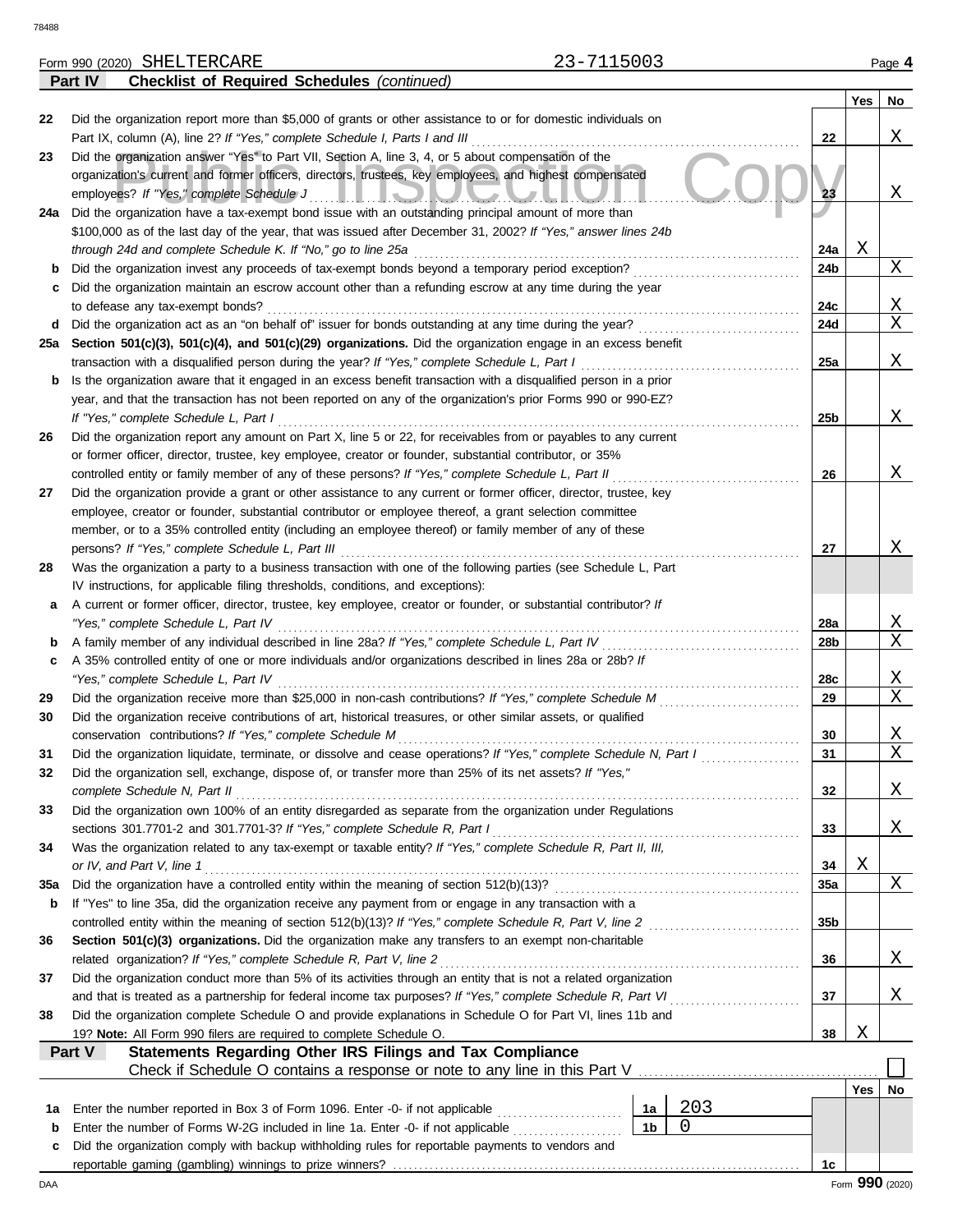Form 990 (2020) SHELTERCARE 23-7115003

## Part IV Checklist of Required Schedules *(continued)*

| | | Line | Yes | No |
|---|---|---|---|---|
| **22** | Did the organization report more than $5,000 of grants or other assistance to or for domestic individuals on Part IX, column (A), line 2? *If "Yes," complete Schedule I, Parts I and III* | 22 | | X |
| **23** | Did the organization answer "Yes" to Part VII, Section A, line 3, 4, or 5 about compensation of the organization's current and former officers, directors, trustees, key employees, and highest compensated employees? *If "Yes," complete Schedule J* | 23 | | X |
| **24a** | Did the organization have a tax-exempt bond issue with an outstanding principal amount of more than $100,000 as of the last day of the year, that was issued after December 31, 2002? *If "Yes," answer lines 24b through 24d and complete Schedule K. If "No," go to line 25a* | 24a | X | |
| **b** | Did the organization invest any proceeds of tax-exempt bonds beyond a temporary period exception? | 24b | | X |
| **c** | Did the organization maintain an escrow account other than a refunding escrow at any time during the year to defease any tax-exempt bonds? | 24c | | X |
| **d** | Did the organization act as an "on behalf of" issuer for bonds outstanding at any time during the year? | 24d | | X |
| **25a** | **Section 501(c)(3), 501(c)(4), and 501(c)(29) organizations.** Did the organization engage in an excess benefit transaction with a disqualified person during the year? *If "Yes," complete Schedule L, Part I* | 25a | | X |
| **b** | Is the organization aware that it engaged in an excess benefit transaction with a disqualified person in a prior year, and that the transaction has not been reported on any of the organization's prior Forms 990 or 990-EZ? *If "Yes," complete Schedule L, Part I* | 25b | | X |
| **26** | Did the organization report any amount on Part X, line 5 or 22, for receivables from or payables to any current or former officer, director, trustee, key employee, creator or founder, substantial contributor, or 35% controlled entity or family member of any of these persons? *If "Yes," complete Schedule L, Part II* | 26 | | X |
| **27** | Did the organization provide a grant or other assistance to any current or former officer, director, trustee, key employee, creator or founder, substantial contributor or employee thereof, a grant selection committee member, or to a 35% controlled entity (including an employee thereof) or family member of any of these persons? *If "Yes," complete Schedule L, Part III* | 27 | | X |
| **28** | Was the organization a party to a business transaction with one of the following parties (see Schedule L, Part IV instructions, for applicable filing thresholds, conditions, and exceptions): | | | |
| **a** | A current or former officer, director, trustee, key employee, creator or founder, or substantial contributor? *If "Yes," complete Schedule L, Part IV* | 28a | | X |
| **b** | A family member of any individual described in line 28a? *If "Yes," complete Schedule L, Part IV* | 28b | | X |
| **c** | A 35% controlled entity of one or more individuals and/or organizations described in lines 28a or 28b? *If "Yes," complete Schedule L, Part IV* | 28c | | X |
| **29** | Did the organization receive more than $25,000 in non-cash contributions? *If "Yes," complete Schedule M* | 29 | | X |
| **30** | Did the organization receive contributions of art, historical treasures, or other similar assets, or qualified conservation contributions? *If "Yes," complete Schedule M* | 30 | | X |
| **31** | Did the organization liquidate, terminate, or dissolve and cease operations? *If "Yes," complete Schedule N, Part I* | 31 | | X |
| **32** | Did the organization sell, exchange, dispose of, or transfer more than 25% of its net assets? *If "Yes," complete Schedule N, Part II* | 32 | | X |
| **33** | Did the organization own 100% of an entity disregarded as separate from the organization under Regulations sections 301.7701-2 and 301.7701-3? *If "Yes," complete Schedule R, Part I* | 33 | | X |
| **34** | Was the organization related to any tax-exempt or taxable entity? *If "Yes," complete Schedule R, Part II, III, or IV, and Part V, line 1* | 34 | X | |
| **35a** | Did the organization have a controlled entity within the meaning of section 512(b)(13)? | 35a | | X |
| **b** | If "Yes" to line 35a, did the organization receive any payment from or engage in any transaction with a controlled entity within the meaning of section 512(b)(13)? *If "Yes," complete Schedule R, Part V, line 2* | 35b | | |
| **36** | **Section 501(c)(3) organizations.** Did the organization make any transfers to an exempt non-charitable related organization? *If "Yes," complete Schedule R, Part V, line 2* | 36 | | X |
| **37** | Did the organization conduct more than 5% of its activities through an entity that is not a related organization and that is treated as a partnership for federal income tax purposes? *If "Yes," complete Schedule R, Part VI* | 37 | | X |
| **38** | Did the organization complete Schedule O and provide explanations in Schedule O for Part VI, lines 11b and 19? **Note:** All Form 990 filers are required to complete Schedule O. | 38 | X | |

## Part V Statements Regarding Other IRS Filings and Tax Compliance

Check if Schedule O contains a response or note to any line in this Part V ☐

| | | | | Line | Yes | No |
|---|---|---|---|---|---|---|
| **1a** | Enter the number reported in Box 3 of Form 1096. Enter -0- if not applicable | 1a | 203 | | | |
| **b** | Enter the number of Forms W-2G included in line 1a. Enter -0- if not applicable | 1b | 0 | | | |
| **c** | Did the organization comply with backup withholding rules for reportable payments to vendors and reportable gaming (gambling) winnings to prize winners? | | | 1c | | |

Form **990** (2020)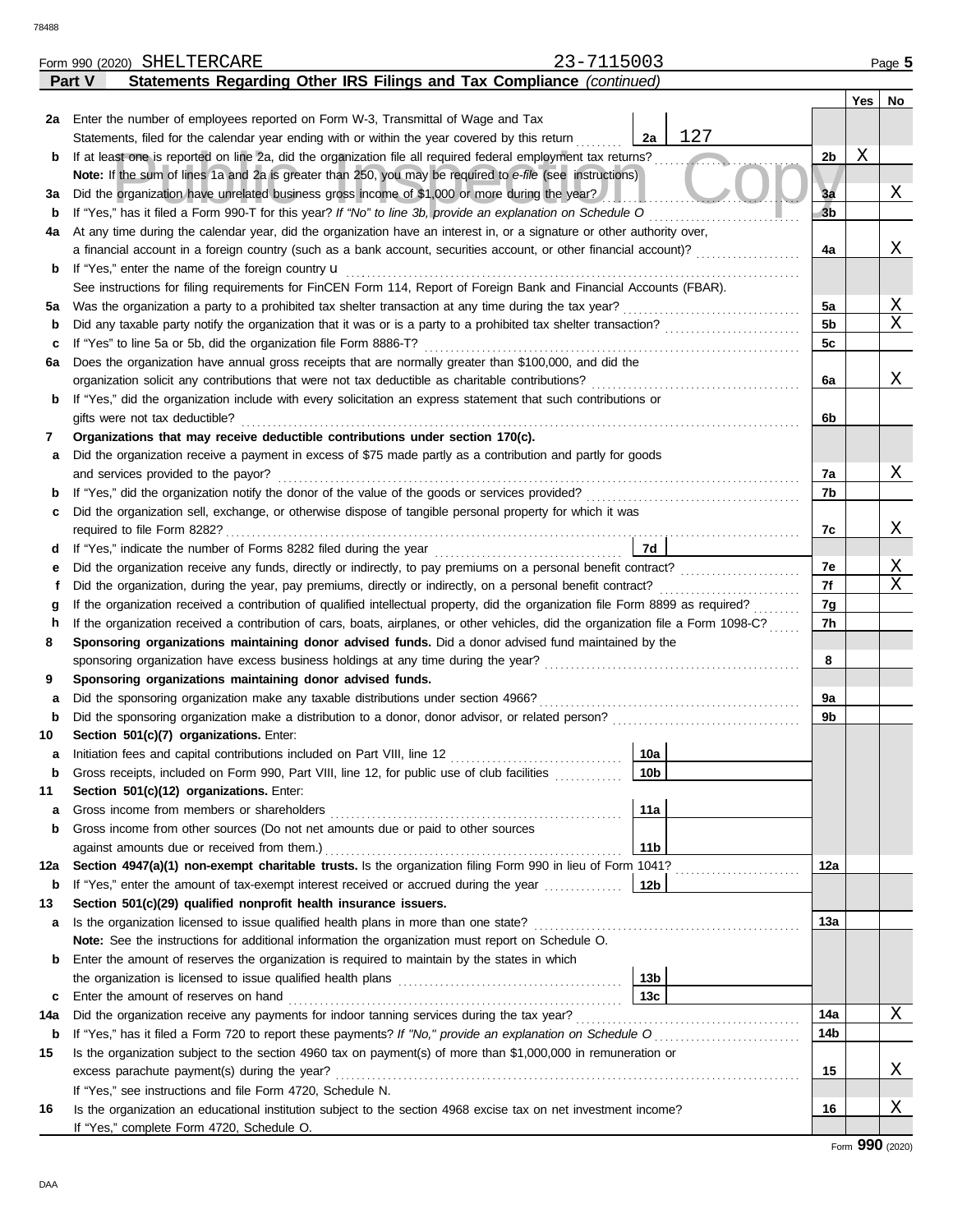Form 990 (2020) SHELTERCARE 23-7115003

**Part V — Statements Regarding Other IRS Filings and Tax Compliance** *(continued)*

| | | | | Yes | No |
|---|---|---|---|---|---|
| 2a | Enter the number of employees reported on Form W-3, Transmittal of Wage and Tax Statements, filed for the calendar year ending with or within the year covered by this return | 2a: 127 | | | |
| b | If at least one is reported on line 2a, did the organization file all required federal employment tax returns? | | 2b | X | |
| | **Note:** If the sum of lines 1a and 2a is greater than 250, you may be required to *e-file* (see instructions) | | | | |
| 3a | Did the organization have unrelated business gross income of $1,000 or more during the year? | | 3a | | X |
| b | If "Yes," has it filed a Form 990-T for this year? *If "No" to line 3b, provide an explanation on Schedule O* | | 3b | | |
| 4a | At any time during the calendar year, did the organization have an interest in, or a signature or other authority over, a financial account in a foreign country (such as a bank account, securities account, or other financial account)? | | 4a | | X |
| b | If "Yes," enter the name of the foreign country u | | | | |
| | See instructions for filing requirements for FinCEN Form 114, Report of Foreign Bank and Financial Accounts (FBAR). | | | | |
| 5a | Was the organization a party to a prohibited tax shelter transaction at any time during the tax year? | | 5a | | X |
| b | Did any taxable party notify the organization that it was or is a party to a prohibited tax shelter transaction? | | 5b | | X |
| c | If "Yes" to line 5a or 5b, did the organization file Form 8886-T? | | 5c | | |
| 6a | Does the organization have annual gross receipts that are normally greater than $100,000, and did the organization solicit any contributions that were not tax deductible as charitable contributions? | | 6a | | X |
| b | If "Yes," did the organization include with every solicitation an express statement that such contributions or gifts were not tax deductible? | | 6b | | |
| 7 | **Organizations that may receive deductible contributions under section 170(c).** | | | | |
| a | Did the organization receive a payment in excess of $75 made partly as a contribution and partly for goods and services provided to the payor? | | 7a | | X |
| b | If "Yes," did the organization notify the donor of the value of the goods or services provided? | | 7b | | |
| c | Did the organization sell, exchange, or otherwise dispose of tangible personal property for which it was required to file Form 8282? | | 7c | | X |
| d | If "Yes," indicate the number of Forms 8282 filed during the year | 7d | | | |
| e | Did the organization receive any funds, directly or indirectly, to pay premiums on a personal benefit contract? | | 7e | | X |
| f | Did the organization, during the year, pay premiums, directly or indirectly, on a personal benefit contract? | | 7f | | X |
| g | If the organization received a contribution of qualified intellectual property, did the organization file Form 8899 as required? | | 7g | | |
| h | If the organization received a contribution of cars, boats, airplanes, or other vehicles, did the organization file a Form 1098-C? | | 7h | | |
| 8 | **Sponsoring organizations maintaining donor advised funds.** Did a donor advised fund maintained by the sponsoring organization have excess business holdings at any time during the year? | | 8 | | |
| 9 | **Sponsoring organizations maintaining donor advised funds.** | | | | |
| a | Did the sponsoring organization make any taxable distributions under section 4966? | | 9a | | |
| b | Did the sponsoring organization make a distribution to a donor, donor advisor, or related person? | | 9b | | |
| 10 | **Section 501(c)(7) organizations.** Enter: | | | | |
| a | Initiation fees and capital contributions included on Part VIII, line 12 | 10a | | | |
| b | Gross receipts, included on Form 990, Part VIII, line 12, for public use of club facilities | 10b | | | |
| 11 | **Section 501(c)(12) organizations.** Enter: | | | | |
| a | Gross income from members or shareholders | 11a | | | |
| b | Gross income from other sources (Do not net amounts due or paid to other sources against amounts due or received from them.) | 11b | | | |
| 12a | **Section 4947(a)(1) non-exempt charitable trusts.** Is the organization filing Form 990 in lieu of Form 1041? | | 12a | | |
| b | If "Yes," enter the amount of tax-exempt interest received or accrued during the year | 12b | | | |
| 13 | **Section 501(c)(29) qualified nonprofit health insurance issuers.** | | | | |
| a | Is the organization licensed to issue qualified health plans in more than one state? | | 13a | | |
| | **Note:** See the instructions for additional information the organization must report on Schedule O. | | | | |
| b | Enter the amount of reserves the organization is required to maintain by the states in which the organization is licensed to issue qualified health plans | 13b | | | |
| c | Enter the amount of reserves on hand | 13c | | | |
| 14a | Did the organization receive any payments for indoor tanning services during the tax year? | | 14a | | X |
| b | If "Yes," has it filed a Form 720 to report these payments? *If "No," provide an explanation on Schedule O* | | 14b | | |
| 15 | Is the organization subject to the section 4960 tax on payment(s) of more than $1,000,000 in remuneration or excess parachute payment(s) during the year? | | 15 | | X |
| | If "Yes," see instructions and file Form 4720, Schedule N. | | | | |
| 16 | Is the organization an educational institution subject to the section 4968 excise tax on net investment income? | | 16 | | X |
| | If "Yes," complete Form 4720, Schedule O. | | | | |

Form **990** (2020)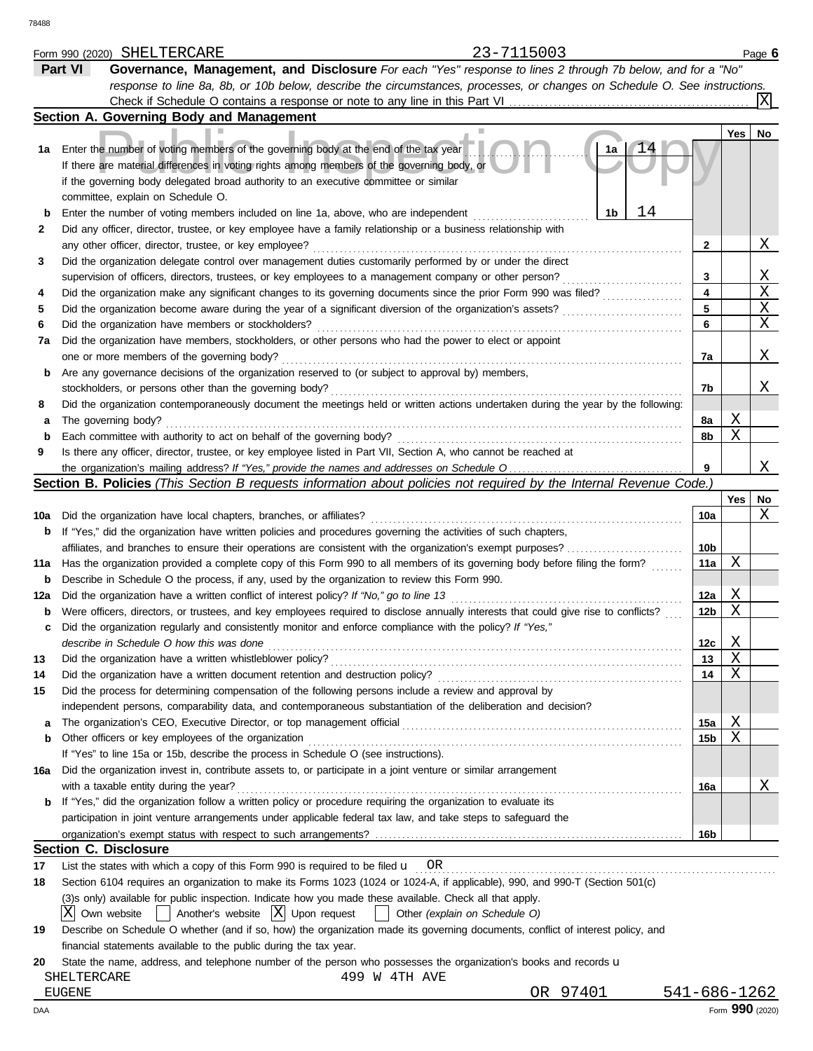Form 990 (2020) SHELTERCARE 23-7115003 Page **6**

## Part VI Governance, Management, and Disclosure

*For each "Yes" response to lines 2 through 7b below, and for a "No" response to line 8a, 8b, or 10b below, describe the circumstances, processes, or changes on Schedule O. See instructions.*

Check if Schedule O contains a response or note to any line in this Part VI . . . . . . . . [X]

### Section A. Governing Body and Management

| | | | | Yes | No |
|---|---|---|---|---|---|
| **1a** | Enter the number of voting members of the governing body at the end of the tax year . . . If there are material differences in voting rights among members of the governing body, or if the governing body delegated broad authority to an executive committee or similar committee, explain on Schedule O. | 1a: 14 | | | |
| **b** | Enter the number of voting members included on line 1a, above, who are independent | 1b: 14 | | | |
| **2** | Did any officer, director, trustee, or key employee have a family relationship or a business relationship with any other officer, director, trustee, or key employee? | | 2 | | X |
| **3** | Did the organization delegate control over management duties customarily performed by or under the direct supervision of officers, directors, trustees, or key employees to a management company or other person? | | 3 | | X |
| **4** | Did the organization make any significant changes to its governing documents since the prior Form 990 was filed? | | 4 | | X |
| **5** | Did the organization become aware during the year of a significant diversion of the organization's assets? | | 5 | | X |
| **6** | Did the organization have members or stockholders? | | 6 | | X |
| **7a** | Did the organization have members, stockholders, or other persons who had the power to elect or appoint one or more members of the governing body? | | 7a | | X |
| **b** | Are any governance decisions of the organization reserved to (or subject to approval by) members, stockholders, or persons other than the governing body? | | 7b | | X |
| **8** | Did the organization contemporaneously document the meetings held or written actions undertaken during the year by the following: | | | | |
| **a** | The governing body? | | 8a | X | |
| **b** | Each committee with authority to act on behalf of the governing body? | | 8b | X | |
| **9** | Is there any officer, director, trustee, or key employee listed in Part VII, Section A, who cannot be reached at the organization's mailing address? *If "Yes," provide the names and addresses on Schedule O* | | 9 | | X |

### Section B. Policies *(This Section B requests information about policies not required by the Internal Revenue Code.)*

| | | | Yes | No |
|---|---|---|---|---|
| **10a** | Did the organization have local chapters, branches, or affiliates? | 10a | | X |
| **b** | If "Yes," did the organization have written policies and procedures governing the activities of such chapters, affiliates, and branches to ensure their operations are consistent with the organization's exempt purposes? | 10b | | |
| **11a** | Has the organization provided a complete copy of this Form 990 to all members of its governing body before filing the form? | 11a | X | |
| **b** | Describe in Schedule O the process, if any, used by the organization to review this Form 990. | | | |
| **12a** | Did the organization have a written conflict of interest policy? *If "No," go to line 13* | 12a | X | |
| **b** | Were officers, directors, or trustees, and key employees required to disclose annually interests that could give rise to conflicts? | 12b | X | |
| **c** | Did the organization regularly and consistently monitor and enforce compliance with the policy? *If "Yes," describe in Schedule O how this was done* | 12c | X | |
| **13** | Did the organization have a written whistleblower policy? | 13 | X | |
| **14** | Did the organization have a written document retention and destruction policy? | 14 | X | |
| **15** | Did the process for determining compensation of the following persons include a review and approval by independent persons, comparability data, and contemporaneous substantiation of the deliberation and decision? | | | |
| **a** | The organization's CEO, Executive Director, or top management official | 15a | X | |
| **b** | Other officers or key employees of the organization | 15b | X | |
| | If "Yes" to line 15a or 15b, describe the process in Schedule O (see instructions). | | | |
| **16a** | Did the organization invest in, contribute assets to, or participate in a joint venture or similar arrangement with a taxable entity during the year? | 16a | | X |
| **b** | If "Yes," did the organization follow a written policy or procedure requiring the organization to evaluate its participation in joint venture arrangements under applicable federal tax law, and take steps to safeguard the organization's exempt status with respect to such arrangements? | 16b | | |

### Section C. Disclosure

**17** List the states with which a copy of this Form 990 is required to be filed u OR

**18** Section 6104 requires an organization to make its Forms 1023 (1024 or 1024-A, if applicable), 990, and 990-T (Section 501(c)(3)s only) available for public inspection. Indicate how you made these available. Check all that apply.

[X] Own website [ ] Another's website [X] Upon request [ ] Other *(explain on Schedule O)*

**19** Describe on Schedule O whether (and if so, how) the organization made its governing documents, conflict of interest policy, and financial statements available to the public during the tax year.

**20** State the name, address, and telephone number of the person who possesses the organization's books and records u

SHELTERCARE 499 W 4TH AVE
EUGENE OR 97401 541-686-1262

DAA Form **990** (2020)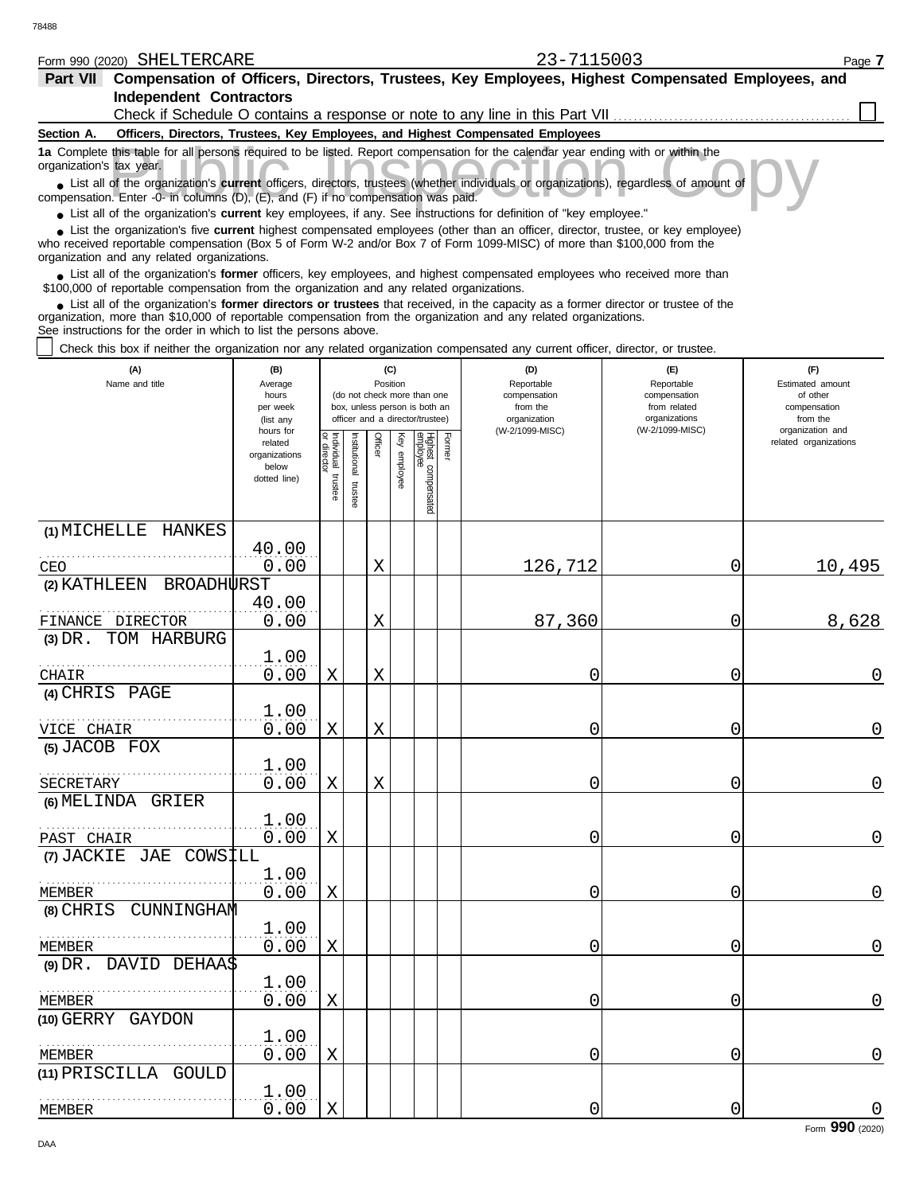Form 990 (2020) SHELTERCARE 23-7115003

**Part VII Compensation of Officers, Directors, Trustees, Key Employees, Highest Compensated Employees, and Independent Contractors**

Check if Schedule O contains a response or note to any line in this Part VII ☐

**Section A. Officers, Directors, Trustees, Key Employees, and Highest Compensated Employees**

**1a** Complete this table for all persons required to be listed. Report compensation for the calendar year ending with or within the organization's tax year.

- List all of the organization's **current** officers, directors, trustees (whether individuals or organizations), regardless of amount of compensation. Enter -0- in columns (D), (E), and (F) if no compensation was paid.
- List all of the organization's **current** key employees, if any. See instructions for definition of "key employee."
- List the organization's five **current** highest compensated employees (other than an officer, director, trustee, or key employee) who received reportable compensation (Box 5 of Form W-2 and/or Box 7 of Form 1099-MISC) of more than $100,000 from the organization and any related organizations.
- List all of the organization's **former** officers, key employees, and highest compensated employees who received more than $100,000 of reportable compensation from the organization and any related organizations.
- List all of the organization's **former directors or trustees** that received, in the capacity as a former director or trustee of the organization, more than $10,000 of reportable compensation from the organization and any related organizations.

See instructions for the order in which to list the persons above.

☐ Check this box if neither the organization nor any related organization compensated any current officer, director, or trustee.

| (A) Name and title | (B) Average hours per week (list any hours for related organizations below dotted line) | (C) Position: Individual trustee or director | Institutional trustee | Officer | Key employee | Highest compensated employee | Former | (D) Reportable compensation from the organization (W-2/1099-MISC) | (E) Reportable compensation from related organizations (W-2/1099-MISC) | (F) Estimated amount of other compensation from the organization and related organizations |
|---|---|---|---|---|---|---|---|---|---|---|
| (1) MICHELLE HANKES<br>CEO | 40.00<br>0.00 | | | X | | | | 126,712 | 0 | 10,495 |
| (2) KATHLEEN BROADHURST<br>FINANCE DIRECTOR | 40.00<br>0.00 | | | X | | | | 87,360 | 0 | 8,628 |
| (3) DR. TOM HARBURG<br>CHAIR | 1.00<br>0.00 | X | | X | | | | 0 | 0 | 0 |
| (4) CHRIS PAGE<br>VICE CHAIR | 1.00<br>0.00 | X | | X | | | | 0 | 0 | 0 |
| (5) JACOB FOX<br>SECRETARY | 1.00<br>0.00 | X | | X | | | | 0 | 0 | 0 |
| (6) MELINDA GRIER<br>PAST CHAIR | 1.00<br>0.00 | X | | | | | | 0 | 0 | 0 |
| (7) JACKIE JAE COWSILL<br>MEMBER | 1.00<br>0.00 | X | | | | | | 0 | 0 | 0 |
| (8) CHRIS CUNNINGHAM<br>MEMBER | 1.00<br>0.00 | X | | | | | | 0 | 0 | 0 |
| (9) DR. DAVID DEHAAS<br>MEMBER | 1.00<br>0.00 | X | | | | | | 0 | 0 | 0 |
| (10) GERRY GAYDON<br>MEMBER | 1.00<br>0.00 | X | | | | | | 0 | 0 | 0 |
| (11) PRISCILLA GOULD<br>MEMBER | 1.00<br>0.00 | X | | | | | | 0 | 0 | 0 |

Form **990** (2020)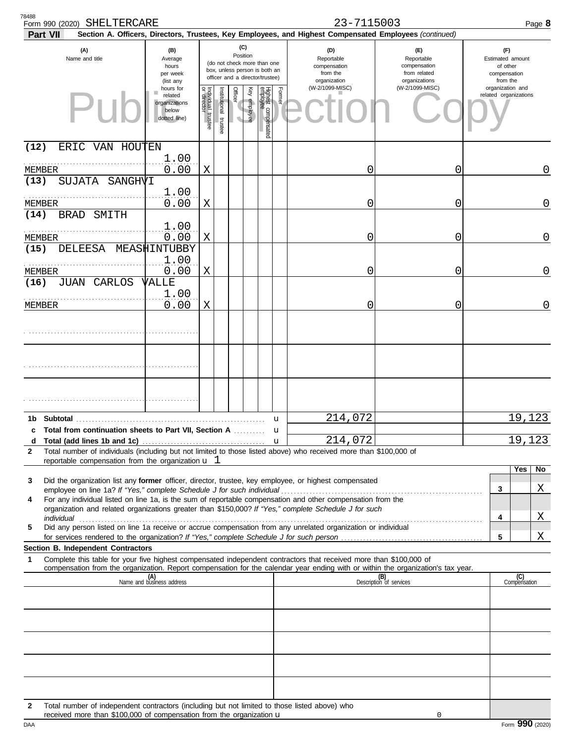Form 990 (2020) SHELTERCARE 23-7115003

**Part VII** **Section A. Officers, Directors, Trustees, Key Employees, and Highest Compensated Employees** *(continued)*

| (A) Name and title | (B) Average hours per week (list any hours for related organizations below dotted line) | (C) Position: Individual trustee or director | Institutional trustee | Officer | Key employee | Highest compensated employee | Former | (D) Reportable compensation from the organization (W-2/1099-MISC) | (E) Reportable compensation from related organizations (W-2/1099-MISC) | (F) Estimated amount of other compensation from the organization and related organizations |
|---|---|---|---|---|---|---|---|---|---|---|
| (12) ERIC VAN HOUTEN<br>MEMBER | 1.00<br>0.00 | X | | | | | | 0 | 0 | 0 |
| (13) SUJATA SANGHVI<br>MEMBER | 1.00<br>0.00 | X | | | | | | 0 | 0 | 0 |
| (14) BRAD SMITH<br>MEMBER | 1.00<br>0.00 | X | | | | | | 0 | 0 | 0 |
| (15) DELEESA MEASHINTUBBY<br>MEMBER | 1.00<br>0.00 | X | | | | | | 0 | 0 | 0 |
| (16) JUAN CARLOS VALLE<br>MEMBER | 1.00<br>0.00 | X | | | | | | 0 | 0 | 0 |
| | | | | | | | | | | |
| | | | | | | | | | | |
| | | | | | | | | | | |

| | | (D) | (E) | (F) |
|---|---|---|---|---|
| 1b | Subtotal | 214,072 | | 19,123 |
| c | Total from continuation sheets to Part VII, Section A | | | |
| d | Total (add lines 1b and 1c) | 214,072 | | 19,123 |

**2** Total number of individuals (including but not limited to those listed above) who received more than $100,000 of reportable compensation from the organization u 1

| | | | Yes | No |
|---|---|---|---|---|
| 3 | Did the organization list any **former** officer, director, trustee, key employee, or highest compensated employee on line 1a? *If "Yes," complete Schedule J for such individual* | 3 | | X |
| 4 | For any individual listed on line 1a, is the sum of reportable compensation and other compensation from the organization and related organizations greater than $150,000? *If "Yes," complete Schedule J for such individual* | 4 | | X |
| 5 | Did any person listed on line 1a receive or accrue compensation from any unrelated organization or individual for services rendered to the organization? *If "Yes," complete Schedule J for such person* | 5 | | X |

**Section B. Independent Contractors**

**1** Complete this table for your five highest compensated independent contractors that received more than $100,000 of compensation from the organization. Report compensation for the calendar year ending with or within the organization's tax year.

| (A) Name and business address | (B) Description of services | (C) Compensation |
|---|---|---|
| | | |
| | | |
| | | |
| | | |
| | | |

**2** Total number of independent contractors (including but not limited to those listed above) who received more than $100,000 of compensation from the organization u 0

Form **990** (2020)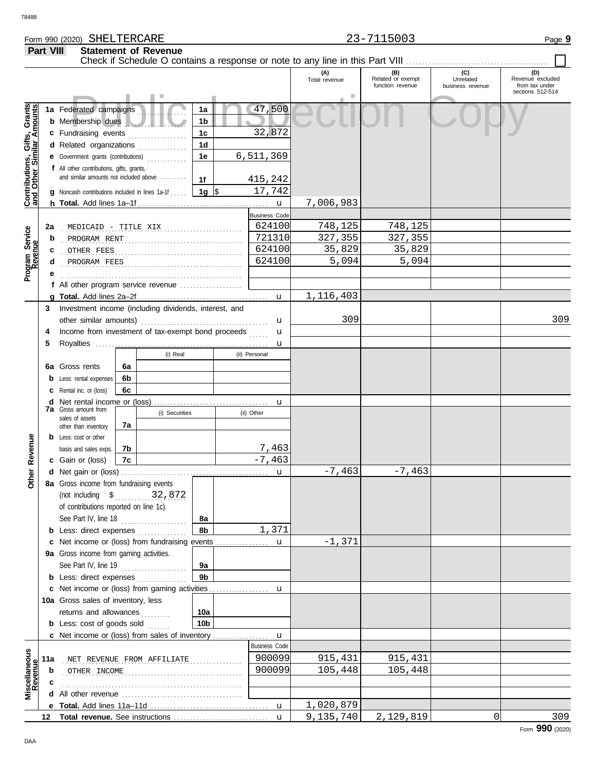Form 990 (2020) SHELTERCARE 23-7115003

## Part VIII Statement of Revenue

Check if Schedule O contains a response or note to any line in this Part VIII . . . . . . ☐

| | | | | (A) Total revenue | (B) Related or exempt function revenue | (C) Unrelated business revenue | (D) Revenue excluded from tax under sections 512-514 |
|---|---|---|---|---|---|---|---|
| **Contributions, Gifts, Grants and Other Similar Amounts** | 1a Federated campaigns | 1a | 47,500 | | | | |
| | b Membership dues | 1b | | | | | |
| | c Fundraising events | 1c | 32,872 | | | | |
| | d Related organizations | 1d | | | | | |
| | e Government grants (contributions) | 1e | 6,511,369 | | | | |
| | f All other contributions, gifts, grants, and similar amounts not included above | 1f | 415,242 | | | | |
| | g Noncash contributions included in lines 1a-1f | 1g | $ 17,742 | | | | |
| | h **Total.** Add lines 1a–1f | | | 7,006,983 | | | |
| **Program Service Revenue** | | | Business Code | | | | |
| | 2a MEDICAID - TITLE XIX | | 624100 | 748,125 | 748,125 | | |
| | b PROGRAM RENT | | 721310 | 327,355 | 327,355 | | |
| | c OTHER FEES | | 624100 | 35,829 | 35,829 | | |
| | d PROGRAM FEES | | 624100 | 5,094 | 5,094 | | |
| | e | | | | | | |
| | f All other program service revenue | | | | | | |
| | g **Total.** Add lines 2a–2f | | | 1,116,403 | | | |
| **Other Revenue** | 3 Investment income (including dividends, interest, and other similar amounts) | | | 309 | | | 309 |
| | 4 Income from investment of tax-exempt bond proceeds | | | | | | |
| | 5 Royalties | | | | | | |
| | | | (i) Real / (ii) Personal | | | | |
| | 6a Gross rents | 6a | | | | | |
| | b Less: rental expenses | 6b | | | | | |
| | c Rental inc. or (loss) | 6c | | | | | |
| | d Net rental income or (loss) | | | | | | |
| | 7a Gross amount from sales of assets other than inventory | 7a | (i) Securities / (ii) Other | | | | |
| | b Less: cost or other basis and sales exps. | 7b | (ii) 7,463 | | | | |
| | c Gain or (loss) | 7c | (ii) -7,463 | | | | |
| | d Net gain or (loss) | | | -7,463 | -7,463 | | |
| | 8a Gross income from fundraising events (not including $ 32,872 of contributions reported on line 1c). See Part IV, line 18 | 8a | | | | | |
| | b Less: direct expenses | 8b | 1,371 | | | | |
| | c Net income or (loss) from fundraising events | | | -1,371 | | | |
| | 9a Gross income from gaming activities. See Part IV, line 19 | 9a | | | | | |
| | b Less: direct expenses | 9b | | | | | |
| | c Net income or (loss) from gaming activities | | | | | | |
| | 10a Gross sales of inventory, less returns and allowances | 10a | | | | | |
| | b Less: cost of goods sold | 10b | | | | | |
| | c Net income or (loss) from sales of inventory | | | | | | |
| **Miscellaneous Revenue** | | | Business Code | | | | |
| | 11a NET REVENUE FROM AFFILIATE | | 900099 | 915,431 | 915,431 | | |
| | b OTHER INCOME | | 900099 | 105,448 | 105,448 | | |
| | c | | | | | | |
| | d All other revenue | | | | | | |
| | e **Total.** Add lines 11a–11d | | | 1,020,879 | | | |
| | 12 **Total revenue.** See instructions | | | 9,135,740 | 2,129,819 | 0 | 309 |

Form **990** (2020)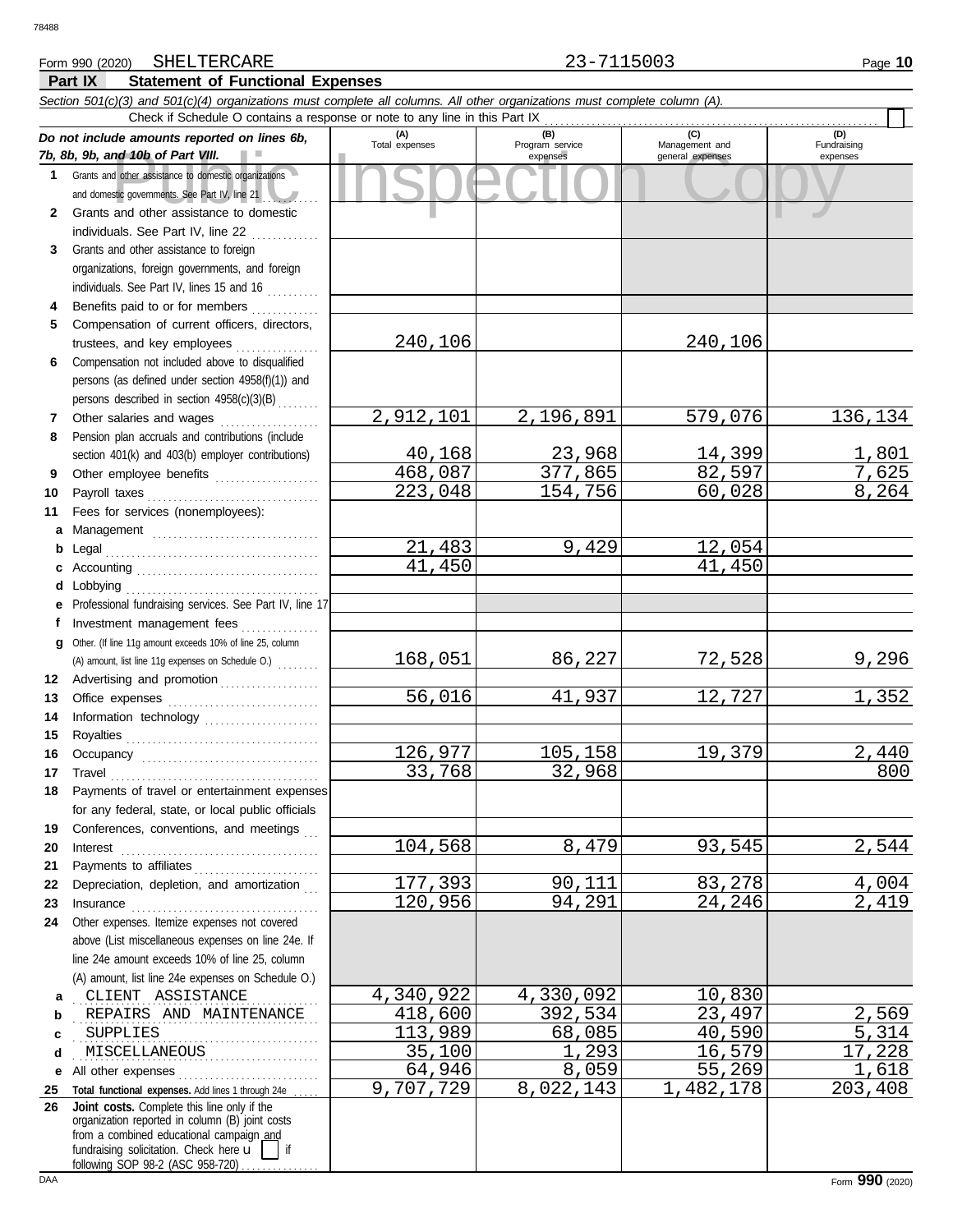Form 990 (2020) SHELTERCARE 23-7115003

**Part IX Statement of Functional Expenses**

*Section 501(c)(3) and 501(c)(4) organizations must complete all columns. All other organizations must complete column (A).*

Check if Schedule O contains a response or note to any line in this Part IX

| *Do not include amounts reported on lines 6b, 7b, 8b, 9b, and 10b of Part VIII.* | (A) Total expenses | (B) Program service expenses | (C) Management and general expenses | (D) Fundraising expenses |
|---|---|---|---|---|
| 1 Grants and other assistance to domestic organizations and domestic governments. See Part IV, line 21 | | | | |
| 2 Grants and other assistance to domestic individuals. See Part IV, line 22 | | | | |
| 3 Grants and other assistance to foreign organizations, foreign governments, and foreign individuals. See Part IV, lines 15 and 16 | | | | |
| 4 Benefits paid to or for members | | | | |
| 5 Compensation of current officers, directors, trustees, and key employees | 240,106 | | 240,106 | |
| 6 Compensation not included above to disqualified persons (as defined under section 4958(f)(1)) and persons described in section 4958(c)(3)(B) | | | | |
| 7 Other salaries and wages | 2,912,101 | 2,196,891 | 579,076 | 136,134 |
| 8 Pension plan accruals and contributions (include section 401(k) and 403(b) employer contributions) | 40,168 | 23,968 | 14,399 | 1,801 |
| 9 Other employee benefits | 468,087 | 377,865 | 82,597 | 7,625 |
| 10 Payroll taxes | 223,048 | 154,756 | 60,028 | 8,264 |
| 11 Fees for services (nonemployees): | | | | |
| a Management | | | | |
| b Legal | 21,483 | 9,429 | 12,054 | |
| c Accounting | 41,450 | | 41,450 | |
| d Lobbying | | | | |
| e Professional fundraising services. See Part IV, line 17 | | | | |
| f Investment management fees | | | | |
| g Other. (If line 11g amount exceeds 10% of line 25, column (A) amount, list line 11g expenses on Schedule O.) | 168,051 | 86,227 | 72,528 | 9,296 |
| 12 Advertising and promotion | | | | |
| 13 Office expenses | 56,016 | 41,937 | 12,727 | 1,352 |
| 14 Information technology | | | | |
| 15 Royalties | | | | |
| 16 Occupancy | 126,977 | 105,158 | 19,379 | 2,440 |
| 17 Travel | 33,768 | 32,968 | | 800 |
| 18 Payments of travel or entertainment expenses for any federal, state, or local public officials | | | | |
| 19 Conferences, conventions, and meetings | | | | |
| 20 Interest | 104,568 | 8,479 | 93,545 | 2,544 |
| 21 Payments to affiliates | | | | |
| 22 Depreciation, depletion, and amortization | 177,393 | 90,111 | 83,278 | 4,004 |
| 23 Insurance | 120,956 | 94,291 | 24,246 | 2,419 |
| 24 Other expenses. Itemize expenses not covered above (List miscellaneous expenses on line 24e. If line 24e amount exceeds 10% of line 25, column (A) amount, list line 24e expenses on Schedule O.) | | | | |
| a CLIENT ASSISTANCE | 4,340,922 | 4,330,092 | 10,830 | |
| b REPAIRS AND MAINTENANCE | 418,600 | 392,534 | 23,497 | 2,569 |
| c SUPPLIES | 113,989 | 68,085 | 40,590 | 5,314 |
| d MISCELLANEOUS | 35,100 | 1,293 | 16,579 | 17,228 |
| e All other expenses | 64,946 | 8,059 | 55,269 | 1,618 |
| 25 **Total functional expenses.** Add lines 1 through 24e | 9,707,729 | 8,022,143 | 1,482,178 | 203,408 |
| 26 **Joint costs.** Complete this line only if the organization reported in column (B) joint costs from a combined educational campaign and fundraising solicitation. Check here ☐ if following SOP 98-2 (ASC 958-720) | | | | |

Form **990** (2020)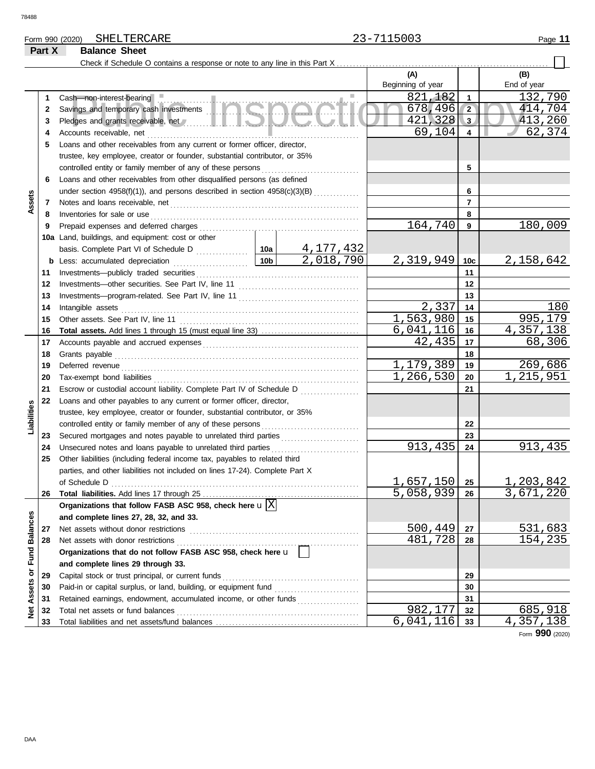Form 990 (2020) SHELTERCARE 23-7115003

## Part X Balance Sheet

Check if Schedule O contains a response or note to any line in this Part X ☐

| | | | | | (A) Beginning of year | | (B) End of year |
|---|---|---|---|---|---|---|---|
| Assets | 1 | Cash—non-interest-bearing | | | 821,182 | 1 | 132,790 |
| | 2 | Savings and temporary cash investments | | | 678,496 | 2 | 414,704 |
| | 3 | Pledges and grants receivable, net | | | 421,328 | 3 | 413,260 |
| | 4 | Accounts receivable, net | | | 69,104 | 4 | 62,374 |
| | 5 | Loans and other receivables from any current or former officer, director, trustee, key employee, creator or founder, substantial contributor, or 35% controlled entity or family member of any of these persons | | | | 5 | |
| | 6 | Loans and other receivables from other disqualified persons (as defined under section 4958(f)(1)), and persons described in section 4958(c)(3)(B) | | | | 6 | |
| | 7 | Notes and loans receivable, net | | | | 7 | |
| | 8 | Inventories for sale or use | | | | 8 | |
| | 9 | Prepaid expenses and deferred charges | | | 164,740 | 9 | 180,009 |
| | 10a | Land, buildings, and equipment: cost or other basis. Complete Part VI of Schedule D | 10a | 4,177,432 | | | |
| | b | Less: accumulated depreciation | 10b | 2,018,790 | 2,319,949 | 10c | 2,158,642 |
| | 11 | Investments—publicly traded securities | | | | 11 | |
| | 12 | Investments—other securities. See Part IV, line 11 | | | | 12 | |
| | 13 | Investments—program-related. See Part IV, line 11 | | | | 13 | |
| | 14 | Intangible assets | | | 2,337 | 14 | 180 |
| | 15 | Other assets. See Part IV, line 11 | | | 1,563,980 | 15 | 995,179 |
| | 16 | **Total assets.** Add lines 1 through 15 (must equal line 33) | | | 6,041,116 | 16 | 4,357,138 |
| Liabilities | 17 | Accounts payable and accrued expenses | | | 42,435 | 17 | 68,306 |
| | 18 | Grants payable | | | | 18 | |
| | 19 | Deferred revenue | | | 1,179,389 | 19 | 269,686 |
| | 20 | Tax-exempt bond liabilities | | | 1,266,530 | 20 | 1,215,951 |
| | 21 | Escrow or custodial account liability. Complete Part IV of Schedule D | | | | 21 | |
| | 22 | Loans and other payables to any current or former officer, director, trustee, key employee, creator or founder, substantial contributor, or 35% controlled entity or family member of any of these persons | | | | 22 | |
| | 23 | Secured mortgages and notes payable to unrelated third parties | | | | 23 | |
| | 24 | Unsecured notes and loans payable to unrelated third parties | | | 913,435 | 24 | 913,435 |
| | 25 | Other liabilities (including federal income tax, payables to related third parties, and other liabilities not included on lines 17-24). Complete Part X of Schedule D | | | 1,657,150 | 25 | 1,203,842 |
| | 26 | **Total liabilities.** Add lines 17 through 25 | | | 5,058,939 | 26 | 3,671,220 |
| Net Assets or Fund Balances | | **Organizations that follow FASB ASC 958, check here** ☒ **and complete lines 27, 28, 32, and 33.** | | | | | |
| | 27 | Net assets without donor restrictions | | | 500,449 | 27 | 531,683 |
| | 28 | Net assets with donor restrictions | | | 481,728 | 28 | 154,235 |
| | | **Organizations that do not follow FASB ASC 958, check here** ☐ **and complete lines 29 through 33.** | | | | | |
| | 29 | Capital stock or trust principal, or current funds | | | | 29 | |
| | 30 | Paid-in or capital surplus, or land, building, or equipment fund | | | | 30 | |
| | 31 | Retained earnings, endowment, accumulated income, or other funds | | | | 31 | |
| | 32 | Total net assets or fund balances | | | 982,177 | 32 | 685,918 |
| | 33 | Total liabilities and net assets/fund balances | | | 6,041,116 | 33 | 4,357,138 |

Form **990** (2020)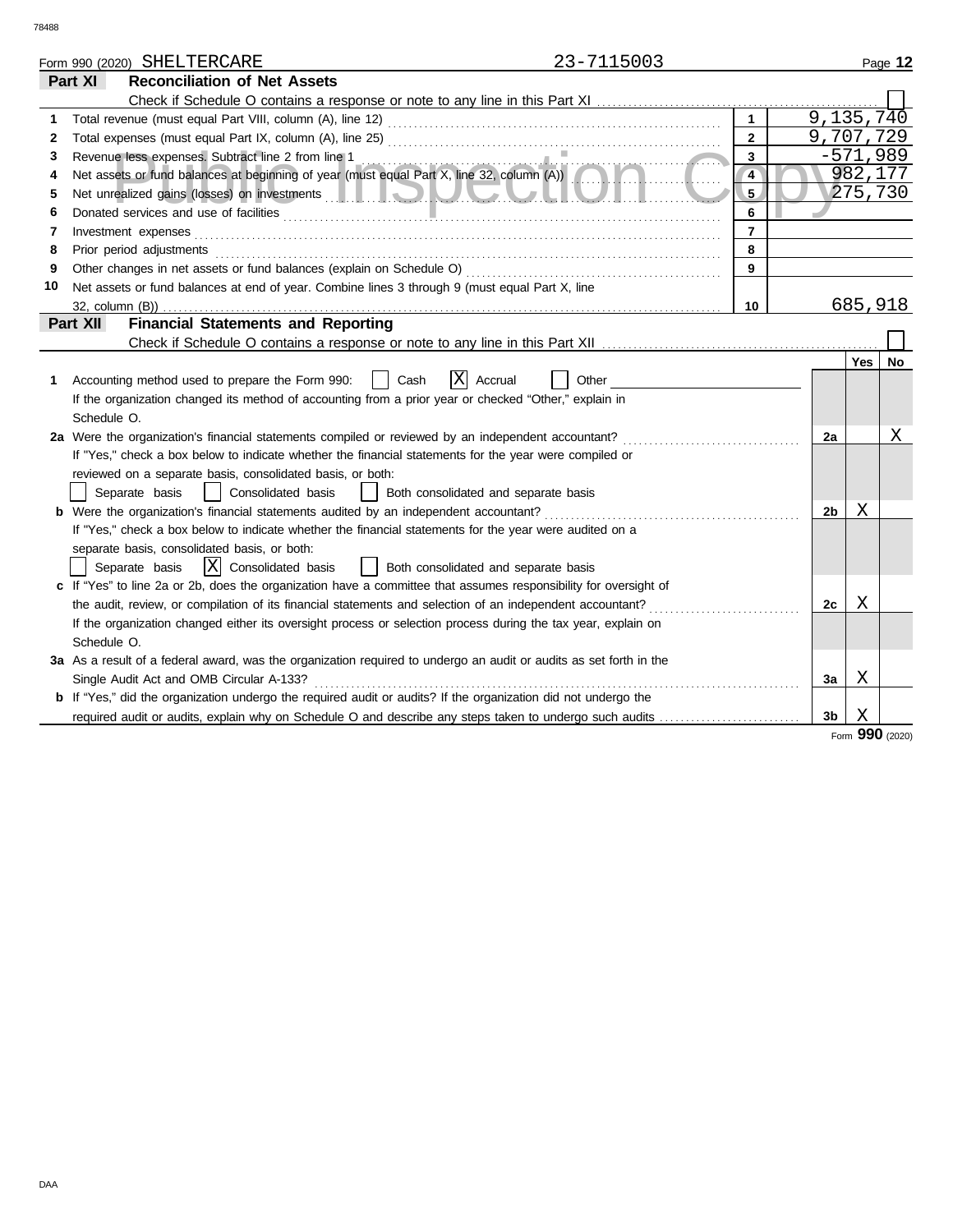Form 990 (2020) SHELTERCARE 23-7115003

## Part XI Reconciliation of Net Assets

Check if Schedule O contains a response or note to any line in this Part XI ☐

| | | | |
|---|---|---|---|
| 1 | Total revenue (must equal Part VIII, column (A), line 12) | 1 | 9,135,740 |
| 2 | Total expenses (must equal Part IX, column (A), line 25) | 2 | 9,707,729 |
| 3 | Revenue less expenses. Subtract line 2 from line 1 | 3 | -571,989 |
| 4 | Net assets or fund balances at beginning of year (must equal Part X, line 32, column (A)) | 4 | 982,177 |
| 5 | Net unrealized gains (losses) on investments | 5 | 275,730 |
| 6 | Donated services and use of facilities | 6 | |
| 7 | Investment expenses | 7 | |
| 8 | Prior period adjustments | 8 | |
| 9 | Other changes in net assets or fund balances (explain on Schedule O) | 9 | |
| 10 | Net assets or fund balances at end of year. Combine lines 3 through 9 (must equal Part X, line 32, column (B)) | 10 | 685,918 |

## Part XII Financial Statements and Reporting

Check if Schedule O contains a response or note to any line in this Part XII ☐

| | | | Yes | No |
|---|---|---|---|---|
| 1 | Accounting method used to prepare the Form 990: ☐ Cash ☒ Accrual ☐ Other<br>If the organization changed its method of accounting from a prior year or checked "Other," explain in Schedule O. | | | |
| 2a | Were the organization's financial statements compiled or reviewed by an independent accountant?<br>If "Yes," check a box below to indicate whether the financial statements for the year were compiled or reviewed on a separate basis, consolidated basis, or both:<br>☐ Separate basis ☐ Consolidated basis ☐ Both consolidated and separate basis | 2a | | X |
| b | Were the organization's financial statements audited by an independent accountant?<br>If "Yes," check a box below to indicate whether the financial statements for the year were audited on a separate basis, consolidated basis, or both:<br>☐ Separate basis ☒ Consolidated basis ☐ Both consolidated and separate basis | 2b | X | |
| c | If "Yes" to line 2a or 2b, does the organization have a committee that assumes responsibility for oversight of the audit, review, or compilation of its financial statements and selection of an independent accountant?<br>If the organization changed either its oversight process or selection process during the tax year, explain on Schedule O. | 2c | X | |
| 3a | As a result of a federal award, was the organization required to undergo an audit or audits as set forth in the Single Audit Act and OMB Circular A-133? | 3a | X | |
| b | If "Yes," did the organization undergo the required audit or audits? If the organization did not undergo the required audit or audits, explain why on Schedule O and describe any steps taken to undergo such audits | 3b | X | |

Form **990** (2020)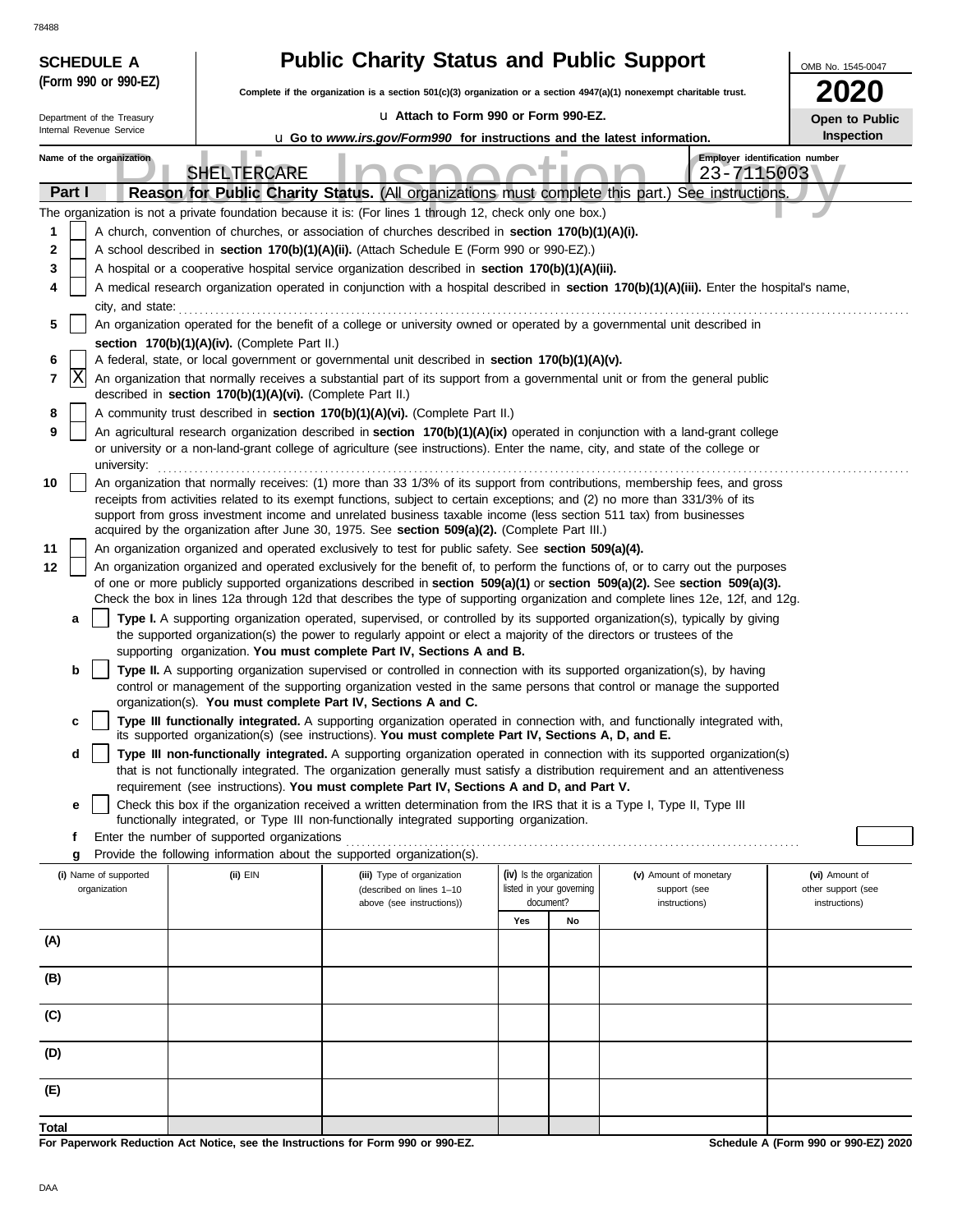**SCHEDULE A (Form 990 or 990-EZ)**

Department of the Treasury
Internal Revenue Service

# Public Charity Status and Public Support

**Complete if the organization is a section 501(c)(3) organization or a section 4947(a)(1) nonexempt charitable trust.**

u Attach to Form 990 or Form 990-EZ.

u Go to *www.irs.gov/Form990* for instructions and the latest information.

OMB No. 1545-0047

**2020**

**Open to Public Inspection**

Name of the organization: SHELTERCARE

Employer identification number: 23-7115003

## Part I Reason for Public Charity Status. (All organizations must complete this part.) See instructions.

The organization is not a private foundation because it is: (For lines 1 through 12, check only one box.)

1 [ ] A church, convention of churches, or association of churches described in **section 170(b)(1)(A)(i).**

2 [ ] A school described in **section 170(b)(1)(A)(ii).** (Attach Schedule E (Form 990 or 990-EZ).)

3 [ ] A hospital or a cooperative hospital service organization described in **section 170(b)(1)(A)(iii).**

4 [ ] A medical research organization operated in conjunction with a hospital described in **section 170(b)(1)(A)(iii).** Enter the hospital's name, city, and state:

5 [ ] An organization operated for the benefit of a college or university owned or operated by a governmental unit described in **section 170(b)(1)(A)(iv).** (Complete Part II.)

6 [ ] A federal, state, or local government or governmental unit described in **section 170(b)(1)(A)(v).**

7 [X] An organization that normally receives a substantial part of its support from a governmental unit or from the general public described in **section 170(b)(1)(A)(vi).** (Complete Part II.)

8 [ ] A community trust described in **section 170(b)(1)(A)(vi).** (Complete Part II.)

9 [ ] An agricultural research organization described in **section 170(b)(1)(A)(ix)** operated in conjunction with a land-grant college or university or a non-land-grant college of agriculture (see instructions). Enter the name, city, and state of the college or university:

10 [ ] An organization that normally receives: (1) more than 33 1/3% of its support from contributions, membership fees, and gross receipts from activities related to its exempt functions, subject to certain exceptions; and (2) no more than 331/3% of its support from gross investment income and unrelated business taxable income (less section 511 tax) from businesses acquired by the organization after June 30, 1975. See **section 509(a)(2).** (Complete Part III.)

11 [ ] An organization organized and operated exclusively to test for public safety. See **section 509(a)(4).**

12 [ ] An organization organized and operated exclusively for the benefit of, to perform the functions of, or to carry out the purposes of one or more publicly supported organizations described in **section 509(a)(1)** or **section 509(a)(2).** See **section 509(a)(3).** Check the box in lines 12a through 12d that describes the type of supporting organization and complete lines 12e, 12f, and 12g.

a [ ] **Type I.** A supporting organization operated, supervised, or controlled by its supported organization(s), typically by giving the supported organization(s) the power to regularly appoint or elect a majority of the directors or trustees of the supporting organization. **You must complete Part IV, Sections A and B.**

b [ ] **Type II.** A supporting organization supervised or controlled in connection with its supported organization(s), by having control or management of the supporting organization vested in the same persons that control or manage the supported organization(s). **You must complete Part IV, Sections A and C.**

c [ ] **Type III functionally integrated.** A supporting organization operated in connection with, and functionally integrated with, its supported organization(s) (see instructions). **You must complete Part IV, Sections A, D, and E.**

d [ ] **Type III non-functionally integrated.** A supporting organization operated in connection with its supported organization(s) that is not functionally integrated. The organization generally must satisfy a distribution requirement and an attentiveness requirement (see instructions). **You must complete Part IV, Sections A and D, and Part V.**

e [ ] Check this box if the organization received a written determination from the IRS that it is a Type I, Type II, Type III functionally integrated, or Type III non-functionally integrated supporting organization.

f Enter the number of supported organizations

g Provide the following information about the supported organization(s).

| (i) Name of supported organization | (ii) EIN | (iii) Type of organization (described on lines 1–10 above (see instructions)) | (iv) Is the organization listed in your governing document? | | (v) Amount of monetary support (see instructions) | (vi) Amount of other support (see instructions) |
|---|---|---|---|---|---|---|
| | | | Yes | No | | |
| (A) | | | | | | |
| (B) | | | | | | |
| (C) | | | | | | |
| (D) | | | | | | |
| (E) | | | | | | |
| Total | | | | | | |

**For Paperwork Reduction Act Notice, see the Instructions for Form 990 or 990-EZ.**

**Schedule A (Form 990 or 990-EZ) 2020**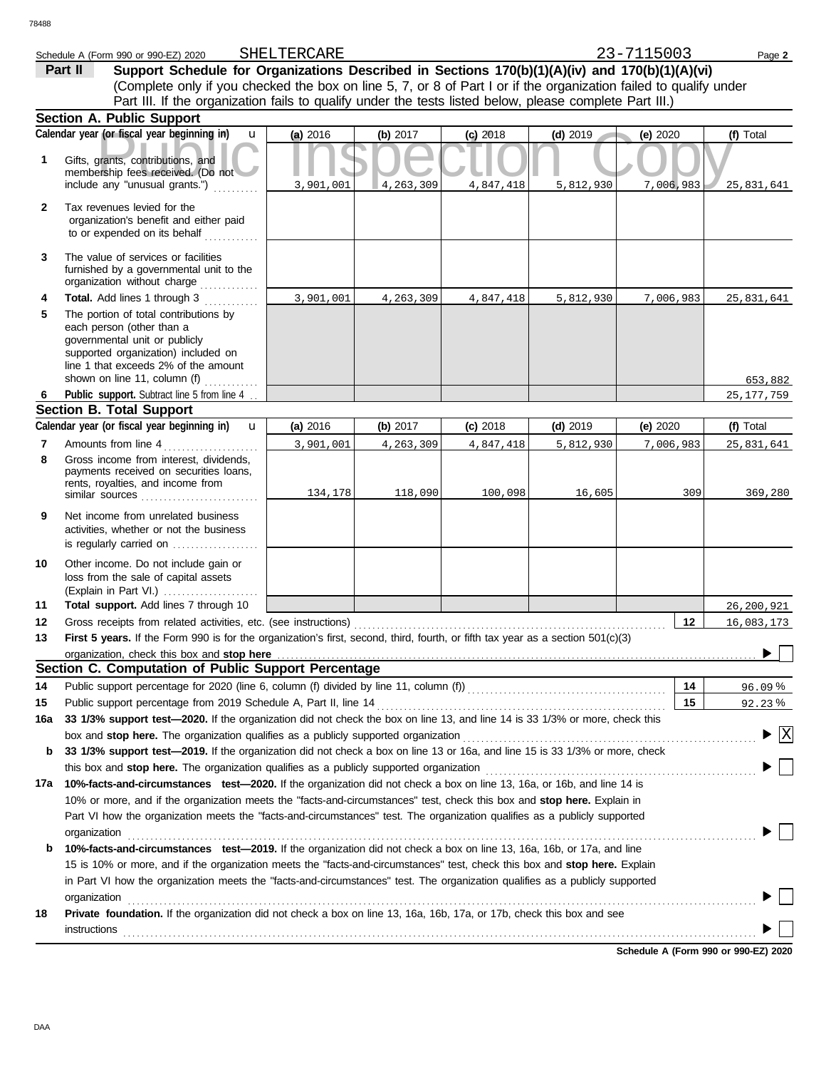Schedule A (Form 990 or 990-EZ) 2020 SHELTERCARE 23-7115003

## Part II Support Schedule for Organizations Described in Sections 170(b)(1)(A)(iv) and 170(b)(1)(A)(vi)

(Complete only if you checked the box on line 5, 7, or 8 of Part I or if the organization failed to qualify under Part III. If the organization fails to qualify under the tests listed below, please complete Part III.)

### Section A. Public Support

| | Calendar year (or fiscal year beginning in) | (a) 2016 | (b) 2017 | (c) 2018 | (d) 2019 | (e) 2020 | (f) Total |
|---|---|---|---|---|---|---|---|
| 1 | Gifts, grants, contributions, and membership fees received. (Do not include any "unusual grants.") | 3,901,001 | 4,263,309 | 4,847,418 | 5,812,930 | 7,006,983 | 25,831,641 |
| 2 | Tax revenues levied for the organization's benefit and either paid to or expended on its behalf | | | | | | |
| 3 | The value of services or facilities furnished by a governmental unit to the organization without charge | | | | | | |
| 4 | **Total.** Add lines 1 through 3 | 3,901,001 | 4,263,309 | 4,847,418 | 5,812,930 | 7,006,983 | 25,831,641 |
| 5 | The portion of total contributions by each person (other than a governmental unit or publicly supported organization) included on line 1 that exceeds 2% of the amount shown on line 11, column (f) | | | | | | 653,882 |
| 6 | **Public support.** Subtract line 5 from line 4 | | | | | | 25,177,759 |

### Section B. Total Support

| | Calendar year (or fiscal year beginning in) | (a) 2016 | (b) 2017 | (c) 2018 | (d) 2019 | (e) 2020 | (f) Total |
|---|---|---|---|---|---|---|---|
| 7 | Amounts from line 4 | 3,901,001 | 4,263,309 | 4,847,418 | 5,812,930 | 7,006,983 | 25,831,641 |
| 8 | Gross income from interest, dividends, payments received on securities loans, rents, royalties, and income from similar sources | 134,178 | 118,090 | 100,098 | 16,605 | 309 | 369,280 |
| 9 | Net income from unrelated business activities, whether or not the business is regularly carried on | | | | | | |
| 10 | Other income. Do not include gain or loss from the sale of capital assets (Explain in Part VI.) | | | | | | |
| 11 | **Total support.** Add lines 7 through 10 | | | | | | 26,200,921 |
| 12 | Gross receipts from related activities, etc. (see instructions) | | | | | 12 | 16,083,173 |

13 **First 5 years.** If the Form 990 is for the organization's first, second, third, fourth, or fifth tax year as a section 501(c)(3) organization, check this box and **stop here** ☐

### Section C. Computation of Public Support Percentage

| | | | |
|---|---|---|---|
| 14 | Public support percentage for 2020 (line 6, column (f) divided by line 11, column (f)) | 14 | 96.09 % |
| 15 | Public support percentage from 2019 Schedule A, Part II, line 14 | 15 | 92.23 % |

**16a 33 1/3% support test—2020.** If the organization did not check the box on line 13, and line 14 is 33 1/3% or more, check this box and **stop here.** The organization qualifies as a publicly supported organization ☒

**b 33 1/3% support test—2019.** If the organization did not check a box on line 13 or 16a, and line 15 is 33 1/3% or more, check this box and **stop here.** The organization qualifies as a publicly supported organization ☐

**17a 10%-facts-and-circumstances test—2020.** If the organization did not check a box on line 13, 16a, or 16b, and line 14 is 10% or more, and if the organization meets the "facts-and-circumstances" test, check this box and **stop here.** Explain in Part VI how the organization meets the "facts-and-circumstances" test. The organization qualifies as a publicly supported organization ☐

**b 10%-facts-and-circumstances test—2019.** If the organization did not check a box on line 13, 16a, 16b, or 17a, and line 15 is 10% or more, and if the organization meets the "facts-and-circumstances" test, check this box and **stop here.** Explain in Part VI how the organization meets the "facts-and-circumstances" test. The organization qualifies as a publicly supported organization ☐

**18 Private foundation.** If the organization did not check a box on line 13, 16a, 16b, 17a, or 17b, check this box and see instructions ☐

**Schedule A (Form 990 or 990-EZ) 2020**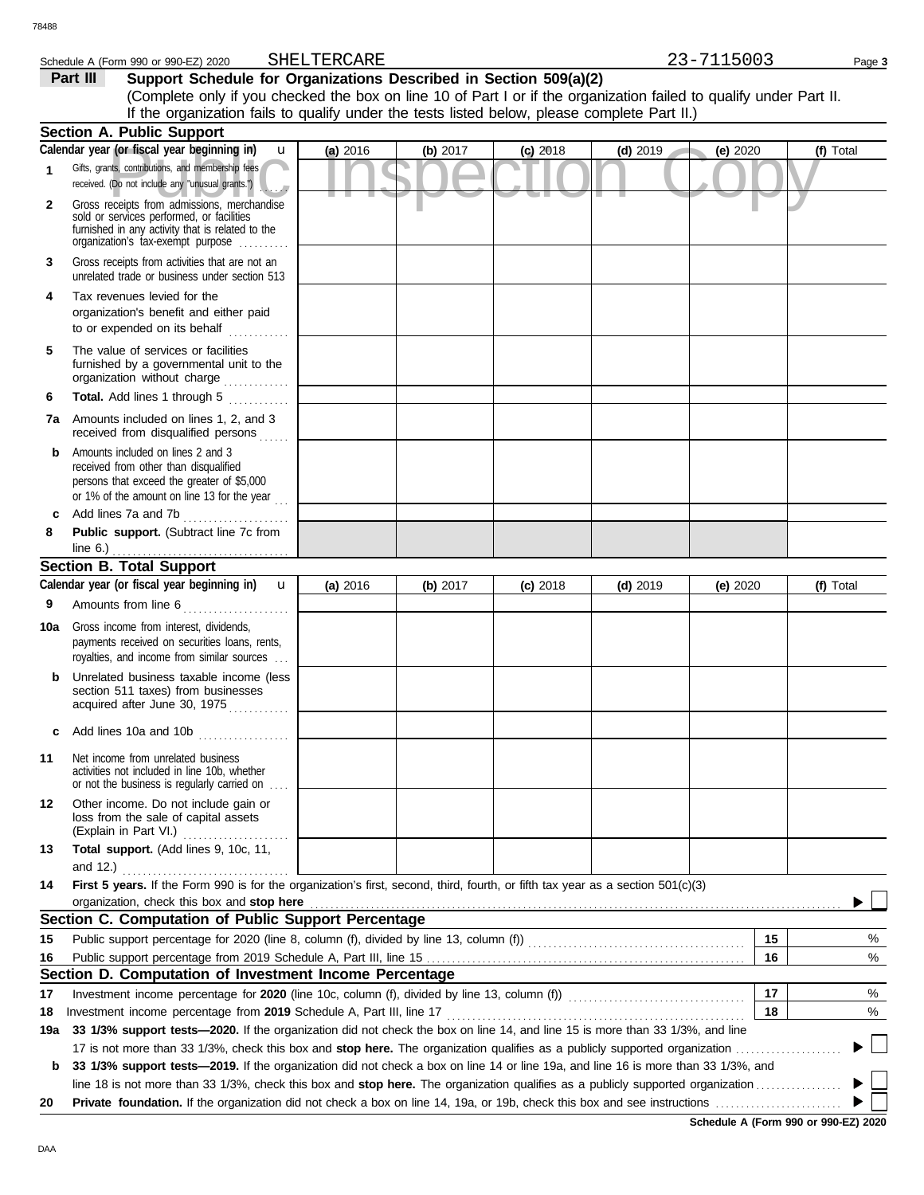Schedule A (Form 990 or 990-EZ) 2020 SHELTERCARE 23-7115003

## Part III Support Schedule for Organizations Described in Section 509(a)(2)

(Complete only if you checked the box on line 10 of Part I or if the organization failed to qualify under Part II. If the organization fails to qualify under the tests listed below, please complete Part II.)

### Section A. Public Support

| Calendar year (or fiscal year beginning in) u | (a) 2016 | (b) 2017 | (c) 2018 | (d) 2019 | (e) 2020 | (f) Total |
|---|---|---|---|---|---|---|
| 1 Gifts, grants, contributions, and membership fees received. (Do not include any "unusual grants.") | | | | | | |
| 2 Gross receipts from admissions, merchandise sold or services performed, or facilities furnished in any activity that is related to the organization's tax-exempt purpose | | | | | | |
| 3 Gross receipts from activities that are not an unrelated trade or business under section 513 | | | | | | |
| 4 Tax revenues levied for the organization's benefit and either paid to or expended on its behalf | | | | | | |
| 5 The value of services or facilities furnished by a governmental unit to the organization without charge | | | | | | |
| 6 **Total.** Add lines 1 through 5 | | | | | | |
| 7a Amounts included on lines 1, 2, and 3 received from disqualified persons | | | | | | |
| b Amounts included on lines 2 and 3 received from other than disqualified persons that exceed the greater of $5,000 or 1% of the amount on line 13 for the year | | | | | | |
| c Add lines 7a and 7b | | | | | | |
| 8 **Public support.** (Subtract line 7c from line 6.) | | | | | | |

### Section B. Total Support

| Calendar year (or fiscal year beginning in) u | (a) 2016 | (b) 2017 | (c) 2018 | (d) 2019 | (e) 2020 | (f) Total |
|---|---|---|---|---|---|---|
| 9 Amounts from line 6 | | | | | | |
| 10a Gross income from interest, dividends, payments received on securities loans, rents, royalties, and income from similar sources | | | | | | |
| b Unrelated business taxable income (less section 511 taxes) from businesses acquired after June 30, 1975 | | | | | | |
| c Add lines 10a and 10b | | | | | | |
| 11 Net income from unrelated business activities not included in line 10b, whether or not the business is regularly carried on | | | | | | |
| 12 Other income. Do not include gain or loss from the sale of capital assets (Explain in Part VI.) | | | | | | |
| 13 **Total support.** (Add lines 9, 10c, 11, and 12.) | | | | | | |

14 **First 5 years.** If the Form 990 is for the organization's first, second, third, fourth, or fifth tax year as a section 501(c)(3) organization, check this box and **stop here** ☐

### Section C. Computation of Public Support Percentage

| | | | |
|---|---|---|---|
| 15 | Public support percentage for 2020 (line 8, column (f), divided by line 13, column (f)) | 15 | % |
| 16 | Public support percentage from 2019 Schedule A, Part III, line 15 | 16 | % |

### Section D. Computation of Investment Income Percentage

| | | | |
|---|---|---|---|
| 17 | Investment income percentage for **2020** (line 10c, column (f), divided by line 13, column (f)) | 17 | % |
| 18 | Investment income percentage from **2019** Schedule A, Part III, line 17 | 18 | % |

19a **33 1/3% support tests—2020.** If the organization did not check the box on line 14, and line 15 is more than 33 1/3%, and line 17 is not more than 33 1/3%, check this box and **stop here.** The organization qualifies as a publicly supported organization ☐

b **33 1/3% support tests—2019.** If the organization did not check a box on line 14 or line 19a, and line 16 is more than 33 1/3%, and line 18 is not more than 33 1/3%, check this box and **stop here.** The organization qualifies as a publicly supported organization ☐

20 **Private foundation.** If the organization did not check a box on line 14, 19a, or 19b, check this box and see instructions ☐

Schedule A (Form 990 or 990-EZ) 2020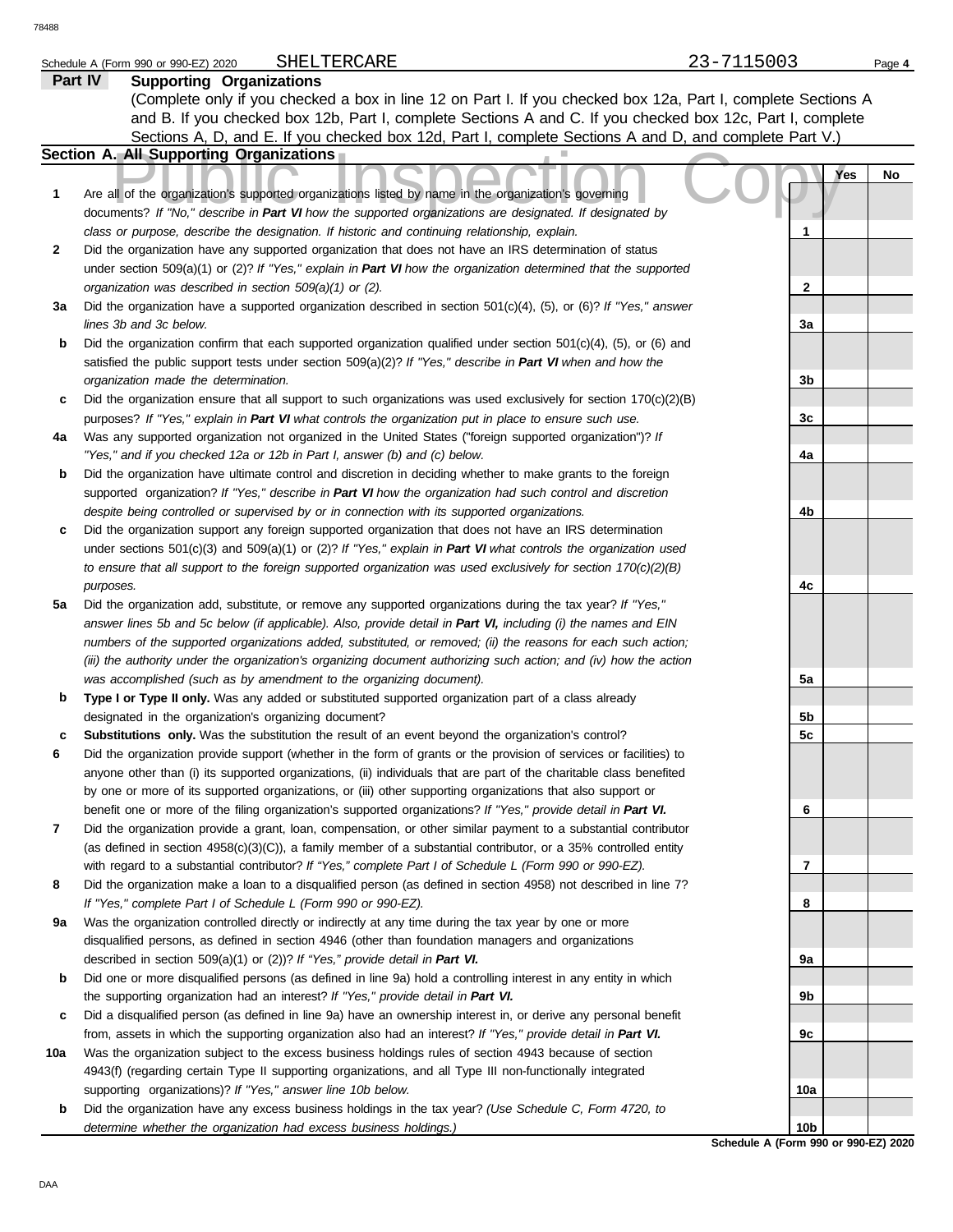Schedule A (Form 990 or 990-EZ) 2020 SHELTERCARE 23-7115003

## Part IV Supporting Organizations

(Complete only if you checked a box in line 12 on Part I. If you checked box 12a, Part I, complete Sections A and B. If you checked box 12b, Part I, complete Sections A and C. If you checked box 12c, Part I, complete Sections A, D, and E. If you checked box 12d, Part I, complete Sections A and D, and complete Part V.)

### Section A. All Supporting Organizations

Public Inspection Copy

| | | | Yes | No |
|---|---|---|---|---|
| **1** | Are all of the organization's supported organizations listed by name in the organization's governing documents? *If "No," describe in **Part VI** how the supported organizations are designated. If designated by class or purpose, describe the designation. If historic and continuing relationship, explain.* | 1 | | |
| **2** | Did the organization have any supported organization that does not have an IRS determination of status under section 509(a)(1) or (2)? *If "Yes," explain in **Part VI** how the organization determined that the supported organization was described in section 509(a)(1) or (2).* | 2 | | |
| **3a** | Did the organization have a supported organization described in section 501(c)(4), (5), or (6)? *If "Yes," answer lines 3b and 3c below.* | 3a | | |
| **b** | Did the organization confirm that each supported organization qualified under section 501(c)(4), (5), or (6) and satisfied the public support tests under section 509(a)(2)? *If "Yes," describe in **Part VI** when and how the organization made the determination.* | 3b | | |
| **c** | Did the organization ensure that all support to such organizations was used exclusively for section 170(c)(2)(B) purposes? *If "Yes," explain in **Part VI** what controls the organization put in place to ensure such use.* | 3c | | |
| **4a** | Was any supported organization not organized in the United States ("foreign supported organization")? *If "Yes," and if you checked 12a or 12b in Part I, answer (b) and (c) below.* | 4a | | |
| **b** | Did the organization have ultimate control and discretion in deciding whether to make grants to the foreign supported organization? *If "Yes," describe in **Part VI** how the organization had such control and discretion despite being controlled or supervised by or in connection with its supported organizations.* | 4b | | |
| **c** | Did the organization support any foreign supported organization that does not have an IRS determination under sections 501(c)(3) and 509(a)(1) or (2)? *If "Yes," explain in **Part VI** what controls the organization used to ensure that all support to the foreign supported organization was used exclusively for section 170(c)(2)(B) purposes.* | 4c | | |
| **5a** | Did the organization add, substitute, or remove any supported organizations during the tax year? *If "Yes," answer lines 5b and 5c below (if applicable). Also, provide detail in **Part VI,** including (i) the names and EIN numbers of the supported organizations added, substituted, or removed; (ii) the reasons for each such action; (iii) the authority under the organization's organizing document authorizing such action; and (iv) how the action was accomplished (such as by amendment to the organizing document).* | 5a | | |
| **b** | **Type I or Type II only.** Was any added or substituted supported organization part of a class already designated in the organization's organizing document? | 5b | | |
| **c** | **Substitutions only.** Was the substitution the result of an event beyond the organization's control? | 5c | | |
| **6** | Did the organization provide support (whether in the form of grants or the provision of services or facilities) to anyone other than (i) its supported organizations, (ii) individuals that are part of the charitable class benefited by one or more of its supported organizations, or (iii) other supporting organizations that also support or benefit one or more of the filing organization's supported organizations? *If "Yes," provide detail in **Part VI.*** | 6 | | |
| **7** | Did the organization provide a grant, loan, compensation, or other similar payment to a substantial contributor (as defined in section 4958(c)(3)(C)), a family member of a substantial contributor, or a 35% controlled entity with regard to a substantial contributor? *If "Yes," complete Part I of Schedule L (Form 990 or 990-EZ).* | 7 | | |
| **8** | Did the organization make a loan to a disqualified person (as defined in section 4958) not described in line 7? *If "Yes," complete Part I of Schedule L (Form 990 or 990-EZ).* | 8 | | |
| **9a** | Was the organization controlled directly or indirectly at any time during the tax year by one or more disqualified persons, as defined in section 4946 (other than foundation managers and organizations described in section 509(a)(1) or (2))? *If "Yes," provide detail in **Part VI.*** | 9a | | |
| **b** | Did one or more disqualified persons (as defined in line 9a) hold a controlling interest in any entity in which the supporting organization had an interest? *If "Yes," provide detail in **Part VI.*** | 9b | | |
| **c** | Did a disqualified person (as defined in line 9a) have an ownership interest in, or derive any personal benefit from, assets in which the supporting organization also had an interest? *If "Yes," provide detail in **Part VI.*** | 9c | | |
| **10a** | Was the organization subject to the excess business holdings rules of section 4943 because of section 4943(f) (regarding certain Type II supporting organizations, and all Type III non-functionally integrated supporting organizations)? *If "Yes," answer line 10b below.* | 10a | | |
| **b** | Did the organization have any excess business holdings in the tax year? *(Use Schedule C, Form 4720, to determine whether the organization had excess business holdings.)* | 10b | | |

**Schedule A (Form 990 or 990-EZ) 2020**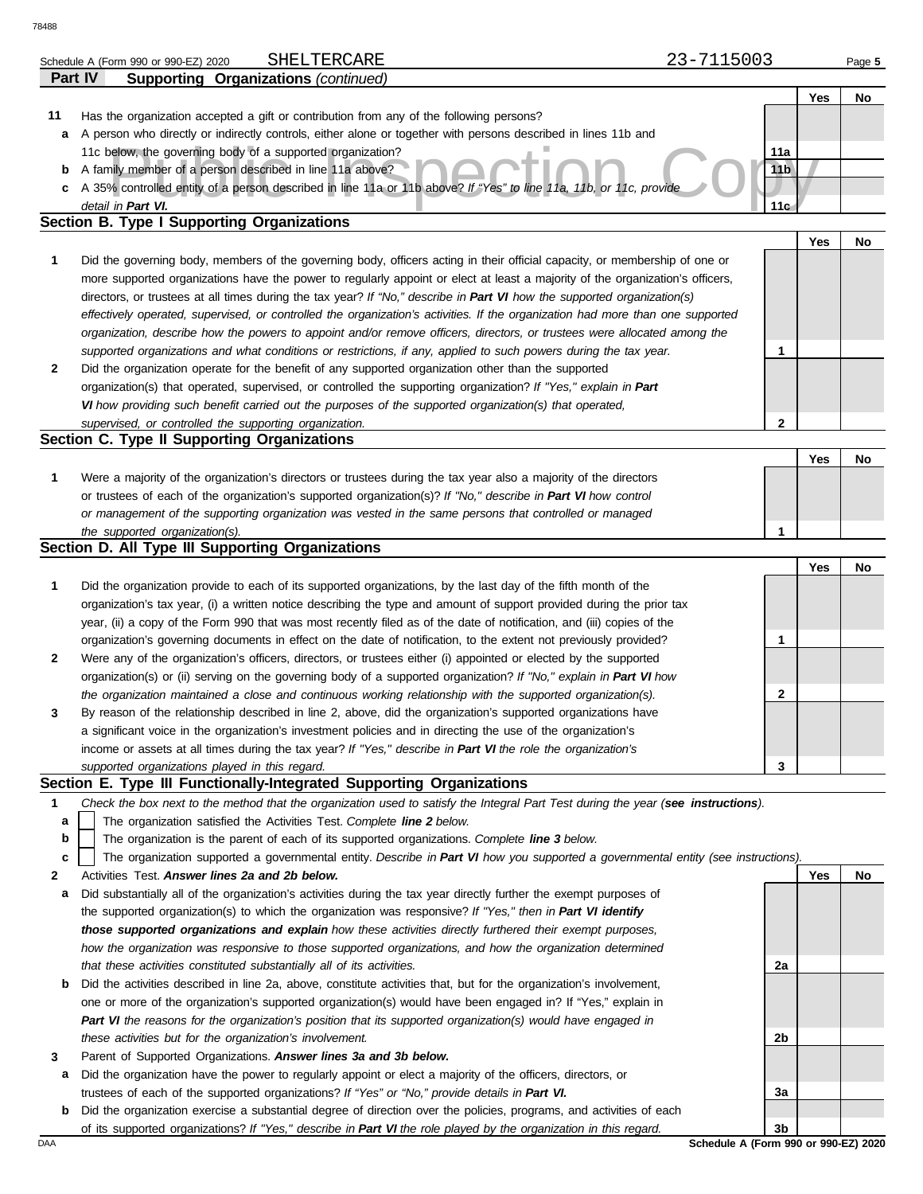Schedule A (Form 990 or 990-EZ) 2020 SHELTERCARE 23-7115003

## Part IV Supporting Organizations *(continued)*

| | | | Yes | No |
|---|---|---|---|---|
| **11** | Has the organization accepted a gift or contribution from any of the following persons? | | | |
| **a** | A person who directly or indirectly controls, either alone or together with persons described in lines 11b and 11c below, the governing body of a supported organization? | 11a | | |
| **b** | A family member of a person described in line 11a above? | 11b | | |
| **c** | A 35% controlled entity of a person described in line 11a or 11b above? *If "Yes" to line 11a, 11b, or 11c, provide detail in* ***Part VI.*** | 11c | | |

### Section B. Type I Supporting Organizations

| | | | Yes | No |
|---|---|---|---|---|
| **1** | Did the governing body, members of the governing body, officers acting in their official capacity, or membership of one or more supported organizations have the power to regularly appoint or elect at least a majority of the organization's officers, directors, or trustees at all times during the tax year? *If "No," describe in* ***Part VI*** *how the supported organization(s) effectively operated, supervised, or controlled the organization's activities. If the organization had more than one supported organization, describe how the powers to appoint and/or remove officers, directors, or trustees were allocated among the supported organizations and what conditions or restrictions, if any, applied to such powers during the tax year.* | 1 | | |
| **2** | Did the organization operate for the benefit of any supported organization other than the supported organization(s) that operated, supervised, or controlled the supporting organization? *If "Yes," explain in* ***Part VI*** *how providing such benefit carried out the purposes of the supported organization(s) that operated, supervised, or controlled the supporting organization.* | 2 | | |

### Section C. Type II Supporting Organizations

| | | | Yes | No |
|---|---|---|---|---|
| **1** | Were a majority of the organization's directors or trustees during the tax year also a majority of the directors or trustees of each of the organization's supported organization(s)? *If "No," describe in* ***Part VI*** *how control or management of the supporting organization was vested in the same persons that controlled or managed the supported organization(s).* | 1 | | |

### Section D. All Type III Supporting Organizations

| | | | Yes | No |
|---|---|---|---|---|
| **1** | Did the organization provide to each of its supported organizations, by the last day of the fifth month of the organization's tax year, (i) a written notice describing the type and amount of support provided during the prior tax year, (ii) a copy of the Form 990 that was most recently filed as of the date of notification, and (iii) copies of the organization's governing documents in effect on the date of notification, to the extent not previously provided? | 1 | | |
| **2** | Were any of the organization's officers, directors, or trustees either (i) appointed or elected by the supported organization(s) or (ii) serving on the governing body of a supported organization? *If "No," explain in* ***Part VI*** *how the organization maintained a close and continuous working relationship with the supported organization(s).* | 2 | | |
| **3** | By reason of the relationship described in line 2, above, did the organization's supported organizations have a significant voice in the organization's investment policies and in directing the use of the organization's income or assets at all times during the tax year? *If "Yes," describe in* ***Part VI*** *the role the organization's supported organizations played in this regard.* | 3 | | |

### Section E. Type III Functionally-Integrated Supporting Organizations

**1** *Check the box next to the method that the organization used to satisfy the Integral Part Test during the year (****see instructions****).*

- **a** ☐ The organization satisfied the Activities Test. *Complete* ***line 2*** *below.*
- **b** ☐ The organization is the parent of each of its supported organizations. *Complete* ***line 3*** *below.*
- **c** ☐ The organization supported a governmental entity. *Describe in* ***Part VI*** *how you supported a governmental entity (see instructions).*

| | | | Yes | No |
|---|---|---|---|---|
| **2** | Activities Test. ***Answer lines 2a and 2b below.*** | | | |
| **a** | Did substantially all of the organization's activities during the tax year directly further the exempt purposes of the supported organization(s) to which the organization was responsive? *If "Yes," then in* ***Part VI identify those supported organizations and explain*** *how these activities directly furthered their exempt purposes, how the organization was responsive to those supported organizations, and how the organization determined that these activities constituted substantially all of its activities.* | 2a | | |
| **b** | Did the activities described in line 2a, above, constitute activities that, but for the organization's involvement, one or more of the organization's supported organization(s) would have been engaged in? If "Yes," explain in ***Part VI*** *the reasons for the organization's position that its supported organization(s) would have engaged in these activities but for the organization's involvement.* | 2b | | |
| **3** | Parent of Supported Organizations. ***Answer lines 3a and 3b below.*** | | | |
| **a** | Did the organization have the power to regularly appoint or elect a majority of the officers, directors, or trustees of each of the supported organizations? *If "Yes" or "No," provide details in* ***Part VI.*** | 3a | | |
| **b** | Did the organization exercise a substantial degree of direction over the policies, programs, and activities of each of its supported organizations? *If "Yes," describe in* ***Part VI*** *the role played by the organization in this regard.* | 3b | | |

Schedule A (Form 990 or 990-EZ) 2020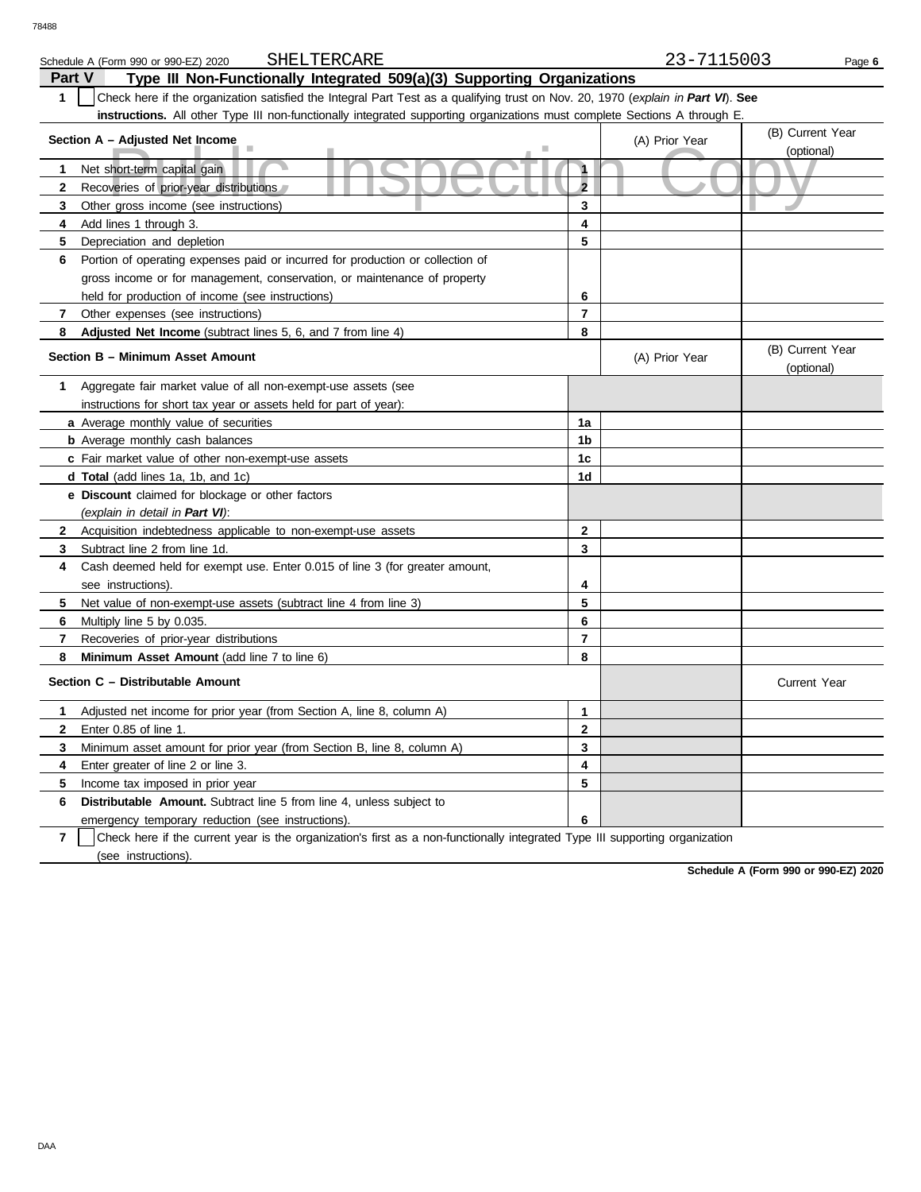Schedule A (Form 990 or 990-EZ) 2020 SHELTERCARE 23-7115003

## Part V Type III Non-Functionally Integrated 509(a)(3) Supporting Organizations

**1** ☐ Check here if the organization satisfied the Integral Part Test as a qualifying trust on Nov. 20, 1970 (*explain in **Part VI***). **See instructions.** All other Type III non-functionally integrated supporting organizations must complete Sections A through E.

| Section A – Adjusted Net Income | | (A) Prior Year | (B) Current Year (optional) |
|---|---|---|---|
| **1** Net short-term capital gain | 1 | | |
| **2** Recoveries of prior-year distributions | 2 | | |
| **3** Other gross income (see instructions) | 3 | | |
| **4** Add lines 1 through 3. | 4 | | |
| **5** Depreciation and depletion | 5 | | |
| **6** Portion of operating expenses paid or incurred for production or collection of gross income or for management, conservation, or maintenance of property held for production of income (see instructions) | 6 | | |
| **7** Other expenses (see instructions) | 7 | | |
| **8** **Adjusted Net Income** (subtract lines 5, 6, and 7 from line 4) | 8 | | |

| Section B – Minimum Asset Amount | | (A) Prior Year | (B) Current Year (optional) |
|---|---|---|---|
| **1** Aggregate fair market value of all non-exempt-use assets (see instructions for short tax year or assets held for part of year): | | | |
| **a** Average monthly value of securities | 1a | | |
| **b** Average monthly cash balances | 1b | | |
| **c** Fair market value of other non-exempt-use assets | 1c | | |
| **d** **Total** (add lines 1a, 1b, and 1c) | 1d | | |
| **e** **Discount** claimed for blockage or other factors (*explain in detail in **Part VI***): | | | |
| **2** Acquisition indebtedness applicable to non-exempt-use assets | 2 | | |
| **3** Subtract line 2 from line 1d. | 3 | | |
| **4** Cash deemed held for exempt use. Enter 0.015 of line 3 (for greater amount, see instructions). | 4 | | |
| **5** Net value of non-exempt-use assets (subtract line 4 from line 3) | 5 | | |
| **6** Multiply line 5 by 0.035. | 6 | | |
| **7** Recoveries of prior-year distributions | 7 | | |
| **8** **Minimum Asset Amount** (add line 7 to line 6) | 8 | | |

| Section C – Distributable Amount | | | Current Year |
|---|---|---|---|
| **1** Adjusted net income for prior year (from Section A, line 8, column A) | 1 | | |
| **2** Enter 0.85 of line 1. | 2 | | |
| **3** Minimum asset amount for prior year (from Section B, line 8, column A) | 3 | | |
| **4** Enter greater of line 2 or line 3. | 4 | | |
| **5** Income tax imposed in prior year | 5 | | |
| **6** **Distributable Amount.** Subtract line 5 from line 4, unless subject to emergency temporary reduction (see instructions). | 6 | | |

**7** ☐ Check here if the current year is the organization's first as a non-functionally integrated Type III supporting organization (see instructions).

**Schedule A (Form 990 or 990-EZ) 2020**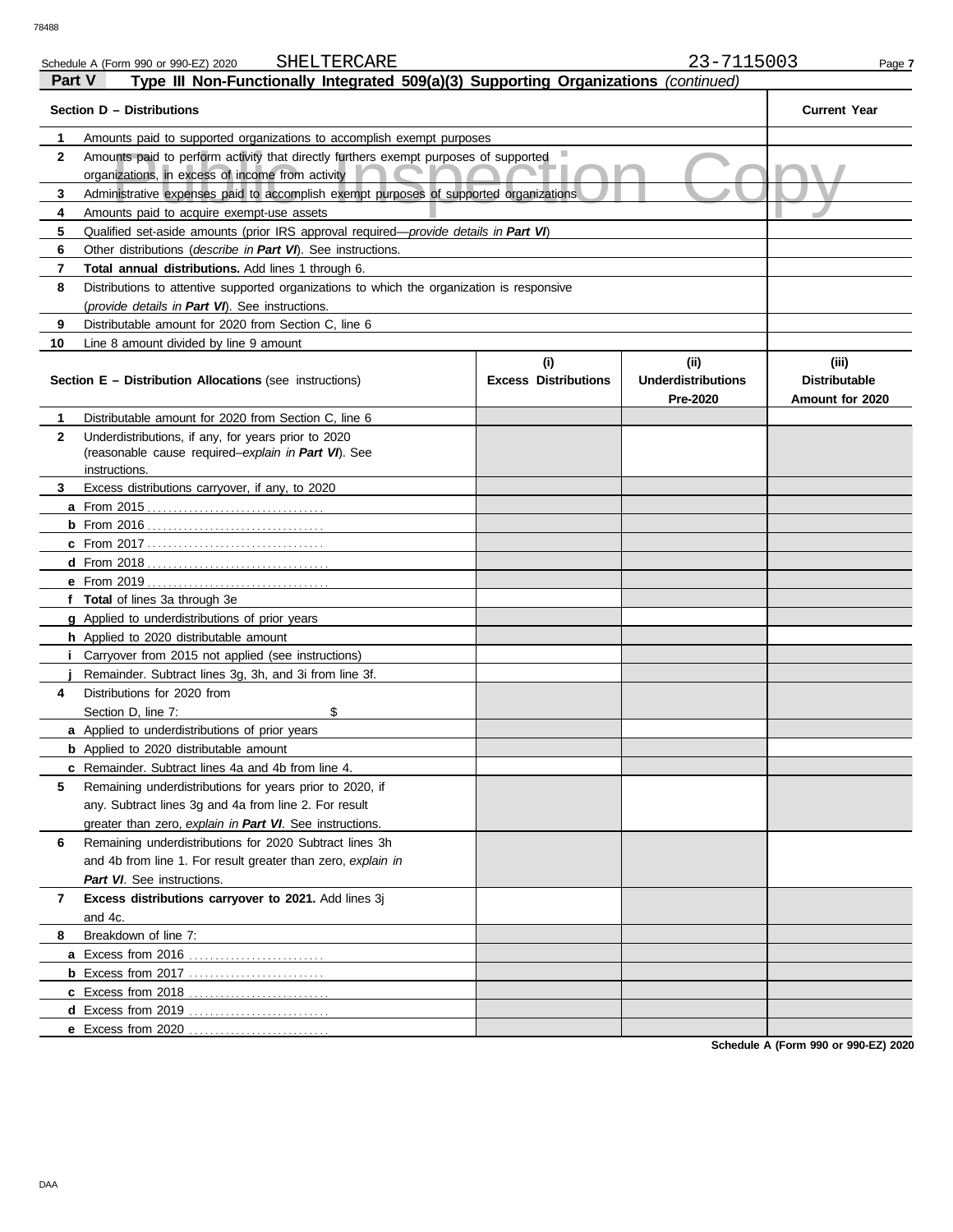Schedule A (Form 990 or 990-EZ) 2020 SHELTERCARE 23-7115003

## Part V Type III Non-Functionally Integrated 509(a)(3) Supporting Organizations *(continued)*

| Section D – Distributions | | Current Year |
|---|---|---|
| 1 | Amounts paid to supported organizations to accomplish exempt purposes | |
| 2 | Amounts paid to perform activity that directly furthers exempt purposes of supported organizations, in excess of income from activity | |
| 3 | Administrative expenses paid to accomplish exempt purposes of supported organizations | |
| 4 | Amounts paid to acquire exempt-use assets | |
| 5 | Qualified set-aside amounts (prior IRS approval required—*provide details in **Part VI***) | |
| 6 | Other distributions (*describe in **Part VI***). See instructions. | |
| 7 | **Total annual distributions.** Add lines 1 through 6. | |
| 8 | Distributions to attentive supported organizations to which the organization is responsive (*provide details in **Part VI***). See instructions. | |
| 9 | Distributable amount for 2020 from Section C, line 6 | |
| 10 | Line 8 amount divided by line 9 amount | |

| Section E – Distribution Allocations (see instructions) | (i) Excess Distributions | (ii) Underdistributions Pre-2020 | (iii) Distributable Amount for 2020 |
|---|---|---|---|
| 1 Distributable amount for 2020 from Section C, line 6 | | | |
| 2 Underdistributions, if any, for years prior to 2020 (reasonable cause required–*explain in **Part VI***). See instructions. | | | |
| 3 Excess distributions carryover, if any, to 2020 | | | |
| a From 2015 | | | |
| b From 2016 | | | |
| c From 2017 | | | |
| d From 2018 | | | |
| e From 2019 | | | |
| f **Total** of lines 3a through 3e | | | |
| g Applied to underdistributions of prior years | | | |
| h Applied to 2020 distributable amount | | | |
| i Carryover from 2015 not applied (see instructions) | | | |
| j Remainder. Subtract lines 3g, 3h, and 3i from line 3f. | | | |
| 4 Distributions for 2020 from Section D, line 7: $ | | | |
| a Applied to underdistributions of prior years | | | |
| b Applied to 2020 distributable amount | | | |
| c Remainder. Subtract lines 4a and 4b from line 4. | | | |
| 5 Remaining underdistributions for years prior to 2020, if any. Subtract lines 3g and 4a from line 2. For result greater than zero, *explain in **Part VI***. See instructions. | | | |
| 6 Remaining underdistributions for 2020 Subtract lines 3h and 4b from line 1. For result greater than zero, *explain in **Part VI***. See instructions. | | | |
| 7 **Excess distributions carryover to 2021.** Add lines 3j and 4c. | | | |
| 8 Breakdown of line 7: | | | |
| a Excess from 2016 | | | |
| b Excess from 2017 | | | |
| c Excess from 2018 | | | |
| d Excess from 2019 | | | |
| e Excess from 2020 | | | |

**Schedule A (Form 990 or 990-EZ) 2020**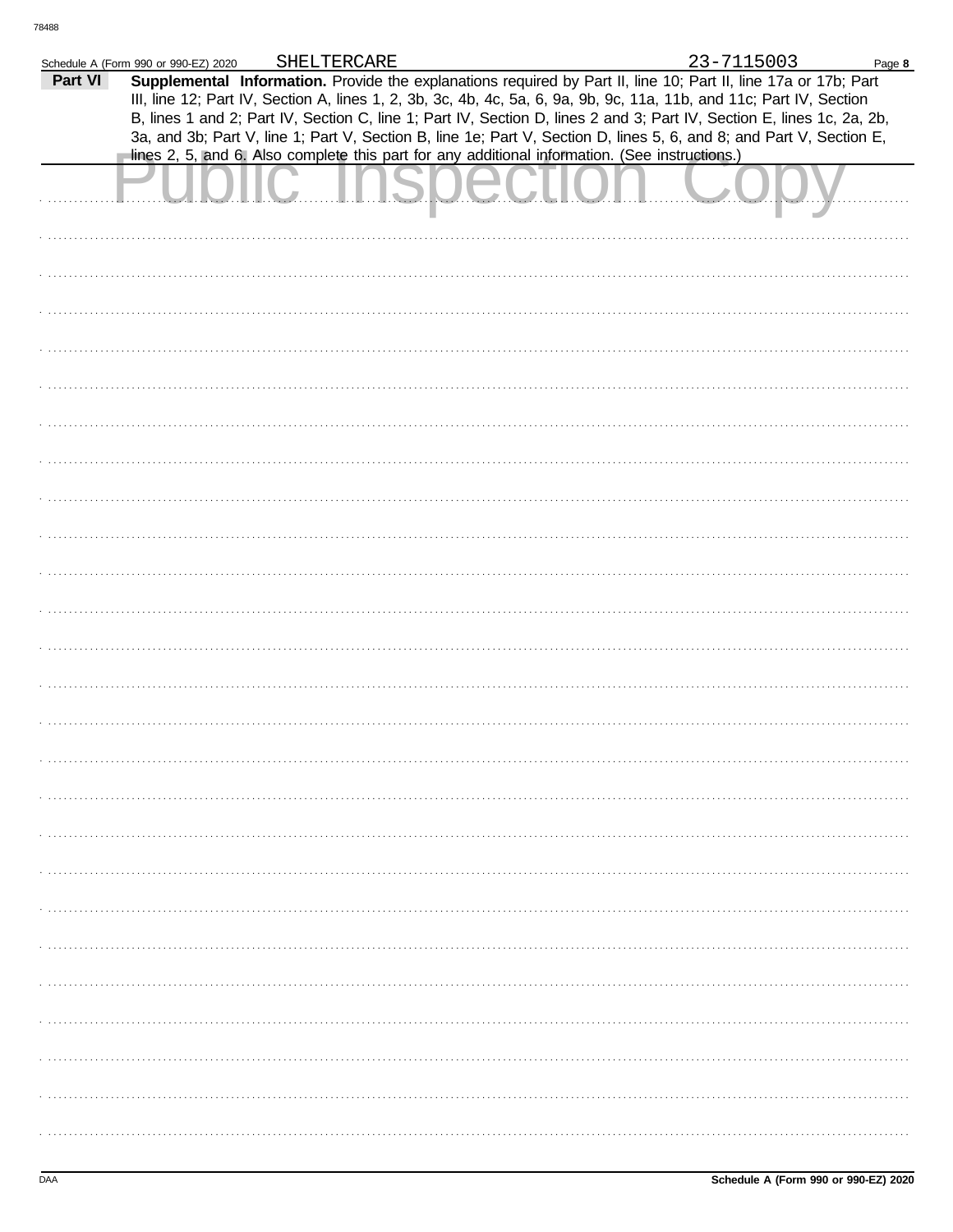SHELTERCARE 23-7115003

**Part VI** **Supplemental Information.** Provide the explanations required by Part II, line 10; Part II, line 17a or 17b; Part III, line 12; Part IV, Section A, lines 1, 2, 3b, 3c, 4b, 4c, 5a, 6, 9a, 9b, 9c, 11a, 11b, and 11c; Part IV, Section B, lines 1 and 2; Part IV, Section C, line 1; Part IV, Section D, lines 2 and 3; Part IV, Section E, lines 1c, 2a, 2b, 3a, and 3b; Part V, line 1; Part V, Section B, line 1e; Part V, Section D, lines 5, 6, and 8; and Part V, Section E, lines 2, 5, and 6. Also complete this part for any additional information. (See instructions.)

Public Inspection Copy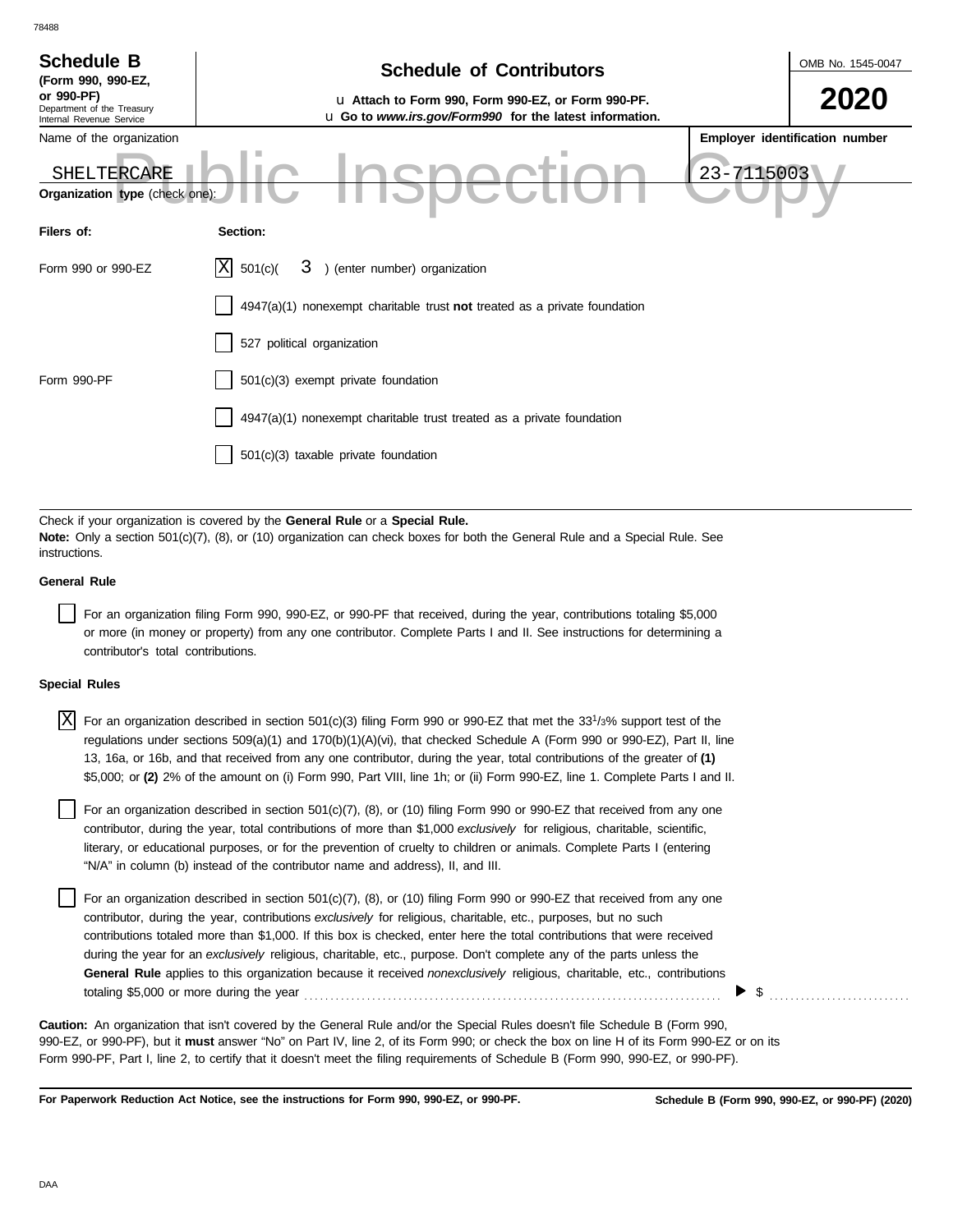**Schedule B**
**(Form 990, 990-EZ, or 990-PF)**
Department of the Treasury
Internal Revenue Service

# Schedule of Contributors

u **Attach to Form 990, Form 990-EZ, or Form 990-PF.**
u **Go to *www.irs.gov/Form990* for the latest information.**

OMB No. 1545-0047

**2020**

Name of the organization: SHELTERCARE

**Employer identification number**: 23-7115003

Public Inspection Copy

**Organization type** (check one):

| **Filers of:** | **Section:** |
|---|---|
| Form 990 or 990-EZ | [X] 501(c)( 3 ) (enter number) organization |
| | [ ] 4947(a)(1) nonexempt charitable trust **not** treated as a private foundation |
| | [ ] 527 political organization |
| Form 990-PF | [ ] 501(c)(3) exempt private foundation |
| | [ ] 4947(a)(1) nonexempt charitable trust treated as a private foundation |
| | [ ] 501(c)(3) taxable private foundation |

Check if your organization is covered by the **General Rule** or a **Special Rule.**
**Note:** Only a section 501(c)(7), (8), or (10) organization can check boxes for both the General Rule and a Special Rule. See instructions.

**General Rule**

[ ] For an organization filing Form 990, 990-EZ, or 990-PF that received, during the year, contributions totaling $5,000 or more (in money or property) from any one contributor. Complete Parts I and II. See instructions for determining a contributor's total contributions.

**Special Rules**

[X] For an organization described in section 501(c)(3) filing Form 990 or 990-EZ that met the $33^1/_3$% support test of the regulations under sections 509(a)(1) and 170(b)(1)(A)(vi), that checked Schedule A (Form 990 or 990-EZ), Part II, line 13, 16a, or 16b, and that received from any one contributor, during the year, total contributions of the greater of **(1)** $5,000; or **(2)** 2% of the amount on (i) Form 990, Part VIII, line 1h; or (ii) Form 990-EZ, line 1. Complete Parts I and II.

[ ] For an organization described in section 501(c)(7), (8), or (10) filing Form 990 or 990-EZ that received from any one contributor, during the year, total contributions of more than $1,000 *exclusively* for religious, charitable, scientific, literary, or educational purposes, or for the prevention of cruelty to children or animals. Complete Parts I (entering "N/A" in column (b) instead of the contributor name and address), II, and III.

[ ] For an organization described in section 501(c)(7), (8), or (10) filing Form 990 or 990-EZ that received from any one contributor, during the year, contributions *exclusively* for religious, charitable, etc., purposes, but no such contributions totaled more than $1,000. If this box is checked, enter here the total contributions that were received during the year for an *exclusively* religious, charitable, etc., purpose. Don't complete any of the parts unless the **General Rule** applies to this organization because it received *nonexclusively* religious, charitable, etc., contributions totaling $5,000 or more during the year ▶ $ ..........

**Caution:** An organization that isn't covered by the General Rule and/or the Special Rules doesn't file Schedule B (Form 990, 990-EZ, or 990-PF), but it **must** answer "No" on Part IV, line 2, of its Form 990; or check the box on line H of its Form 990-EZ or on its Form 990-PF, Part I, line 2, to certify that it doesn't meet the filing requirements of Schedule B (Form 990, 990-EZ, or 990-PF).

**For Paperwork Reduction Act Notice, see the instructions for Form 990, 990-EZ, or 990-PF.** **Schedule B (Form 990, 990-EZ, or 990-PF) (2020)**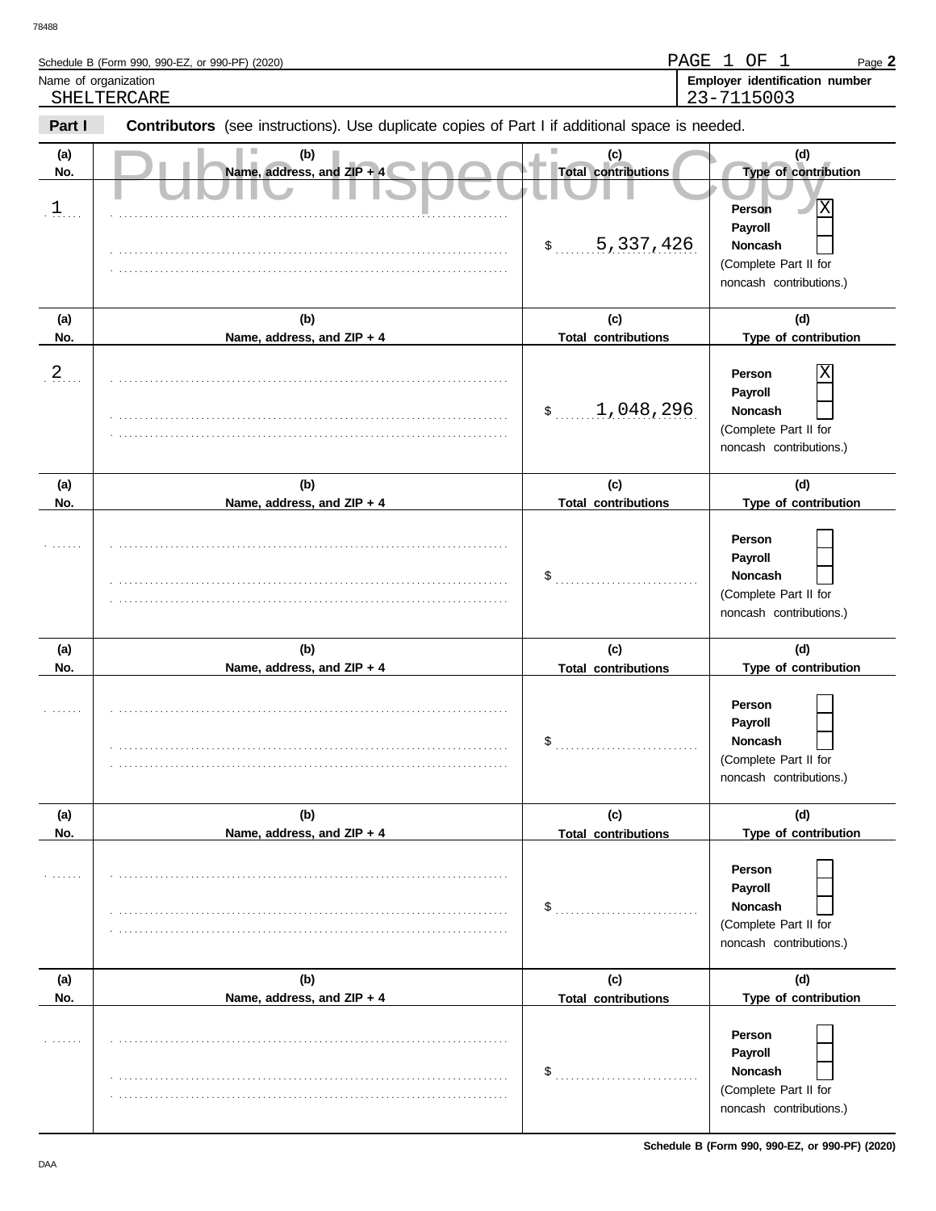Schedule B (Form 990, 990-EZ, or 990-PF) (2020)

Name of organization: SHELTERCARE

Employer identification number: 23-7115003

**Part I** **Contributors** (see instructions). Use duplicate copies of Part I if additional space is needed.

Public Inspection Copy

| (a) No. | (b) Name, address, and ZIP + 4 | (c) Total contributions | (d) Type of contribution |
|---|---|---|---|
| 1 | | $ 5,337,426 | Person [X] Payroll [ ] Noncash [ ] (Complete Part II for noncash contributions.) |
| 2 | | $ 1,048,296 | Person [X] Payroll [ ] Noncash [ ] (Complete Part II for noncash contributions.) |
| | | $ | Person [ ] Payroll [ ] Noncash [ ] (Complete Part II for noncash contributions.) |
| | | $ | Person [ ] Payroll [ ] Noncash [ ] (Complete Part II for noncash contributions.) |
| | | $ | Person [ ] Payroll [ ] Noncash [ ] (Complete Part II for noncash contributions.) |
| | | $ | Person [ ] Payroll [ ] Noncash [ ] (Complete Part II for noncash contributions.) |

Schedule B (Form 990, 990-EZ, or 990-PF) (2020)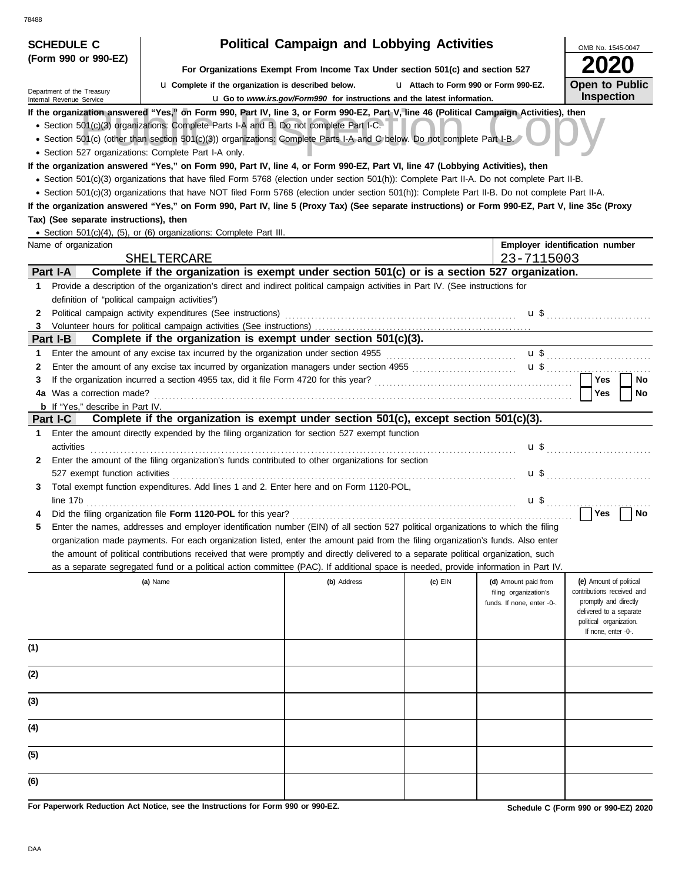**SCHEDULE C (Form 990 or 990-EZ)**

Department of the Treasury
Internal Revenue Service

# Political Campaign and Lobbying Activities

**For Organizations Exempt From Income Tax Under section 501(c) and section 527**

u **Complete if the organization is described below.** u **Attach to Form 990 or Form 990-EZ.**

u **Go to *www.irs.gov/Form990* for instructions and the latest information.**

OMB No. 1545-0047

**2020**

**Open to Public Inspection**

**If the organization answered "Yes," on Form 990, Part IV, line 3, or Form 990-EZ, Part V, line 46 (Political Campaign Activities), then**

- Section 501(c)(3) organizations: Complete Parts I-A and B. Do not complete Part I-C.
- Section 501(c) (other than section 501(c)(3)) organizations: Complete Parts I-A and C below. Do not complete Part I-B.
- Section 527 organizations: Complete Part I-A only.

**If the organization answered "Yes," on Form 990, Part IV, line 4, or Form 990-EZ, Part VI, line 47 (Lobbying Activities), then**

- Section 501(c)(3) organizations that have filed Form 5768 (election under section 501(h)): Complete Part II-A. Do not complete Part II-B.
- Section 501(c)(3) organizations that have NOT filed Form 5768 (election under section 501(h)): Complete Part II-B. Do not complete Part II-A.

**If the organization answered "Yes," on Form 990, Part IV, line 5 (Proxy Tax) (See separate instructions) or Form 990-EZ, Part V, line 35c (Proxy Tax) (See separate instructions), then**

- Section 501(c)(4), (5), or (6) organizations: Complete Part III.

| Name of organization | Employer identification number |
|---|---|
| SHELTERCARE | 23-7115003 |

## Part I-A Complete if the organization is exempt under section 501(c) or is a section 527 organization.

1. Provide a description of the organization's direct and indirect political campaign activities in Part IV. (See instructions for definition of "political campaign activities")
2. Political campaign activity expenditures (See instructions) u $
3. Volunteer hours for political campaign activities (See instructions)

## Part I-B Complete if the organization is exempt under section 501(c)(3).

1. Enter the amount of any excise tax incurred by the organization under section 4955 u $
2. Enter the amount of any excise tax incurred by organization managers under section 4955 u $
3. If the organization incurred a section 4955 tax, did it file Form 4720 for this year? ☐ Yes ☐ No

4a. Was a correction made? ☐ Yes ☐ No

**b** If "Yes," describe in Part IV.

## Part I-C Complete if the organization is exempt under section 501(c), except section 501(c)(3).

1. Enter the amount directly expended by the filing organization for section 527 exempt function activities u $
2. Enter the amount of the filing organization's funds contributed to other organizations for section 527 exempt function activities u $
3. Total exempt function expenditures. Add lines 1 and 2. Enter here and on Form 1120-POL, line 17b u $
4. Did the filing organization file **Form 1120-POL** for this year? ☐ Yes ☐ No
5. Enter the names, addresses and employer identification number (EIN) of all section 527 political organizations to which the filing organization made payments. For each organization listed, enter the amount paid from the filing organization's funds. Also enter the amount of political contributions received that were promptly and directly delivered to a separate political organization, such as a separate segregated fund or a political action committee (PAC). If additional space is needed, provide information in Part IV.

| | (a) Name | (b) Address | (c) EIN | (d) Amount paid from filing organization's funds. If none, enter -0-. | (e) Amount of political contributions received and promptly and directly delivered to a separate political organization. If none, enter -0-. |
|---|---|---|---|---|---|
| (1) | | | | | |
| (2) | | | | | |
| (3) | | | | | |
| (4) | | | | | |
| (5) | | | | | |
| (6) | | | | | |

**For Paperwork Reduction Act Notice, see the Instructions for Form 990 or 990-EZ.**

**Schedule C (Form 990 or 990-EZ) 2020**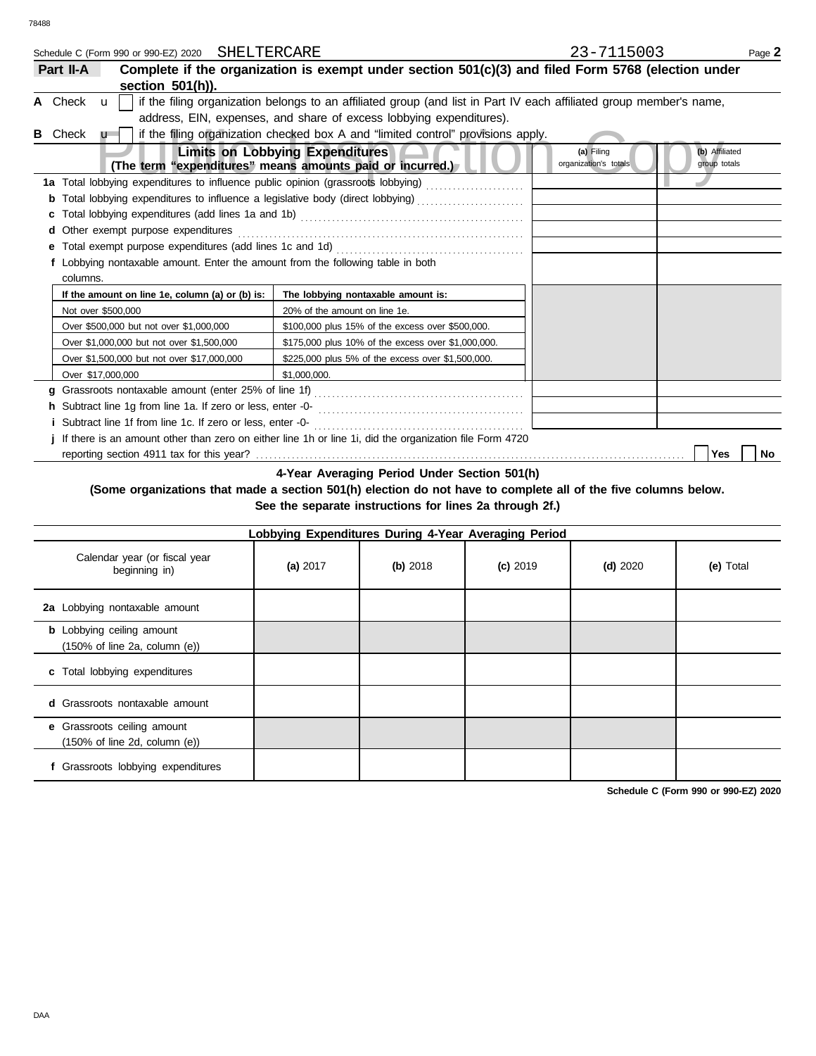78488

Schedule C (Form 990 or 990-EZ) 2020 SHELTERCARE 23-7115003 Page **2**

**Part II-A** **Complete if the organization is exempt under section 501(c)(3) and filed Form 5768 (election under section 501(h)).**

**A** Check u [ ] if the filing organization belongs to an affiliated group (and list in Part IV each affiliated group member's name, address, EIN, expenses, and share of excess lobbying expenditures).

**B** Check u [ ] if the filing organization checked box A and "limited control" provisions apply.

Public Inspection Copy

| **Limits on Lobbying Expenditures** (The term "expenditures" means amounts paid or incurred.) | **(a)** Filing organization's totals | **(b)** Affiliated group totals |
|---|---|---|
| **1a** Total lobbying expenditures to influence public opinion (grassroots lobbying) | | |
| **b** Total lobbying expenditures to influence a legislative body (direct lobbying) | | |
| **c** Total lobbying expenditures (add lines 1a and 1b) | | |
| **d** Other exempt purpose expenditures | | |
| **e** Total exempt purpose expenditures (add lines 1c and 1d) | | |
| **f** Lobbying nontaxable amount. Enter the amount from the following table in both columns. | | |

| If the amount on line 1e, column (a) or (b) is: | The lobbying nontaxable amount is: |
|---|---|
| Not over $500,000 | 20% of the amount on line 1e. |
| Over $500,000 but not over $1,000,000 | $100,000 plus 15% of the excess over $500,000. |
| Over $1,000,000 but not over $1,500,000 | $175,000 plus 10% of the excess over $1,000,000. |
| Over $1,500,000 but not over $17,000,000 | $225,000 plus 5% of the excess over $1,500,000. |
| Over $17,000,000 | $1,000,000. |

| | (a) | (b) |
|---|---|---|
| **g** Grassroots nontaxable amount (enter 25% of line 1f) | | |
| **h** Subtract line 1g from line 1a. If zero or less, enter -0- | | |
| **i** Subtract line 1f from line 1c. If zero or less, enter -0- | | |

**j** If there is an amount other than zero on either line 1h or line 1i, did the organization file Form 4720 reporting section 4911 tax for this year? [ ] Yes [ ] No

**4-Year Averaging Period Under Section 501(h)**

**(Some organizations that made a section 501(h) election do not have to complete all of the five columns below. See the separate instructions for lines 2a through 2f.)**

| Lobbying Expenditures During 4-Year Averaging Period | | | | | |
|---|---|---|---|---|---|
| Calendar year (or fiscal year beginning in) | **(a)** 2017 | **(b)** 2018 | **(c)** 2019 | **(d)** 2020 | **(e)** Total |
| **2a** Lobbying nontaxable amount | | | | | |
| **b** Lobbying ceiling amount (150% of line 2a, column (e)) | | | | | |
| **c** Total lobbying expenditures | | | | | |
| **d** Grassroots nontaxable amount | | | | | |
| **e** Grassroots ceiling amount (150% of line 2d, column (e)) | | | | | |
| **f** Grassroots lobbying expenditures | | | | | |

**Schedule C (Form 990 or 990-EZ) 2020**

DAA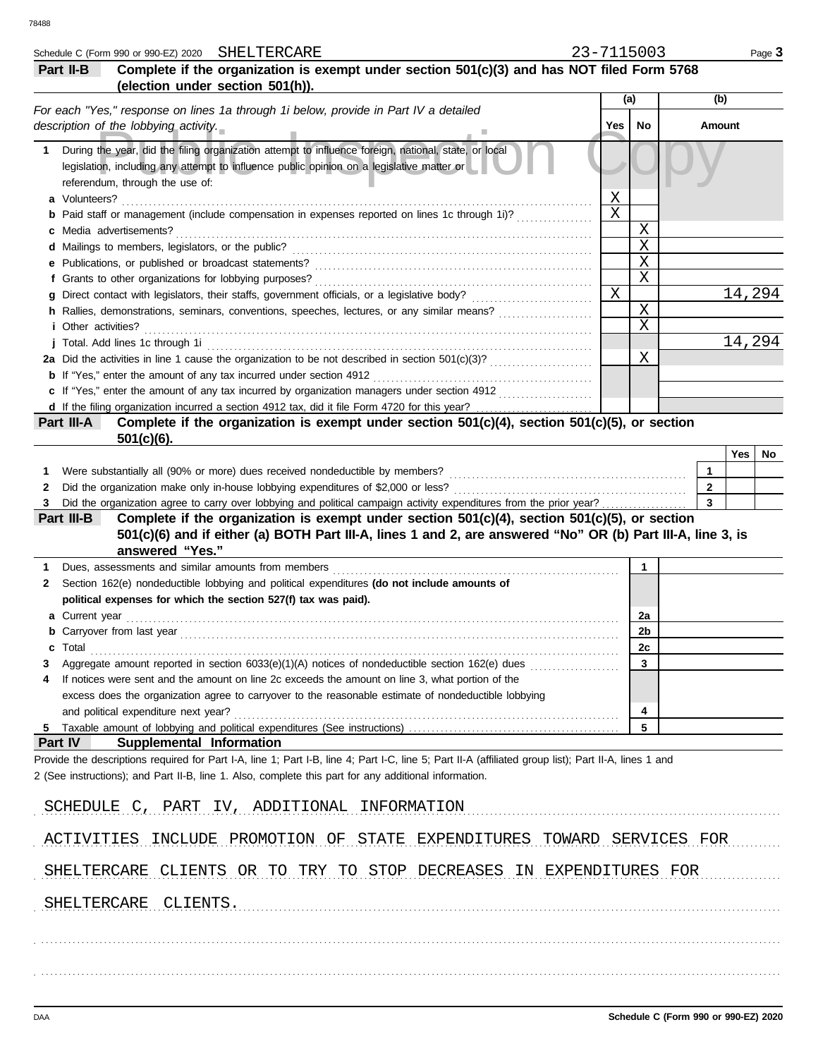Schedule C (Form 990 or 990-EZ) 2020 SHELTERCARE 23-7115003

## Part II-B Complete if the organization is exempt under section 501(c)(3) and has NOT filed Form 5768 (election under section 501(h)).

*For each "Yes," response on lines 1a through 1i below, provide in Part IV a detailed description of the lobbying activity.*

| | | (a) Yes | (a) No | (b) Amount |
|---|---|---|---|---|
| 1 | During the year, did the filing organization attempt to influence foreign, national, state, or local legislation, including any attempt to influence public opinion on a legislative matter or referendum, through the use of: | | | |
| a | Volunteers? | X | | |
| b | Paid staff or management (include compensation in expenses reported on lines 1c through 1i)? | X | | |
| c | Media advertisements? | | X | |
| d | Mailings to members, legislators, or the public? | | X | |
| e | Publications, or published or broadcast statements? | | X | |
| f | Grants to other organizations for lobbying purposes? | | X | |
| g | Direct contact with legislators, their staffs, government officials, or a legislative body? | X | | 14,294 |
| h | Rallies, demonstrations, seminars, conventions, speeches, lectures, or any similar means? | | X | |
| i | Other activities? | | X | |
| j | Total. Add lines 1c through 1i | | | 14,294 |
| 2a | Did the activities in line 1 cause the organization to be not described in section 501(c)(3)? | | X | |
| b | If "Yes," enter the amount of any tax incurred under section 4912 | | | |
| c | If "Yes," enter the amount of any tax incurred by organization managers under section 4912 | | | |
| d | If the filing organization incurred a section 4912 tax, did it file Form 4720 for this year? | | | |

## Part III-A Complete if the organization is exempt under section 501(c)(4), section 501(c)(5), or section 501(c)(6).

| | | | Yes | No |
|---|---|---|---|---|
| 1 | Were substantially all (90% or more) dues received nondeductible by members? | 1 | | |
| 2 | Did the organization make only in-house lobbying expenditures of $2,000 or less? | 2 | | |
| 3 | Did the organization agree to carry over lobbying and political campaign activity expenditures from the prior year? | 3 | | |

## Part III-B Complete if the organization is exempt under section 501(c)(4), section 501(c)(5), or section 501(c)(6) and if either (a) BOTH Part III-A, lines 1 and 2, are answered "No" OR (b) Part III-A, line 3, is answered "Yes."

| | | | |
|---|---|---|---|
| 1 | Dues, assessments and similar amounts from members | 1 | |
| 2 | Section 162(e) nondeductible lobbying and political expenditures **(do not include amounts of political expenses for which the section 527(f) tax was paid).** | | |
| a | Current year | 2a | |
| b | Carryover from last year | 2b | |
| c | Total | 2c | |
| 3 | Aggregate amount reported in section 6033(e)(1)(A) notices of nondeductible section 162(e) dues | 3 | |
| 4 | If notices were sent and the amount on line 2c exceeds the amount on line 3, what portion of the excess does the organization agree to carryover to the reasonable estimate of nondeductible lobbying and political expenditure next year? | 4 | |
| 5 | Taxable amount of lobbying and political expenditures (See instructions) | 5 | |

## Part IV Supplemental Information

Provide the descriptions required for Part I-A, line 1; Part I-B, line 4; Part I-C, line 5; Part II-A (affiliated group list); Part II-A, lines 1 and 2 (See instructions); and Part II-B, line 1. Also, complete this part for any additional information.

SCHEDULE C, PART IV, ADDITIONAL INFORMATION

ACTIVITIES INCLUDE PROMOTION OF STATE EXPENDITURES TOWARD SERVICES FOR SHELTERCARE CLIENTS OR TO TRY TO STOP DECREASES IN EXPENDITURES FOR SHELTERCARE CLIENTS.

Schedule C (Form 990 or 990-EZ) 2020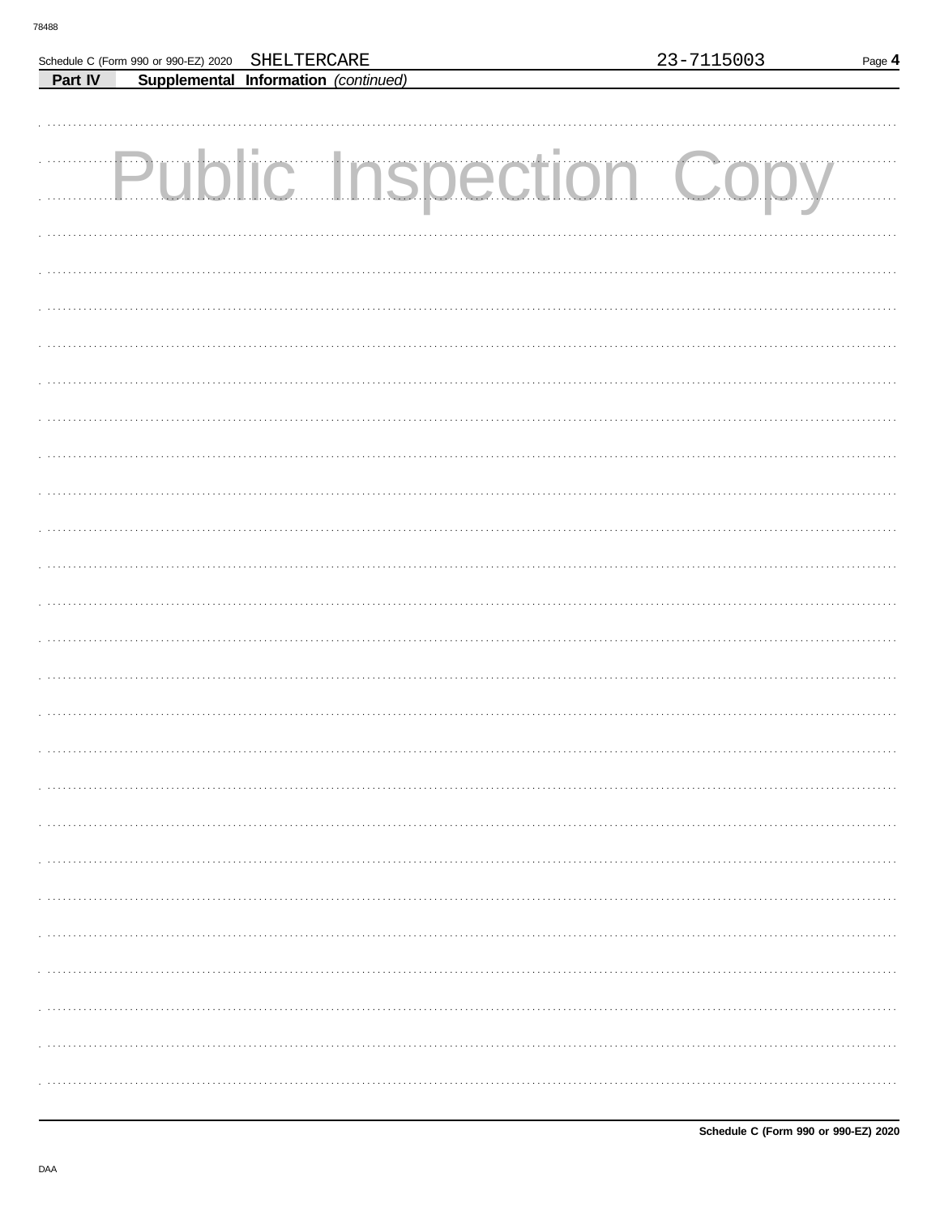Schedule C (Form 990 or 990-EZ) 2020 SHELTERCARE 23-7115003

**Part IV** **Supplemental Information** *(continued)*

Public Inspection Copy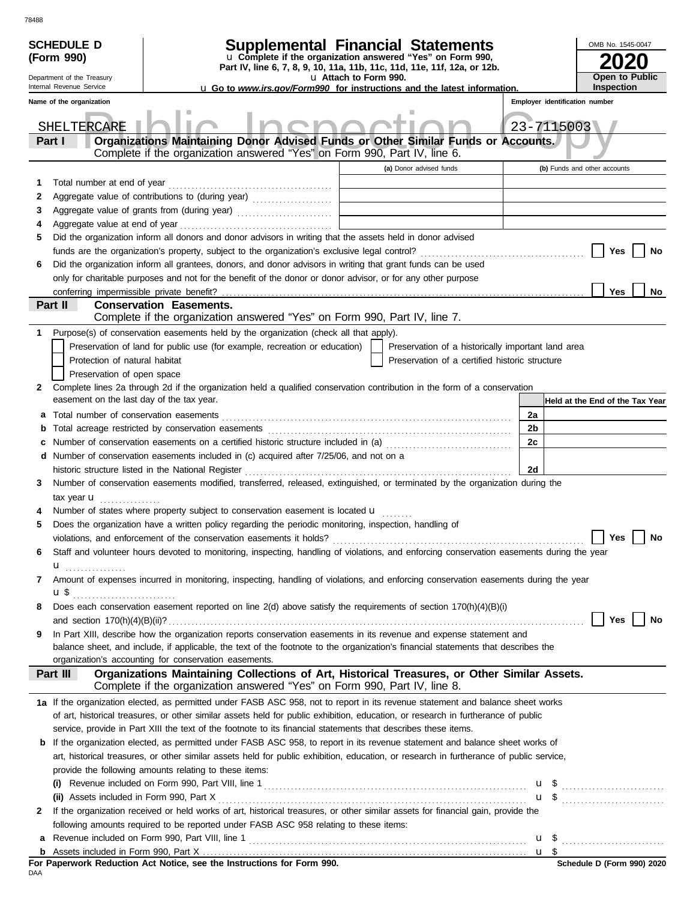78488

**SCHEDULE D (Form 990)**

Department of the Treasury
Internal Revenue Service

# Supplemental Financial Statements

u Complete if the organization answered "Yes" on Form 990, Part IV, line 6, 7, 8, 9, 10, 11a, 11b, 11c, 11d, 11e, 11f, 12a, or 12b.

u Attach to Form 990.

u Go to *www.irs.gov/Form990* for instructions and the latest information.

OMB No. 1545-0047

**2020**

**Open to Public Inspection**

Public Inspection Copy

**Name of the organization:** SHELTERCARE

**Employer identification number:** 23-7115003

## Part I Organizations Maintaining Donor Advised Funds or Other Similar Funds or Accounts.

Complete if the organization answered "Yes" on Form 990, Part IV, line 6.

| | | (a) Donor advised funds | (b) Funds and other accounts |
|---|---|---|---|
| 1 | Total number at end of year | | |
| 2 | Aggregate value of contributions to (during year) | | |
| 3 | Aggregate value of grants from (during year) | | |
| 4 | Aggregate value at end of year | | |

5 Did the organization inform all donors and donor advisors in writing that the assets held in donor advised funds are the organization's property, subject to the organization's exclusive legal control? ☐ Yes ☐ No

6 Did the organization inform all grantees, donors, and donor advisors in writing that grant funds can be used only for charitable purposes and not for the benefit of the donor or donor advisor, or for any other purpose conferring impermissible private benefit? ☐ Yes ☐ No

## Part II Conservation Easements.

Complete if the organization answered "Yes" on Form 990, Part IV, line 7.

1 Purpose(s) of conservation easements held by the organization (check all that apply).

- ☐ Preservation of land for public use (for example, recreation or education)
- ☐ Preservation of a historically important land area
- ☐ Protection of natural habitat
- ☐ Preservation of a certified historic structure
- ☐ Preservation of open space

2 Complete lines 2a through 2d if the organization held a qualified conservation contribution in the form of a conservation easement on the last day of the tax year.

| | | | Held at the End of the Tax Year |
|---|---|---|---|
| a | Total number of conservation easements | 2a | |
| b | Total acreage restricted by conservation easements | 2b | |
| c | Number of conservation easements on a certified historic structure included in (a) | 2c | |
| d | Number of conservation easements included in (c) acquired after 7/25/06, and not on a historic structure listed in the National Register | 2d | |

3 Number of conservation easements modified, transferred, released, extinguished, or terminated by the organization during the tax year u

4 Number of states where property subject to conservation easement is located u

5 Does the organization have a written policy regarding the periodic monitoring, inspection, handling of violations, and enforcement of the conservation easements it holds? ☐ Yes ☐ No

6 Staff and volunteer hours devoted to monitoring, inspecting, handling of violations, and enforcing conservation easements during the year u

7 Amount of expenses incurred in monitoring, inspecting, handling of violations, and enforcing conservation easements during the year u $

8 Does each conservation easement reported on line 2(d) above satisfy the requirements of section 170(h)(4)(B)(i) and section 170(h)(4)(B)(ii)? ☐ Yes ☐ No

9 In Part XIII, describe how the organization reports conservation easements in its revenue and expense statement and balance sheet, and include, if applicable, the text of the footnote to the organization's financial statements that describes the organization's accounting for conservation easements.

## Part III Organizations Maintaining Collections of Art, Historical Treasures, or Other Similar Assets.

Complete if the organization answered "Yes" on Form 990, Part IV, line 8.

1a If the organization elected, as permitted under FASB ASC 958, not to report in its revenue statement and balance sheet works of art, historical treasures, or other similar assets held for public exhibition, education, or research in furtherance of public service, provide in Part XIII the text of the footnote to its financial statements that describes these items.

b If the organization elected, as permitted under FASB ASC 958, to report in its revenue statement and balance sheet works of art, historical treasures, or other similar assets held for public exhibition, education, or research in furtherance of public service, provide the following amounts relating to these items:

(i) Revenue included on Form 990, Part VIII, line 1 u $

(ii) Assets included in Form 990, Part X u $

2 If the organization received or held works of art, historical treasures, or other similar assets for financial gain, provide the following amounts required to be reported under FASB ASC 958 relating to these items:

a Revenue included on Form 990, Part VIII, line 1 u $

b Assets included in Form 990, Part X u $

**For Paperwork Reduction Act Notice, see the Instructions for Form 990.**

DAA

**Schedule D (Form 990) 2020**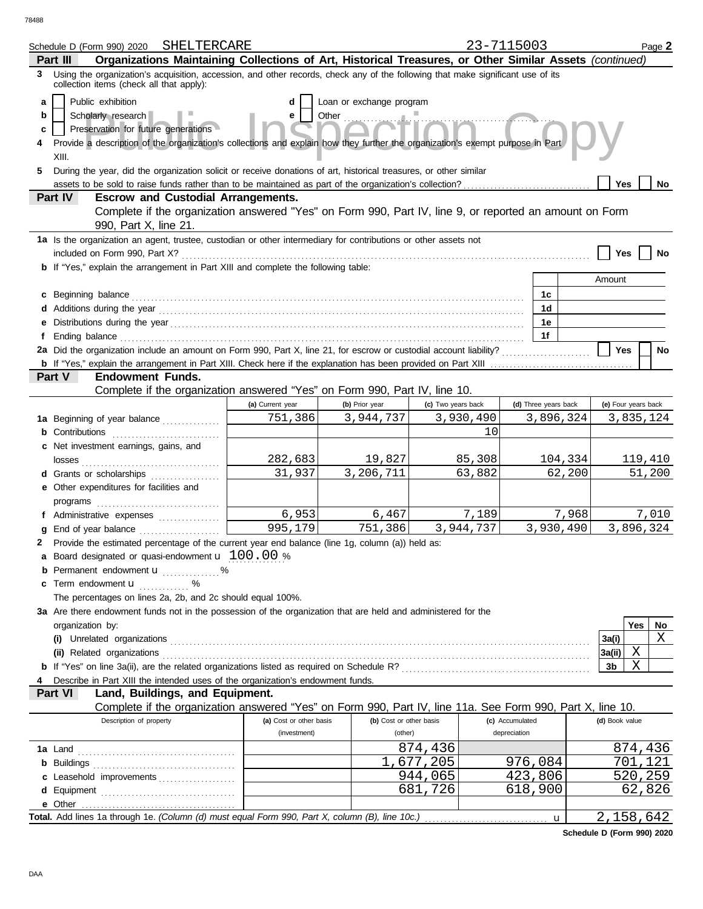Schedule D (Form 990) 2020 SHELTERCARE 23-7115003 Page **2**

## Part III Organizations Maintaining Collections of Art, Historical Treasures, or Other Similar Assets *(continued)*

**3** Using the organization's acquisition, accession, and other records, check any of the following that make significant use of its collection items (check all that apply):

- **a** [ ] Public exhibition
- **b** [ ] Scholarly research
- **c** [ ] Preservation for future generations
- **d** [ ] Loan or exchange program
- **e** [ ] Other

**4** Provide a description of the organization's collections and explain how they further the organization's exempt purpose in Part XIII.

**5** During the year, did the organization solicit or receive donations of art, historical treasures, or other similar assets to be sold to raise funds rather than to be maintained as part of the organization's collection? [ ] Yes [ ] No

## Part IV Escrow and Custodial Arrangements.

Complete if the organization answered "Yes" on Form 990, Part IV, line 9, or reported an amount on Form 990, Part X, line 21.

**1a** Is the organization an agent, trustee, custodian or other intermediary for contributions or other assets not included on Form 990, Part X? [ ] Yes [ ] No

**b** If "Yes," explain the arrangement in Part XIII and complete the following table:

| | | Amount |
|---|---|---|
| **c** Beginning balance | 1c | |
| **d** Additions during the year | 1d | |
| **e** Distributions during the year | 1e | |
| **f** Ending balance | 1f | |

**2a** Did the organization include an amount on Form 990, Part X, line 21, for escrow or custodial account liability? [ ] Yes [ ] No

**b** If "Yes," explain the arrangement in Part XIII. Check here if the explanation has been provided on Part XIII [ ]

## Part V Endowment Funds.

Complete if the organization answered "Yes" on Form 990, Part IV, line 10.

| | (a) Current year | (b) Prior year | (c) Two years back | (d) Three years back | (e) Four years back |
|---|---|---|---|---|---|
| **1a** Beginning of year balance | 751,386 | 3,944,737 | 3,930,490 | 3,896,324 | 3,835,124 |
| **b** Contributions | | | 10 | | |
| **c** Net investment earnings, gains, and losses | 282,683 | 19,827 | 85,308 | 104,334 | 119,410 |
| **d** Grants or scholarships | 31,937 | 3,206,711 | 63,882 | 62,200 | 51,200 |
| **e** Other expenditures for facilities and programs | | | | | |
| **f** Administrative expenses | 6,953 | 6,467 | 7,189 | 7,968 | 7,010 |
| **g** End of year balance | 995,179 | 751,386 | 3,944,737 | 3,930,490 | 3,896,324 |

**2** Provide the estimated percentage of the current year end balance (line 1g, column (a)) held as:

- **a** Board designated or quasi-endowment 100.00 %
- **b** Permanent endowment ______ %
- **c** Term endowment ______ %

The percentages on lines 2a, 2b, and 2c should equal 100%.

**3a** Are there endowment funds not in the possession of the organization that are held and administered for the organization by:

| | | Yes | No |
|---|---|---|---|
| **(i)** Unrelated organizations | 3a(i) | | X |
| **(ii)** Related organizations | 3a(ii) | X | |
| **b** If "Yes" on line 3a(ii), are the related organizations listed as required on Schedule R? | 3b | X | |

**4** Describe in Part XIII the intended uses of the organization's endowment funds.

## Part VI Land, Buildings, and Equipment.

Complete if the organization answered "Yes" on Form 990, Part IV, line 11a. See Form 990, Part X, line 10.

| Description of property | (a) Cost or other basis (investment) | (b) Cost or other basis (other) | (c) Accumulated depreciation | (d) Book value |
|---|---|---|---|---|
| **1a** Land | | 874,436 | | 874,436 |
| **b** Buildings | | 1,677,205 | 976,084 | 701,121 |
| **c** Leasehold improvements | | 944,065 | 423,806 | 520,259 |
| **d** Equipment | | 681,726 | 618,900 | 62,826 |
| **e** Other | | | | |
| **Total.** Add lines 1a through 1e. *(Column (d) must equal Form 990, Part X, column (B), line 10c.)* | | | | 2,158,642 |

**Schedule D (Form 990) 2020**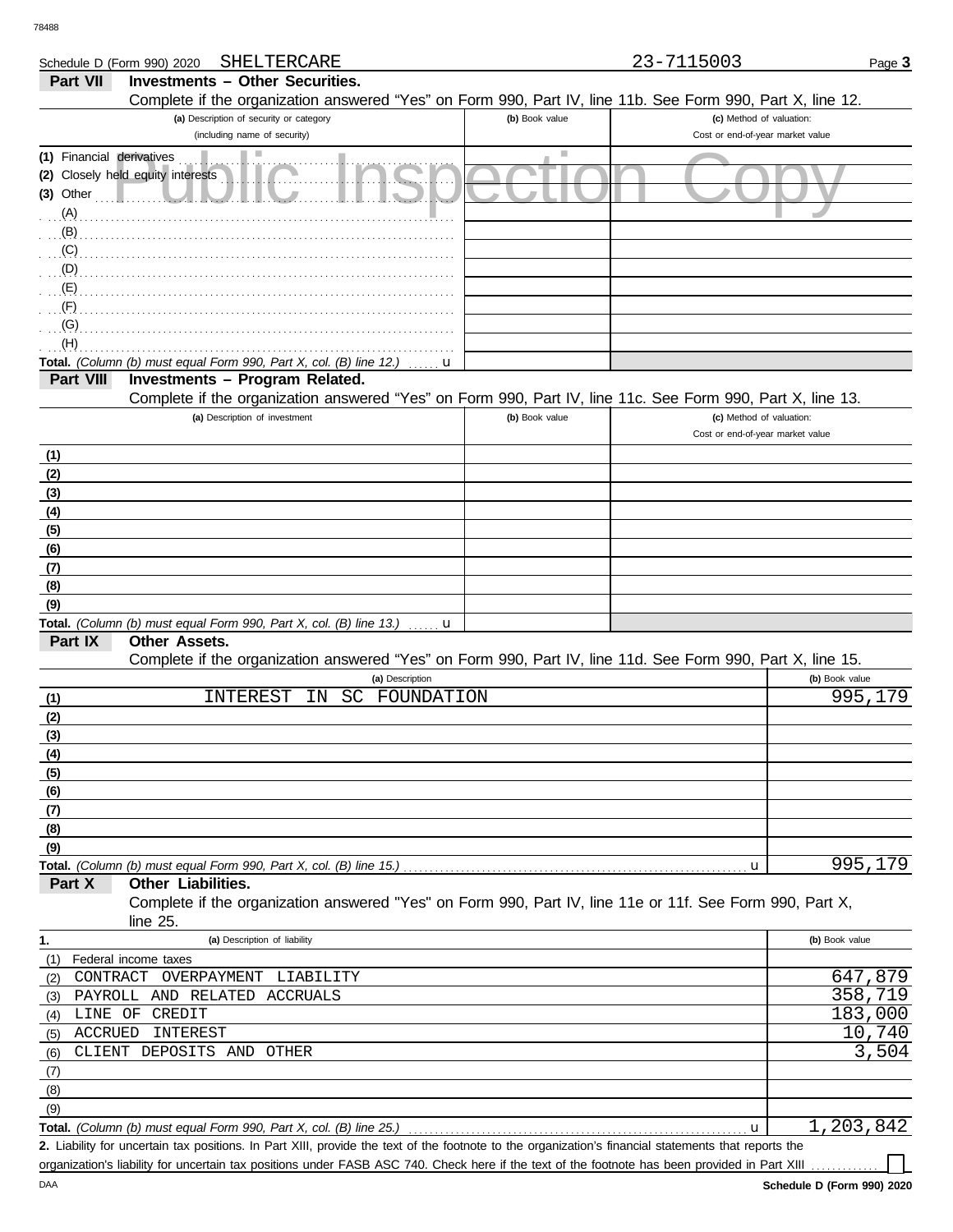Schedule D (Form 990) 2020 SHELTERCARE 23-7115003

## Part VII Investments – Other Securities.

Complete if the organization answered "Yes" on Form 990, Part IV, line 11b. See Form 990, Part X, line 12.

| (a) Description of security or category (including name of security) | (b) Book value | (c) Method of valuation: Cost or end-of-year market value |
|---|---|---|
| (1) Financial derivatives | | |
| (2) Closely held equity interests | | |
| (3) Other | | |
| (A) | | |
| (B) | | |
| (C) | | |
| (D) | | |
| (E) | | |
| (F) | | |
| (G) | | |
| (H) | | |
| **Total.** *(Column (b) must equal Form 990, Part X, col. (B) line 12.)* u | | |

## Part VIII Investments – Program Related.

Complete if the organization answered "Yes" on Form 990, Part IV, line 11c. See Form 990, Part X, line 13.

| (a) Description of investment | (b) Book value | (c) Method of valuation: Cost or end-of-year market value |
|---|---|---|
| (1) | | |
| (2) | | |
| (3) | | |
| (4) | | |
| (5) | | |
| (6) | | |
| (7) | | |
| (8) | | |
| (9) | | |
| **Total.** *(Column (b) must equal Form 990, Part X, col. (B) line 13.)* u | | |

## Part IX Other Assets.

Complete if the organization answered "Yes" on Form 990, Part IV, line 11d. See Form 990, Part X, line 15.

| | (a) Description | (b) Book value |
|---|---|---|
| (1) | INTEREST IN SC FOUNDATION | 995,179 |
| (2) | | |
| (3) | | |
| (4) | | |
| (5) | | |
| (6) | | |
| (7) | | |
| (8) | | |
| (9) | | |
| **Total.** *(Column (b) must equal Form 990, Part X, col. (B) line 15.)* | u | 995,179 |

## Part X Other Liabilities.

Complete if the organization answered "Yes" on Form 990, Part IV, line 11e or 11f. See Form 990, Part X, line 25.

| 1. | (a) Description of liability | (b) Book value |
|---|---|---|
| (1) | Federal income taxes | |
| (2) | CONTRACT OVERPAYMENT LIABILITY | 647,879 |
| (3) | PAYROLL AND RELATED ACCRUALS | 358,719 |
| (4) | LINE OF CREDIT | 183,000 |
| (5) | ACCRUED INTEREST | 10,740 |
| (6) | CLIENT DEPOSITS AND OTHER | 3,504 |
| (7) | | |
| (8) | | |
| (9) | | |
| **Total.** *(Column (b) must equal Form 990, Part X, col. (B) line 25.)* | u | 1,203,842 |

**2.** Liability for uncertain tax positions. In Part XIII, provide the text of the footnote to the organization's financial statements that reports the organization's liability for uncertain tax positions under FASB ASC 740. Check here if the text of the footnote has been provided in Part XIII ☐

Schedule D (Form 990) 2020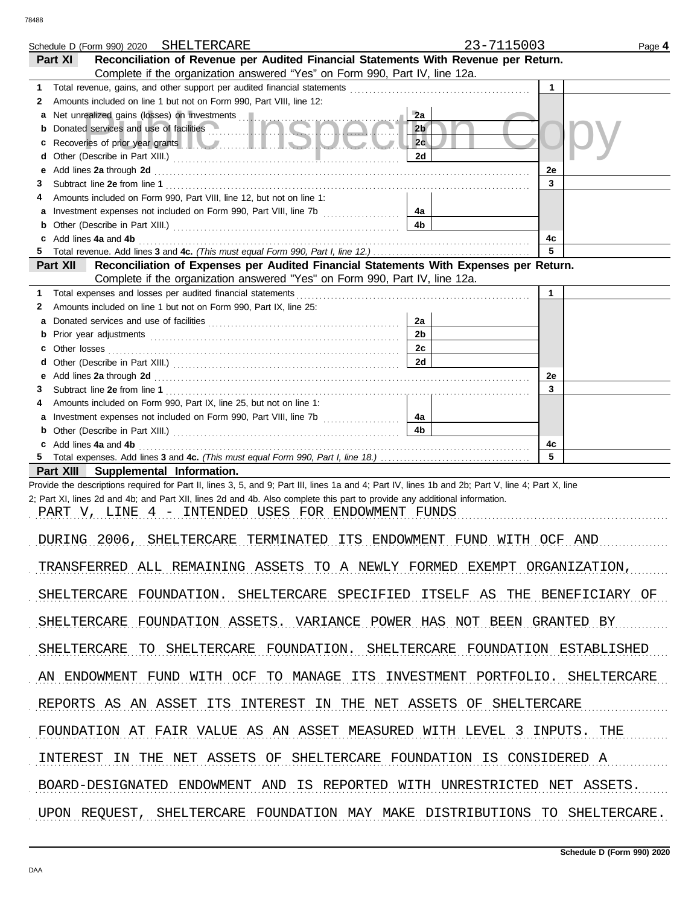Schedule D (Form 990) 2020 SHELTERCARE 23-7115003 Page **4**

## Part XI Reconciliation of Revenue per Audited Financial Statements With Revenue per Return.

Complete if the organization answered "Yes" on Form 990, Part IV, line 12a.

| | | | | | |
|---|---|---|---|---|---|
| **1** | Total revenue, gains, and other support per audited financial statements | | | 1 | |
| **2** | Amounts included on line 1 but not on Form 990, Part VIII, line 12: | | | | |
| **a** | Net unrealized gains (losses) on investments | 2a | | | |
| **b** | Donated services and use of facilities | 2b | | | |
| **c** | Recoveries of prior year grants | 2c | | | |
| **d** | Other (Describe in Part XIII.) | 2d | | | |
| **e** | Add lines **2a** through **2d** | | | 2e | |
| **3** | Subtract line **2e** from line **1** | | | 3 | |
| **4** | Amounts included on Form 990, Part VIII, line 12, but not on line 1: | | | | |
| **a** | Investment expenses not included on Form 990, Part VIII, line 7b | 4a | | | |
| **b** | Other (Describe in Part XIII.) | 4b | | | |
| **c** | Add lines **4a** and **4b** | | | 4c | |
| **5** | Total revenue. Add lines **3** and **4c.** *(This must equal Form 990, Part I, line 12.)* | | | 5 | |

## Part XII Reconciliation of Expenses per Audited Financial Statements With Expenses per Return.

Complete if the organization answered "Yes" on Form 990, Part IV, line 12a.

| | | | | | |
|---|---|---|---|---|---|
| **1** | Total expenses and losses per audited financial statements | | | 1 | |
| **2** | Amounts included on line 1 but not on Form 990, Part IX, line 25: | | | | |
| **a** | Donated services and use of facilities | 2a | | | |
| **b** | Prior year adjustments | 2b | | | |
| **c** | Other losses | 2c | | | |
| **d** | Other (Describe in Part XIII.) | 2d | | | |
| **e** | Add lines **2a** through **2d** | | | 2e | |
| **3** | Subtract line **2e** from line **1** | | | 3 | |
| **4** | Amounts included on Form 990, Part IX, line 25, but not on line 1: | | | | |
| **a** | Investment expenses not included on Form 990, Part VIII, line 7b | 4a | | | |
| **b** | Other (Describe in Part XIII.) | 4b | | | |
| **c** | Add lines **4a** and **4b** | | | 4c | |
| **5** | Total expenses. Add lines **3** and **4c.** *(This must equal Form 990, Part I, line 18.)* | | | 5 | |

## Part XIII Supplemental Information.

Provide the descriptions required for Part II, lines 3, 5, and 9; Part III, lines 1a and 4; Part IV, lines 1b and 2b; Part V, line 4; Part X, line 2; Part XI, lines 2d and 4b; and Part XII, lines 2d and 4b. Also complete this part to provide any additional information.

PART V, LINE 4 - INTENDED USES FOR ENDOWMENT FUNDS

DURING 2006, SHELTERCARE TERMINATED ITS ENDOWMENT FUND WITH OCF AND TRANSFERRED ALL REMAINING ASSETS TO A NEWLY FORMED EXEMPT ORGANIZATION, SHELTERCARE FOUNDATION. SHELTERCARE SPECIFIED ITSELF AS THE BENEFICIARY OF SHELTERCARE FOUNDATION ASSETS. VARIANCE POWER HAS NOT BEEN GRANTED BY SHELTERCARE TO SHELTERCARE FOUNDATION. SHELTERCARE FOUNDATION ESTABLISHED AN ENDOWMENT FUND WITH OCF TO MANAGE ITS INVESTMENT PORTFOLIO. SHELTERCARE REPORTS AS AN ASSET ITS INTEREST IN THE NET ASSETS OF SHELTERCARE FOUNDATION AT FAIR VALUE AS AN ASSET MEASURED WITH LEVEL 3 INPUTS. THE INTEREST IN THE NET ASSETS OF SHELTERCARE FOUNDATION IS CONSIDERED A BOARD-DESIGNATED ENDOWMENT AND IS REPORTED WITH UNRESTRICTED NET ASSETS. UPON REQUEST, SHELTERCARE FOUNDATION MAY MAKE DISTRIBUTIONS TO SHELTERCARE.

**Schedule D (Form 990) 2020**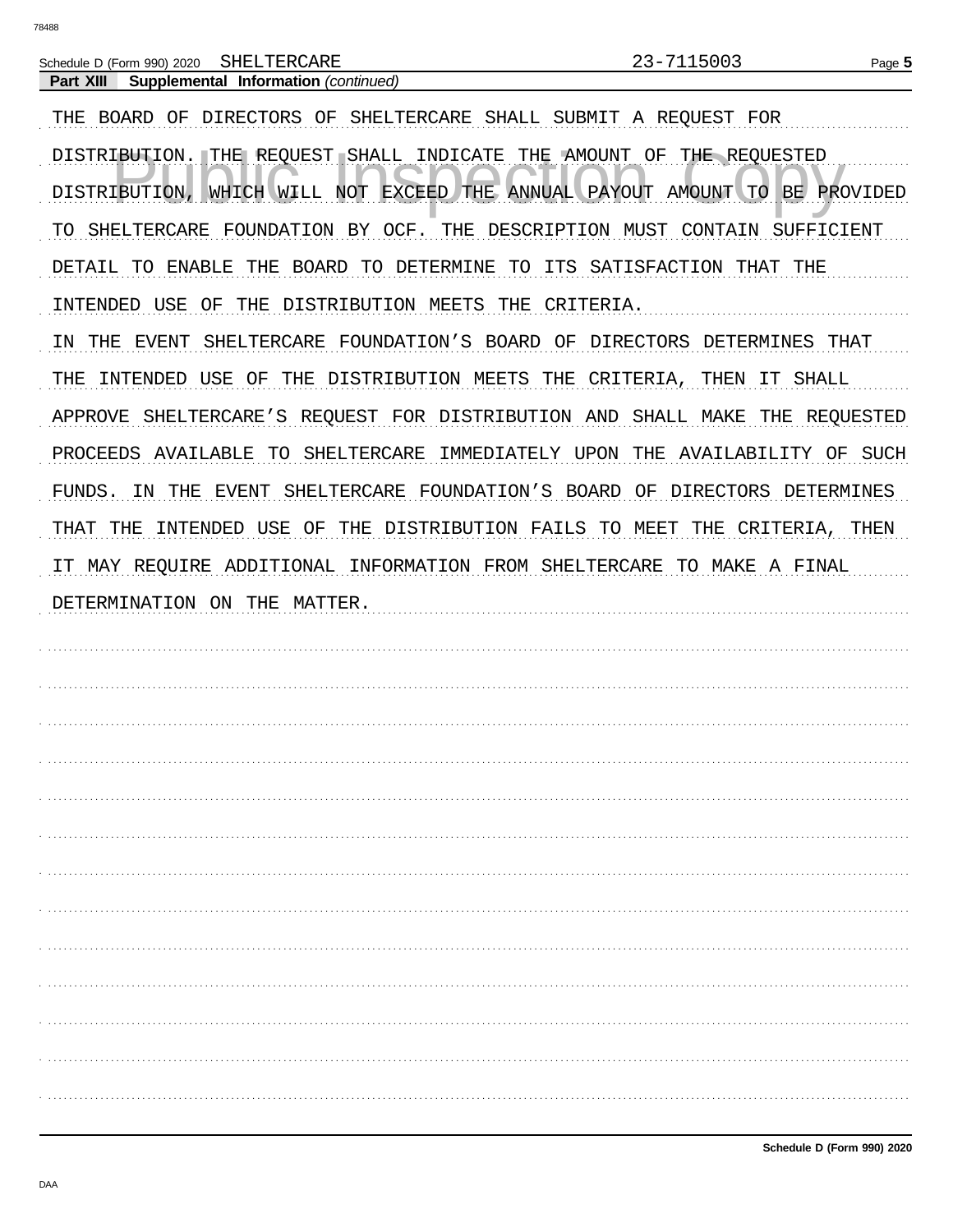Schedule D (Form 990) 2020 SHELTERCARE 23-7115003

**Part XIII Supplemental Information** *(continued)*

THE BOARD OF DIRECTORS OF SHELTERCARE SHALL SUBMIT A REQUEST FOR DISTRIBUTION. THE REQUEST SHALL INDICATE THE AMOUNT OF THE REQUESTED DISTRIBUTION, WHICH WILL NOT EXCEED THE ANNUAL PAYOUT AMOUNT TO BE PROVIDED TO SHELTERCARE FOUNDATION BY OCF. THE DESCRIPTION MUST CONTAIN SUFFICIENT DETAIL TO ENABLE THE BOARD TO DETERMINE TO ITS SATISFACTION THAT THE INTENDED USE OF THE DISTRIBUTION MEETS THE CRITERIA.

IN THE EVENT SHELTERCARE FOUNDATION'S BOARD OF DIRECTORS DETERMINES THAT THE INTENDED USE OF THE DISTRIBUTION MEETS THE CRITERIA, THEN IT SHALL APPROVE SHELTERCARE'S REQUEST FOR DISTRIBUTION AND SHALL MAKE THE REQUESTED PROCEEDS AVAILABLE TO SHELTERCARE IMMEDIATELY UPON THE AVAILABILITY OF SUCH FUNDS. IN THE EVENT SHELTERCARE FOUNDATION'S BOARD OF DIRECTORS DETERMINES THAT THE INTENDED USE OF THE DISTRIBUTION FAILS TO MEET THE CRITERIA, THEN IT MAY REQUIRE ADDITIONAL INFORMATION FROM SHELTERCARE TO MAKE A FINAL DETERMINATION ON THE MATTER.

Schedule D (Form 990) 2020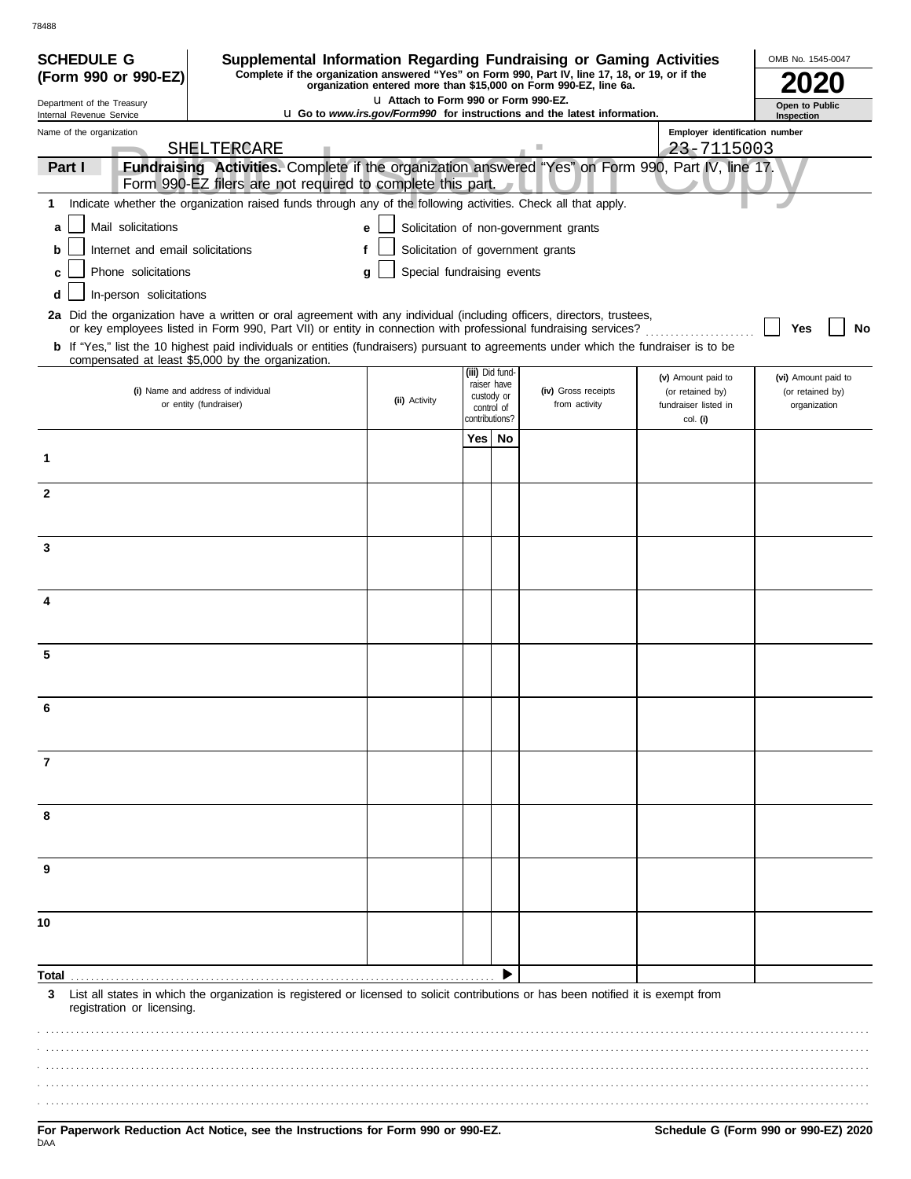78488

**SCHEDULE G (Form 990 or 990-EZ)**

Department of the Treasury
Internal Revenue Service

# Supplemental Information Regarding Fundraising or Gaming Activities

**Complete if the organization answered "Yes" on Form 990, Part IV, line 17, 18, or 19, or if the organization entered more than $15,000 on Form 990-EZ, line 6a.**

**u Attach to Form 990 or Form 990-EZ.**

**u Go to *www.irs.gov/Form990* for instructions and the latest information.**

OMB No. 1545-0047

**2020**

**Open to Public Inspection**

Name of the organization: SHELTERCARE

Employer identification number: 23-7115003

**Part I** **Fundraising Activities.** Complete if the organization answered "Yes" on Form 990, Part IV, line 17. Form 990-EZ filers are not required to complete this part.

**1** Indicate whether the organization raised funds through any of the following activities. Check all that apply.

- **a** ☐ Mail solicitations
- **b** ☐ Internet and email solicitations
- **c** ☐ Phone solicitations
- **d** ☐ In-person solicitations
- **e** ☐ Solicitation of non-government grants
- **f** ☐ Solicitation of government grants
- **g** ☐ Special fundraising events

**2a** Did the organization have a written or oral agreement with any individual (including officers, directors, trustees, or key employees listed in Form 990, Part VII) or entity in connection with professional fundraising services? ☐ **Yes** ☐ **No**

**b** If "Yes," list the 10 highest paid individuals or entities (fundraisers) pursuant to agreements under which the fundraiser is to be compensated at least $5,000 by the organization.

| | (i) Name and address of individual or entity (fundraiser) | (ii) Activity | (iii) Did fund-raiser have custody or control of contributions? Yes | No | (iv) Gross receipts from activity | (v) Amount paid to (or retained by) fundraiser listed in col. (i) | (vi) Amount paid to (or retained by) organization |
|---|---|---|---|---|---|---|---|
| 1 | | | | | | | |
| 2 | | | | | | | |
| 3 | | | | | | | |
| 4 | | | | | | | |
| 5 | | | | | | | |
| 6 | | | | | | | |
| 7 | | | | | | | |
| 8 | | | | | | | |
| 9 | | | | | | | |
| 10 | | | | | | | |
| **Total** | | | | ▶ | | | |

**3** List all states in which the organization is registered or licensed to solicit contributions or has been notified it is exempt from registration or licensing.

**For Paperwork Reduction Act Notice, see the Instructions for Form 990 or 990-EZ.**

**Schedule G (Form 990 or 990-EZ) 2020**

DAA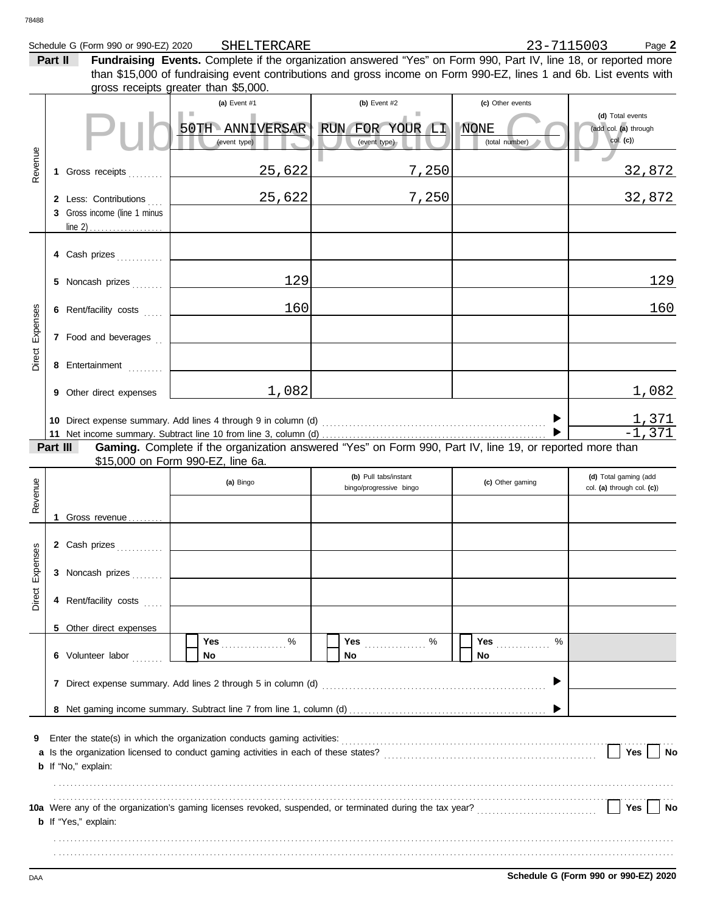Schedule G (Form 990 or 990-EZ) 2020 SHELTERCARE 23-7115003 Page **2**

**Part II** **Fundraising Events.** Complete if the organization answered "Yes" on Form 990, Part IV, line 18, or reported more than $15,000 of fundraising event contributions and gross income on Form 990-EZ, lines 1 and 6b. List events with gross receipts greater than $5,000.

| | | (a) Event #1 | (b) Event #2 | (c) Other events | (d) Total events (add col. (a) through col. (c)) |
|---|---|---|---|---|---|
| | | 50TH ANNIVERSAR (event type) | RUN FOR YOUR LI (event type) | NONE (total number) | |
| Revenue | 1 Gross receipts | 25,622 | 7,250 | | 32,872 |
| | 2 Less: Contributions | 25,622 | 7,250 | | 32,872 |
| | 3 Gross income (line 1 minus line 2) | | | | |
| Direct Expenses | 4 Cash prizes | | | | |
| | 5 Noncash prizes | 129 | | | 129 |
| | 6 Rent/facility costs | 160 | | | 160 |
| | 7 Food and beverages | | | | |
| | 8 Entertainment | | | | |
| | 9 Other direct expenses | 1,082 | | | 1,082 |
| | 10 Direct expense summary. Add lines 4 through 9 in column (d) | | | | 1,371 |
| | 11 Net income summary. Subtract line 10 from line 3, column (d) | | | | -1,371 |

**Part III** **Gaming.** Complete if the organization answered "Yes" on Form 990, Part IV, line 19, or reported more than $15,000 on Form 990-EZ, line 6a.

| | | (a) Bingo | (b) Pull tabs/instant bingo/progressive bingo | (c) Other gaming | (d) Total gaming (add col. (a) through col. (c)) |
|---|---|---|---|---|---|
| Revenue | 1 Gross revenue | | | | |
| Direct Expenses | 2 Cash prizes | | | | |
| | 3 Noncash prizes | | | | |
| | 4 Rent/facility costs | | | | |
| | 5 Other direct expenses | | | | |
| | 6 Volunteer labor | ☐ Yes ___ % ☐ No | ☐ Yes ___ % ☐ No | ☐ Yes ___ % ☐ No | |
| | 7 Direct expense summary. Add lines 2 through 5 in column (d) | | | | |
| | 8 Net gaming income summary. Subtract line 7 from line 1, column (d) | | | | |

9 Enter the state(s) in which the organization conducts gaming activities:

a Is the organization licensed to conduct gaming activities in each of these states? ☐ Yes ☐ No

b If "No," explain:

10a Were any of the organization's gaming licenses revoked, suspended, or terminated during the tax year? ☐ Yes ☐ No

b If "Yes," explain:

Schedule G (Form 990 or 990-EZ) 2020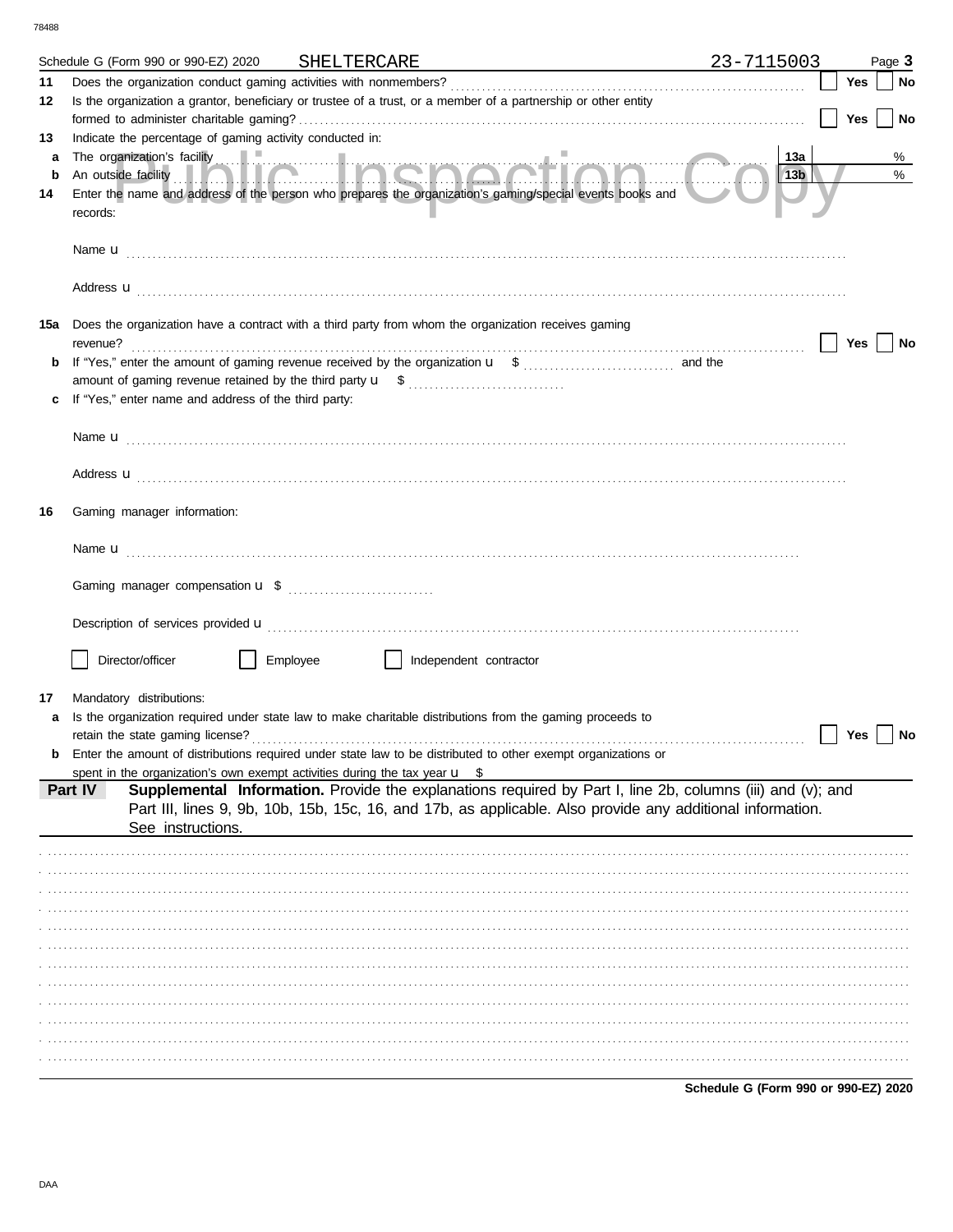Schedule G (Form 990 or 990-EZ) 2020 SHELTERCARE 23-7115003 Page **3**

**11** Does the organization conduct gaming activities with nonmembers? ☐ **Yes** ☐ **No**

**12** Is the organization a grantor, beneficiary or trustee of a trust, or a member of a partnership or other entity formed to administer charitable gaming? ☐ **Yes** ☐ **No**

**13** Indicate the percentage of gaming activity conducted in:

**a** The organization's facility **13a** %

**b** An outside facility **13b** %

**14** Enter the name and address of the person who prepares the organization's gaming/special events books and records:

Name u

Address u

**15a** Does the organization have a contract with a third party from whom the organization receives gaming revenue? ☐ **Yes** ☐ **No**

**b** If "Yes," enter the amount of gaming revenue received by the organization u $ and the amount of gaming revenue retained by the third party u $

**c** If "Yes," enter name and address of the third party:

Name u

Address u

**16** Gaming manager information:

Name u

Gaming manager compensation u $

Description of services provided u

☐ Director/officer ☐ Employee ☐ Independent contractor

**17** Mandatory distributions:

**a** Is the organization required under state law to make charitable distributions from the gaming proceeds to retain the state gaming license? ☐ **Yes** ☐ **No**

**b** Enter the amount of distributions required under state law to be distributed to other exempt organizations or spent in the organization's own exempt activities during the tax year u $

**Part IV** **Supplemental Information.** Provide the explanations required by Part I, line 2b, columns (iii) and (v); and Part III, lines 9, 9b, 10b, 15b, 15c, 16, and 17b, as applicable. Also provide any additional information. See instructions.

**Schedule G (Form 990 or 990-EZ) 2020**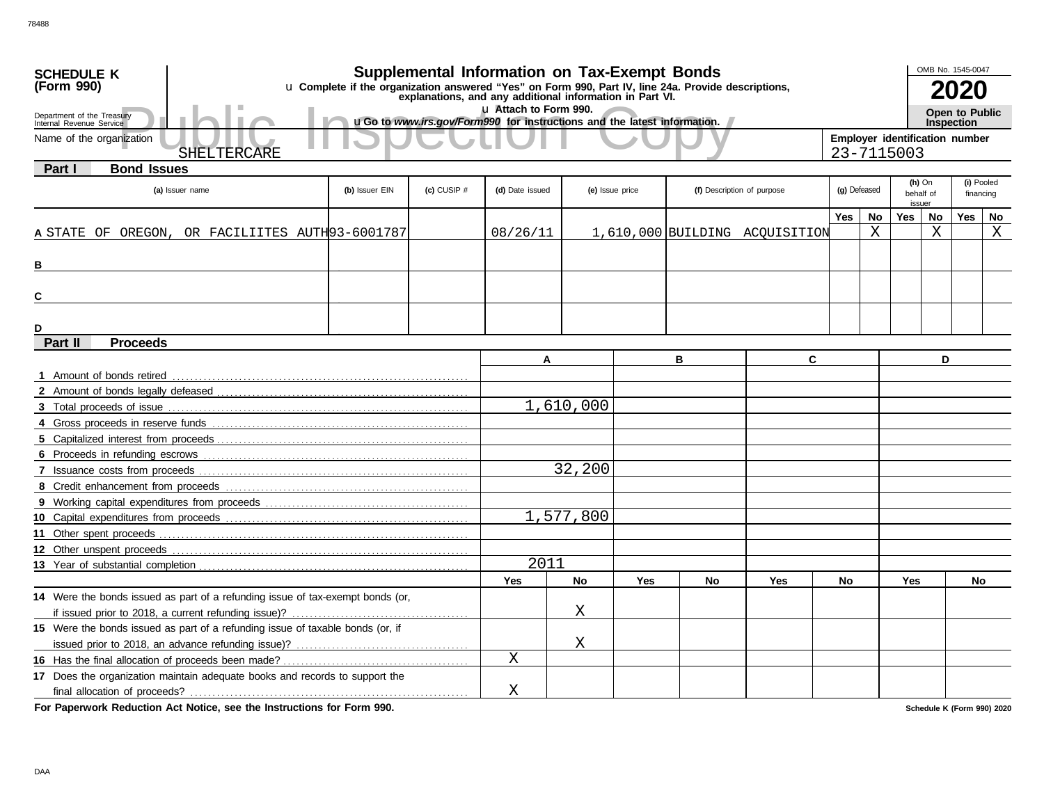**SCHEDULE K (Form 990)**

Department of the Treasury
Internal Revenue Service

# Supplemental Information on Tax-Exempt Bonds

u Complete if the organization answered "Yes" on Form 990, Part IV, line 24a. Provide descriptions, explanations, and any additional information in Part VI.

u Attach to Form 990.

u Go to *www.irs.gov/Form990* for instructions and the latest information.

OMB No. 1545-0047

**2020**

**Open to Public Inspection**

Public Inspection Copy

Name of the organization: SHELTERCARE

Employer identification number: 23-7115003

## Part I Bond Issues

| | (a) Issuer name | (b) Issuer EIN | (c) CUSIP # | (d) Date issued | (e) Issue price | (f) Description of purpose | (g) Defeased Yes | (g) Defeased No | (h) On behalf of issuer Yes | (h) On behalf of issuer No | (i) Pooled financing Yes | (i) Pooled financing No |
|---|---|---|---|---|---|---|---|---|---|---|---|---|
| A | STATE OF OREGON, OR FACILIITES AUTH | 93-6001787 | | 08/26/11 | 1,610,000 | BUILDING ACQUISITION | | X | | X | | X |
| B | | | | | | | | | | | | |
| C | | | | | | | | | | | | |
| D | | | | | | | | | | | | |

## Part II Proceeds

| | A | B | C | D |
|---|---|---|---|---|
| 1 Amount of bonds retired | | | | |
| 2 Amount of bonds legally defeased | | | | |
| 3 Total proceeds of issue | 1,610,000 | | | |
| 4 Gross proceeds in reserve funds | | | | |
| 5 Capitalized interest from proceeds | | | | |
| 6 Proceeds in refunding escrows | | | | |
| 7 Issuance costs from proceeds | 32,200 | | | |
| 8 Credit enhancement from proceeds | | | | |
| 9 Working capital expenditures from proceeds | | | | |
| 10 Capital expenditures from proceeds | 1,577,800 | | | |
| 11 Other spent proceeds | | | | |
| 12 Other unspent proceeds | | | | |
| 13 Year of substantial completion | 2011 | | | |

| | A Yes | A No | B Yes | B No | C Yes | C No | D Yes | D No |
|---|---|---|---|---|---|---|---|---|
| 14 Were the bonds issued as part of a refunding issue of tax-exempt bonds (or, if issued prior to 2018, a current refunding issue)? | | X | | | | | | |
| 15 Were the bonds issued as part of a refunding issue of taxable bonds (or, if issued prior to 2018, an advance refunding issue)? | | X | | | | | | |
| 16 Has the final allocation of proceeds been made? | X | | | | | | | |
| 17 Does the organization maintain adequate books and records to support the final allocation of proceeds? | X | | | | | | | |

**For Paperwork Reduction Act Notice, see the Instructions for Form 990.**

**Schedule K (Form 990) 2020**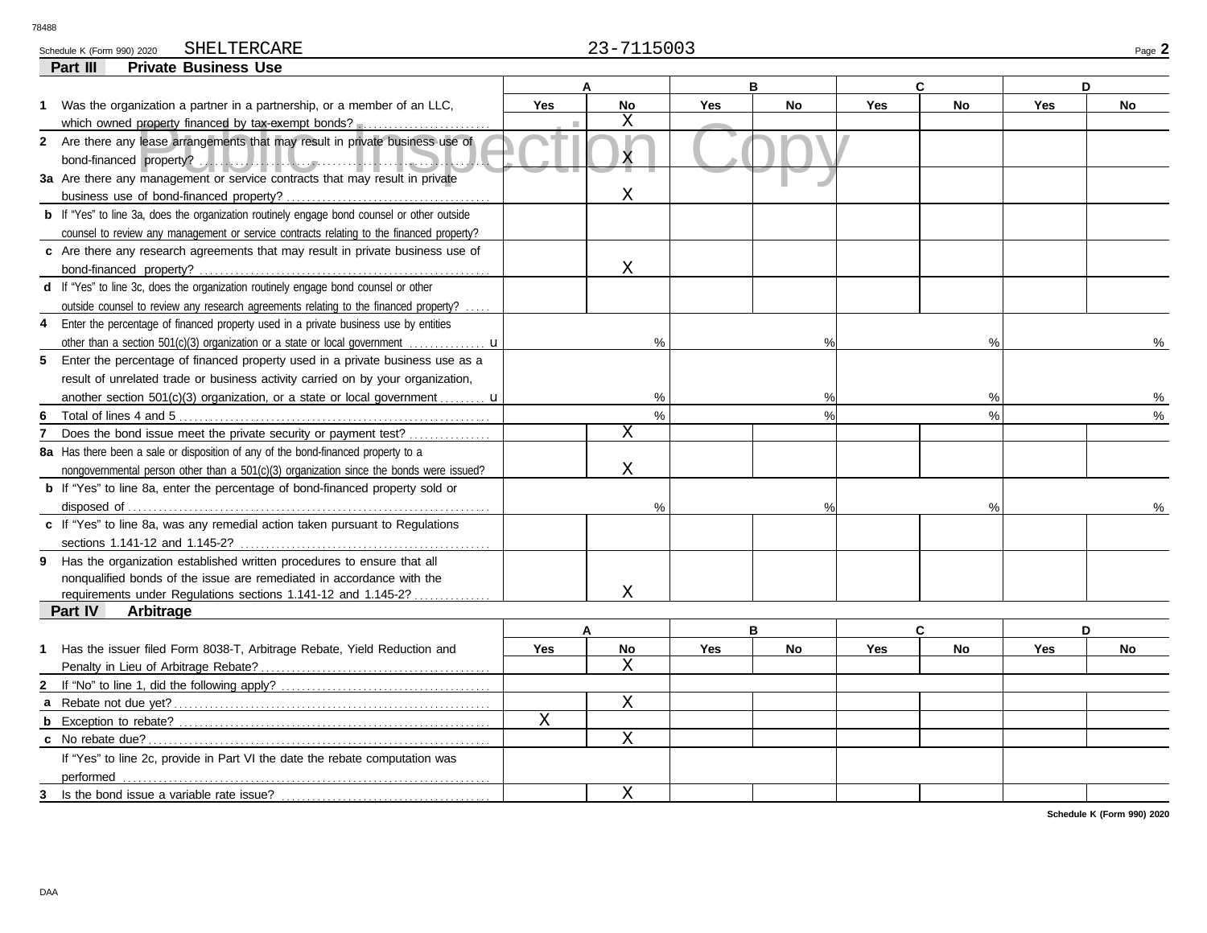Schedule K (Form 990) 2020 SHELTERCARE 23-7115003

## Part III Private Business Use

| | A | | B | | C | | D | |
|---|---|---|---|---|---|---|---|---|
| | Yes | No | Yes | No | Yes | No | Yes | No |
| **1** Was the organization a partner in a partnership, or a member of an LLC, which owned property financed by tax-exempt bonds? | | X | | | | | | |
| **2** Are there any lease arrangements that may result in private business use of bond-financed property? | | X | | | | | | |
| **3a** Are there any management or service contracts that may result in private business use of bond-financed property? | | X | | | | | | |
| **b** If "Yes" to line 3a, does the organization routinely engage bond counsel or other outside counsel to review any management or service contracts relating to the financed property? | | | | | | | | |
| **c** Are there any research agreements that may result in private business use of bond-financed property? | | X | | | | | | |
| **d** If "Yes" to line 3c, does the organization routinely engage bond counsel or other outside counsel to review any research agreements relating to the financed property? | | | | | | | | |
| **4** Enter the percentage of financed property used in a private business use by entities other than a section 501(c)(3) organization or a state or local government | % | | % | | % | | % | |
| **5** Enter the percentage of financed property used in a private business use as a result of unrelated trade or business activity carried on by your organization, another section 501(c)(3) organization, or a state or local government | % | | % | | % | | % | |
| **6** Total of lines 4 and 5 | % | | % | | % | | % | |
| **7** Does the bond issue meet the private security or payment test? | | X | | | | | | |
| **8a** Has there been a sale or disposition of any of the bond-financed property to a nongovernmental person other than a 501(c)(3) organization since the bonds were issued? | | X | | | | | | |
| **b** If "Yes" to line 8a, enter the percentage of bond-financed property sold or disposed of | % | | % | | % | | % | |
| **c** If "Yes" to line 8a, was any remedial action taken pursuant to Regulations sections 1.141-12 and 1.145-2? | | | | | | | | |
| **9** Has the organization established written procedures to ensure that all nonqualified bonds of the issue are remediated in accordance with the requirements under Regulations sections 1.141-12 and 1.145-2? | | X | | | | | | |

## Part IV Arbitrage

| | A | | B | | C | | D | |
|---|---|---|---|---|---|---|---|---|
| | Yes | No | Yes | No | Yes | No | Yes | No |
| **1** Has the issuer filed Form 8038-T, Arbitrage Rebate, Yield Reduction and Penalty in Lieu of Arbitrage Rebate? | | X | | | | | | |
| **2** If "No" to line 1, did the following apply? | | | | | | | | |
| **a** Rebate not due yet? | | X | | | | | | |
| **b** Exception to rebate? | X | | | | | | | |
| **c** No rebate due? | | X | | | | | | |
| If "Yes" to line 2c, provide in Part VI the date the rebate computation was performed | | | | | | | | |
| **3** Is the bond issue a variable rate issue? | | X | | | | | | |

Schedule K (Form 990) 2020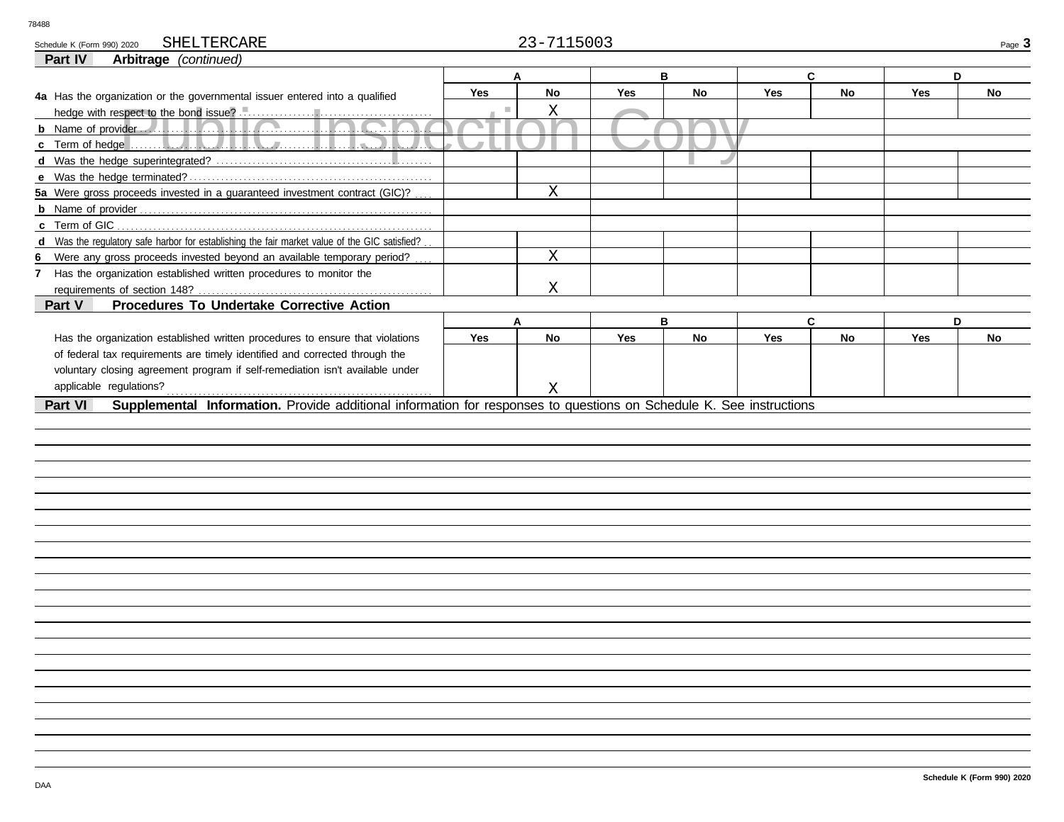Schedule K (Form 990) 2020 SHELTERCARE 23-7115003

## Part IV Arbitrage *(continued)*

| | A | | B | | C | | D | |
|---|---|---|---|---|---|---|---|---|
| | Yes | No | Yes | No | Yes | No | Yes | No |
| **4a** Has the organization or the governmental issuer entered into a qualified hedge with respect to the bond issue? | | X | | | | | | |
| **b** Name of provider | | | | | | | | |
| **c** Term of hedge | | | | | | | | |
| **d** Was the hedge superintegrated? | | | | | | | | |
| **e** Was the hedge terminated? | | | | | | | | |
| **5a** Were gross proceeds invested in a guaranteed investment contract (GIC)? | | X | | | | | | |
| **b** Name of provider | | | | | | | | |
| **c** Term of GIC | | | | | | | | |
| **d** Was the regulatory safe harbor for establishing the fair market value of the GIC satisfied? | | | | | | | | |
| **6** Were any gross proceeds invested beyond an available temporary period? | | X | | | | | | |
| **7** Has the organization established written procedures to monitor the requirements of section 148? | | X | | | | | | |

## Part V Procedures To Undertake Corrective Action

| | A | | B | | C | | D | |
|---|---|---|---|---|---|---|---|---|
| | Yes | No | Yes | No | Yes | No | Yes | No |
| Has the organization established written procedures to ensure that violations of federal tax requirements are timely identified and corrected through the voluntary closing agreement program if self-remediation isn't available under applicable regulations? | | X | | | | | | |

## Part VI Supplemental Information.

Provide additional information for responses to questions on Schedule K. See instructions

Schedule K (Form 990) 2020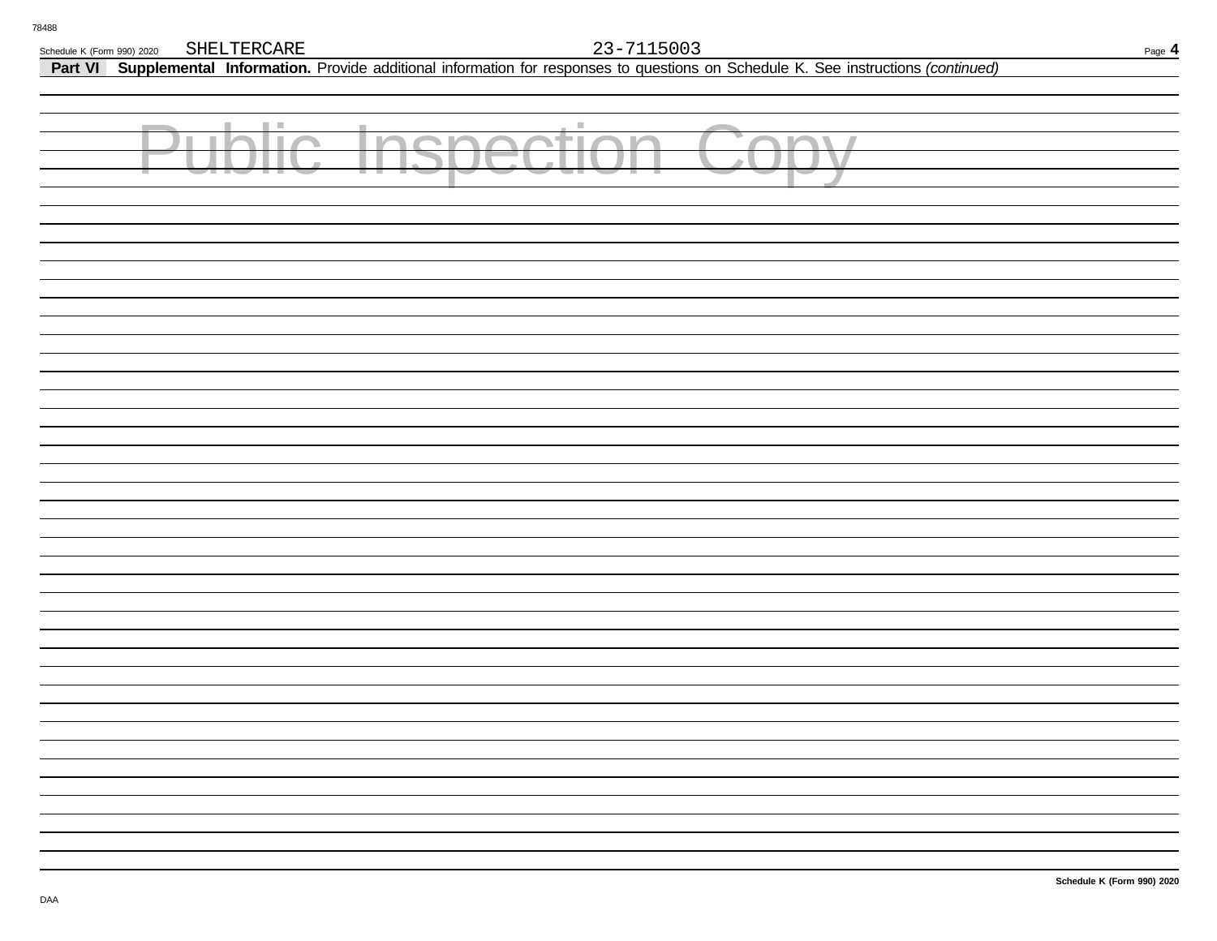SHELTERCARE 23-7115003

**Part VI Supplemental Information.** Provide additional information for responses to questions on Schedule K. See instructions *(continued)*

Public Inspection Copy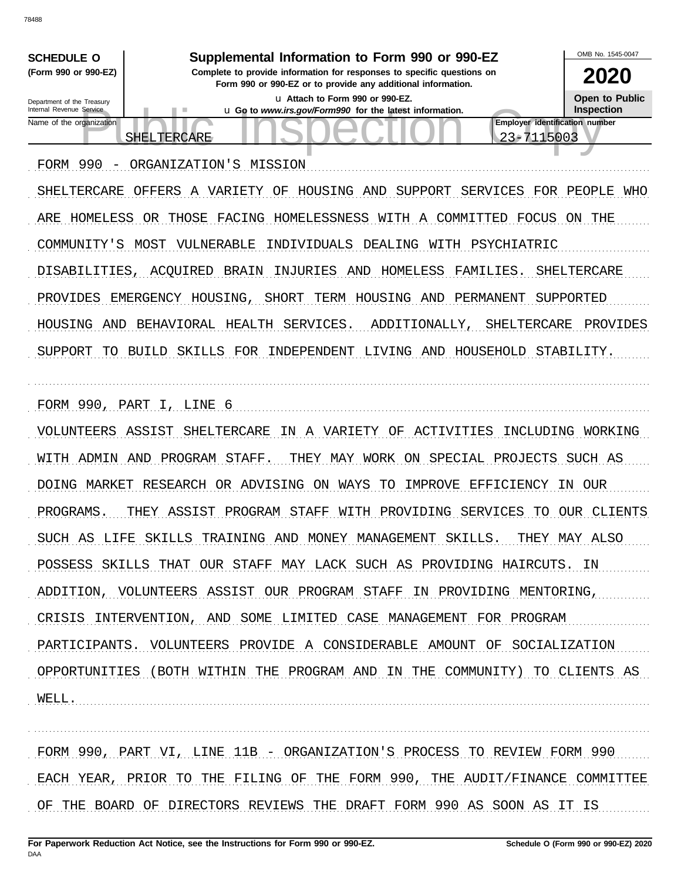**SCHEDULE O** (Form 990 or 990-EZ)

Department of the Treasury
Internal Revenue Service

# Supplemental Information to Form 990 or 990-EZ

**Complete to provide information for responses to specific questions on Form 990 or 990-EZ or to provide any additional information.**

u Attach to Form 990 or 990-EZ.

u Go to *www.irs.gov/Form990* for the latest information.

OMB No. 1545-0047

**2020**

**Open to Public Inspection**

Name of the organization: SHELTERCARE

Employer identification number: 23-7115003

FORM 990 - ORGANIZATION'S MISSION

SHELTERCARE OFFERS A VARIETY OF HOUSING AND SUPPORT SERVICES FOR PEOPLE WHO ARE HOMELESS OR THOSE FACING HOMELESSNESS WITH A COMMITTED FOCUS ON THE COMMUNITY'S MOST VULNERABLE INDIVIDUALS DEALING WITH PSYCHIATRIC DISABILITIES, ACQUIRED BRAIN INJURIES AND HOMELESS FAMILIES. SHELTERCARE PROVIDES EMERGENCY HOUSING, SHORT TERM HOUSING AND PERMANENT SUPPORTED HOUSING AND BEHAVIORAL HEALTH SERVICES. ADDITIONALLY, SHELTERCARE PROVIDES SUPPORT TO BUILD SKILLS FOR INDEPENDENT LIVING AND HOUSEHOLD STABILITY.

FORM 990, PART I, LINE 6

VOLUNTEERS ASSIST SHELTERCARE IN A VARIETY OF ACTIVITIES INCLUDING WORKING WITH ADMIN AND PROGRAM STAFF. THEY MAY WORK ON SPECIAL PROJECTS SUCH AS DOING MARKET RESEARCH OR ADVISING ON WAYS TO IMPROVE EFFICIENCY IN OUR PROGRAMS. THEY ASSIST PROGRAM STAFF WITH PROVIDING SERVICES TO OUR CLIENTS SUCH AS LIFE SKILLS TRAINING AND MONEY MANAGEMENT SKILLS. THEY MAY ALSO POSSESS SKILLS THAT OUR STAFF MAY LACK SUCH AS PROVIDING HAIRCUTS. IN ADDITION, VOLUNTEERS ASSIST OUR PROGRAM STAFF IN PROVIDING MENTORING, CRISIS INTERVENTION, AND SOME LIMITED CASE MANAGEMENT FOR PROGRAM PARTICIPANTS. VOLUNTEERS PROVIDE A CONSIDERABLE AMOUNT OF SOCIALIZATION OPPORTUNITIES (BOTH WITHIN THE PROGRAM AND IN THE COMMUNITY) TO CLIENTS AS WELL.

FORM 990, PART VI, LINE 11B - ORGANIZATION'S PROCESS TO REVIEW FORM 990

EACH YEAR, PRIOR TO THE FILING OF THE FORM 990, THE AUDIT/FINANCE COMMITTEE OF THE BOARD OF DIRECTORS REVIEWS THE DRAFT FORM 990 AS SOON AS IT IS

**For Paperwork Reduction Act Notice, see the Instructions for Form 990 or 990-EZ.** **Schedule O (Form 990 or 990-EZ) 2020**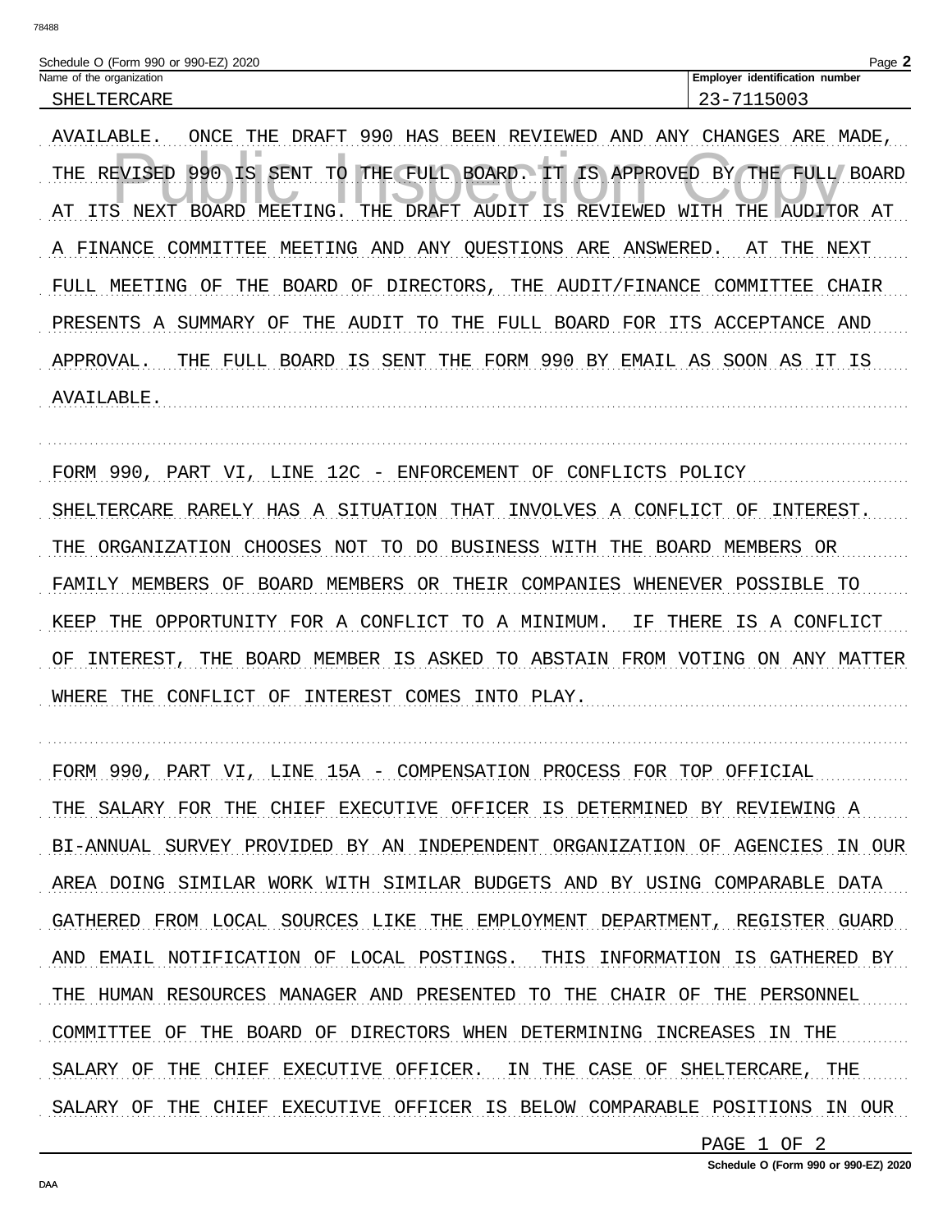Schedule O (Form 990 or 990-EZ) 2020

| Name of the organization | Employer identification number |
| --- | --- |
| SHELTERCARE | 23-7115003 |

AVAILABLE. ONCE THE DRAFT 990 HAS BEEN REVIEWED AND ANY CHANGES ARE MADE, THE REVISED 990 IS SENT TO THE FULL BOARD. IT IS APPROVED BY THE FULL BOARD AT ITS NEXT BOARD MEETING. THE DRAFT AUDIT IS REVIEWED WITH THE AUDITOR AT A FINANCE COMMITTEE MEETING AND ANY QUESTIONS ARE ANSWERED. AT THE NEXT FULL MEETING OF THE BOARD OF DIRECTORS, THE AUDIT/FINANCE COMMITTEE CHAIR PRESENTS A SUMMARY OF THE AUDIT TO THE FULL BOARD FOR ITS ACCEPTANCE AND APPROVAL. THE FULL BOARD IS SENT THE FORM 990 BY EMAIL AS SOON AS IT IS AVAILABLE.

FORM 990, PART VI, LINE 12C - ENFORCEMENT OF CONFLICTS POLICY

SHELTERCARE RARELY HAS A SITUATION THAT INVOLVES A CONFLICT OF INTEREST. THE ORGANIZATION CHOOSES NOT TO DO BUSINESS WITH THE BOARD MEMBERS OR FAMILY MEMBERS OF BOARD MEMBERS OR THEIR COMPANIES WHENEVER POSSIBLE TO KEEP THE OPPORTUNITY FOR A CONFLICT TO A MINIMUM. IF THERE IS A CONFLICT OF INTEREST, THE BOARD MEMBER IS ASKED TO ABSTAIN FROM VOTING ON ANY MATTER WHERE THE CONFLICT OF INTEREST COMES INTO PLAY.

FORM 990, PART VI, LINE 15A - COMPENSATION PROCESS FOR TOP OFFICIAL

THE SALARY FOR THE CHIEF EXECUTIVE OFFICER IS DETERMINED BY REVIEWING A BI-ANNUAL SURVEY PROVIDED BY AN INDEPENDENT ORGANIZATION OF AGENCIES IN OUR AREA DOING SIMILAR WORK WITH SIMILAR BUDGETS AND BY USING COMPARABLE DATA GATHERED FROM LOCAL SOURCES LIKE THE EMPLOYMENT DEPARTMENT, REGISTER GUARD AND EMAIL NOTIFICATION OF LOCAL POSTINGS. THIS INFORMATION IS GATHERED BY THE HUMAN RESOURCES MANAGER AND PRESENTED TO THE CHAIR OF THE PERSONNEL COMMITTEE OF THE BOARD OF DIRECTORS WHEN DETERMINING INCREASES IN THE SALARY OF THE CHIEF EXECUTIVE OFFICER. IN THE CASE OF SHELTERCARE, THE SALARY OF THE CHIEF EXECUTIVE OFFICER IS BELOW COMPARABLE POSITIONS IN OUR

Schedule O (Form 990 or 990-EZ) 2020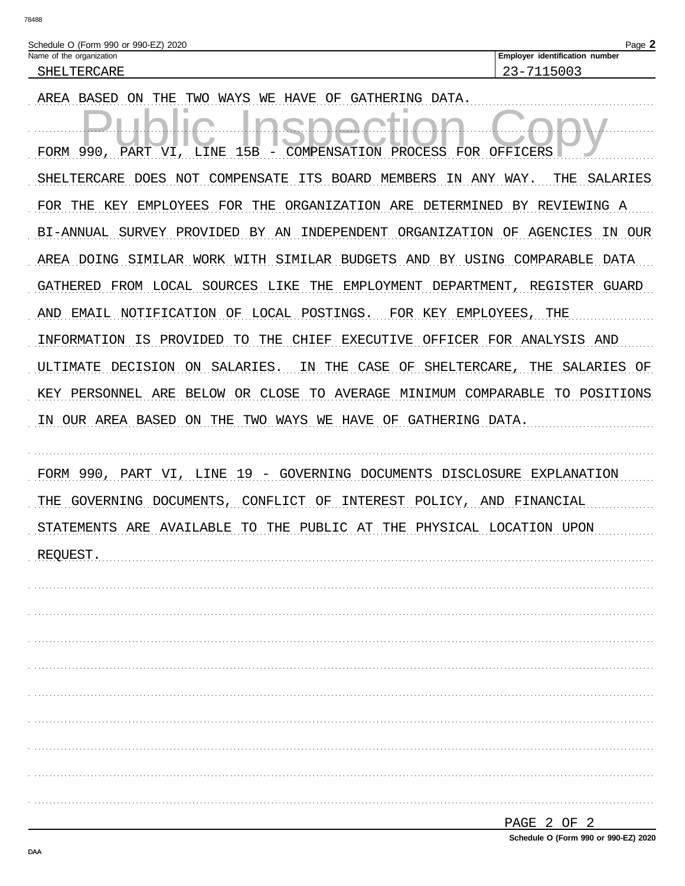Schedule O (Form 990 or 990-EZ) 2020

Name of the organization: SHELTERCARE

Employer identification number: 23-7115003

AREA BASED ON THE TWO WAYS WE HAVE OF GATHERING DATA.

FORM 990, PART VI, LINE 15B - COMPENSATION PROCESS FOR OFFICERS

SHELTERCARE DOES NOT COMPENSATE ITS BOARD MEMBERS IN ANY WAY. THE SALARIES FOR THE KEY EMPLOYEES FOR THE ORGANIZATION ARE DETERMINED BY REVIEWING A BI-ANNUAL SURVEY PROVIDED BY AN INDEPENDENT ORGANIZATION OF AGENCIES IN OUR AREA DOING SIMILAR WORK WITH SIMILAR BUDGETS AND BY USING COMPARABLE DATA GATHERED FROM LOCAL SOURCES LIKE THE EMPLOYMENT DEPARTMENT, REGISTER GUARD AND EMAIL NOTIFICATION OF LOCAL POSTINGS. FOR KEY EMPLOYEES, THE INFORMATION IS PROVIDED TO THE CHIEF EXECUTIVE OFFICER FOR ANALYSIS AND ULTIMATE DECISION ON SALARIES. IN THE CASE OF SHELTERCARE, THE SALARIES OF KEY PERSONNEL ARE BELOW OR CLOSE TO AVERAGE MINIMUM COMPARABLE TO POSITIONS IN OUR AREA BASED ON THE TWO WAYS WE HAVE OF GATHERING DATA.

FORM 990, PART VI, LINE 19 - GOVERNING DOCUMENTS DISCLOSURE EXPLANATION

THE GOVERNING DOCUMENTS, CONFLICT OF INTEREST POLICY, AND FINANCIAL STATEMENTS ARE AVAILABLE TO THE PUBLIC AT THE PHYSICAL LOCATION UPON REQUEST.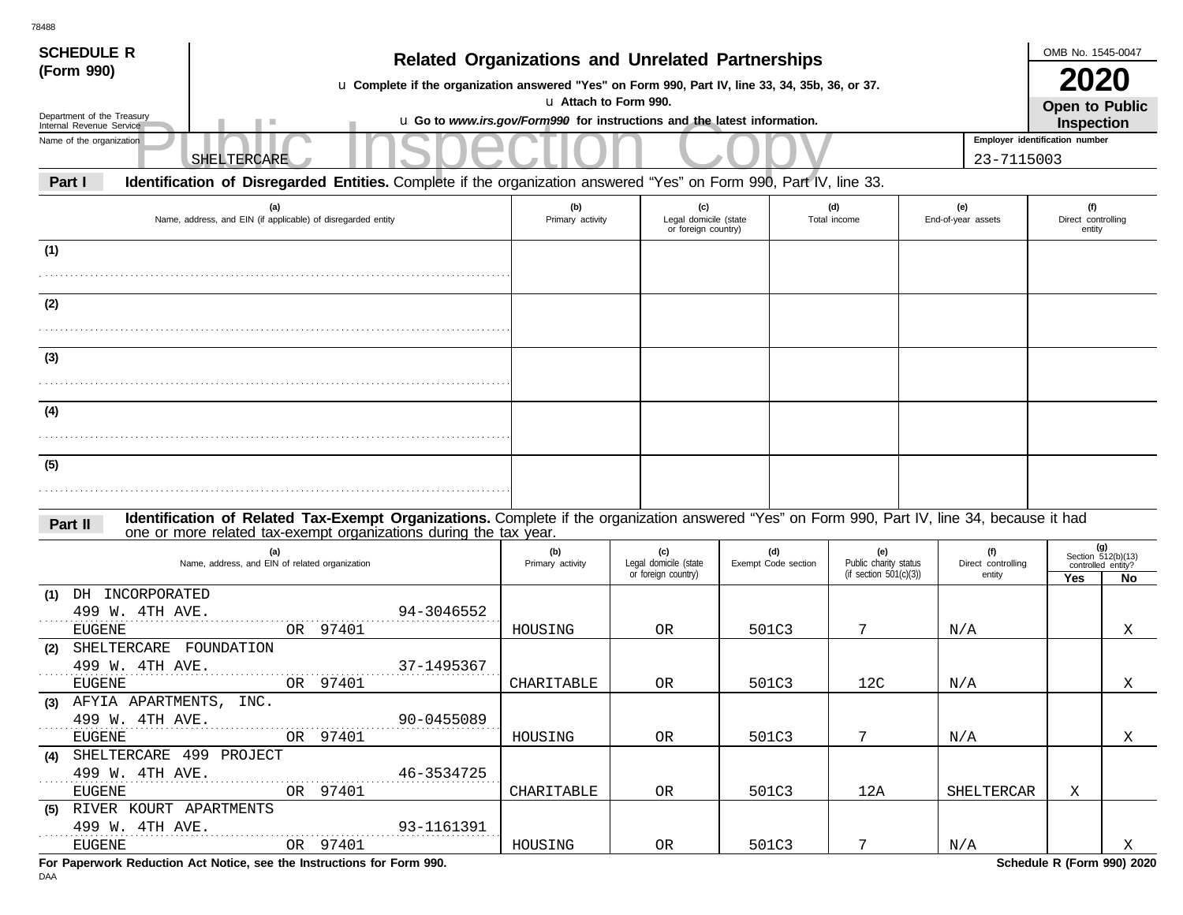78488

**SCHEDULE R (Form 990)**

Department of the Treasury
Internal Revenue Service

# Related Organizations and Unrelated Partnerships

u Complete if the organization answered "Yes" on Form 990, Part IV, line 33, 34, 35b, 36, or 37.

u Attach to Form 990.

u Go to *www.irs.gov/Form990* for instructions and the latest information.

OMB No. 1545-0047

**2020**

**Open to Public Inspection**

Public Inspection Copy

Name of the organization: SHELTERCARE

Employer identification number: 23-7115003

**Part I** **Identification of Disregarded Entities.** Complete if the organization answered "Yes" on Form 990, Part IV, line 33.

| (a) Name, address, and EIN (if applicable) of disregarded entity | (b) Primary activity | (c) Legal domicile (state or foreign country) | (d) Total income | (e) End-of-year assets | (f) Direct controlling entity |
|---|---|---|---|---|---|
| (1) | | | | | |
| (2) | | | | | |
| (3) | | | | | |
| (4) | | | | | |
| (5) | | | | | |

**Part II** **Identification of Related Tax-Exempt Organizations.** Complete if the organization answered "Yes" on Form 990, Part IV, line 34, because it had one or more related tax-exempt organizations during the tax year.

| (a) Name, address, and EIN of related organization | (b) Primary activity | (c) Legal domicile (state or foreign country) | (d) Exempt Code section | (e) Public charity status (if section 501(c)(3)) | (f) Direct controlling entity | (g) Section 512(b)(13) controlled entity? Yes | No |
|---|---|---|---|---|---|---|---|
| (1) DH INCORPORATED<br>499 W. 4TH AVE. 94-3046552<br>EUGENE OR 97401 | HOUSING | OR | 501C3 | 7 | N/A | | X |
| (2) SHELTERCARE FOUNDATION<br>499 W. 4TH AVE. 37-1495367<br>EUGENE OR 97401 | CHARITABLE | OR | 501C3 | 12C | N/A | | X |
| (3) AFYIA APARTMENTS, INC.<br>499 W. 4TH AVE. 90-0455089<br>EUGENE OR 97401 | HOUSING | OR | 501C3 | 7 | N/A | | X |
| (4) SHELTERCARE 499 PROJECT<br>499 W. 4TH AVE. 46-3534725<br>EUGENE OR 97401 | CHARITABLE | OR | 501C3 | 12A | SHELTERCAR | X | |
| (5) RIVER KOURT APARTMENTS<br>499 W. 4TH AVE. 93-1161391<br>EUGENE OR 97401 | HOUSING | OR | 501C3 | 7 | N/A | | X |

**For Paperwork Reduction Act Notice, see the Instructions for Form 990.**

DAA

**Schedule R (Form 990) 2020**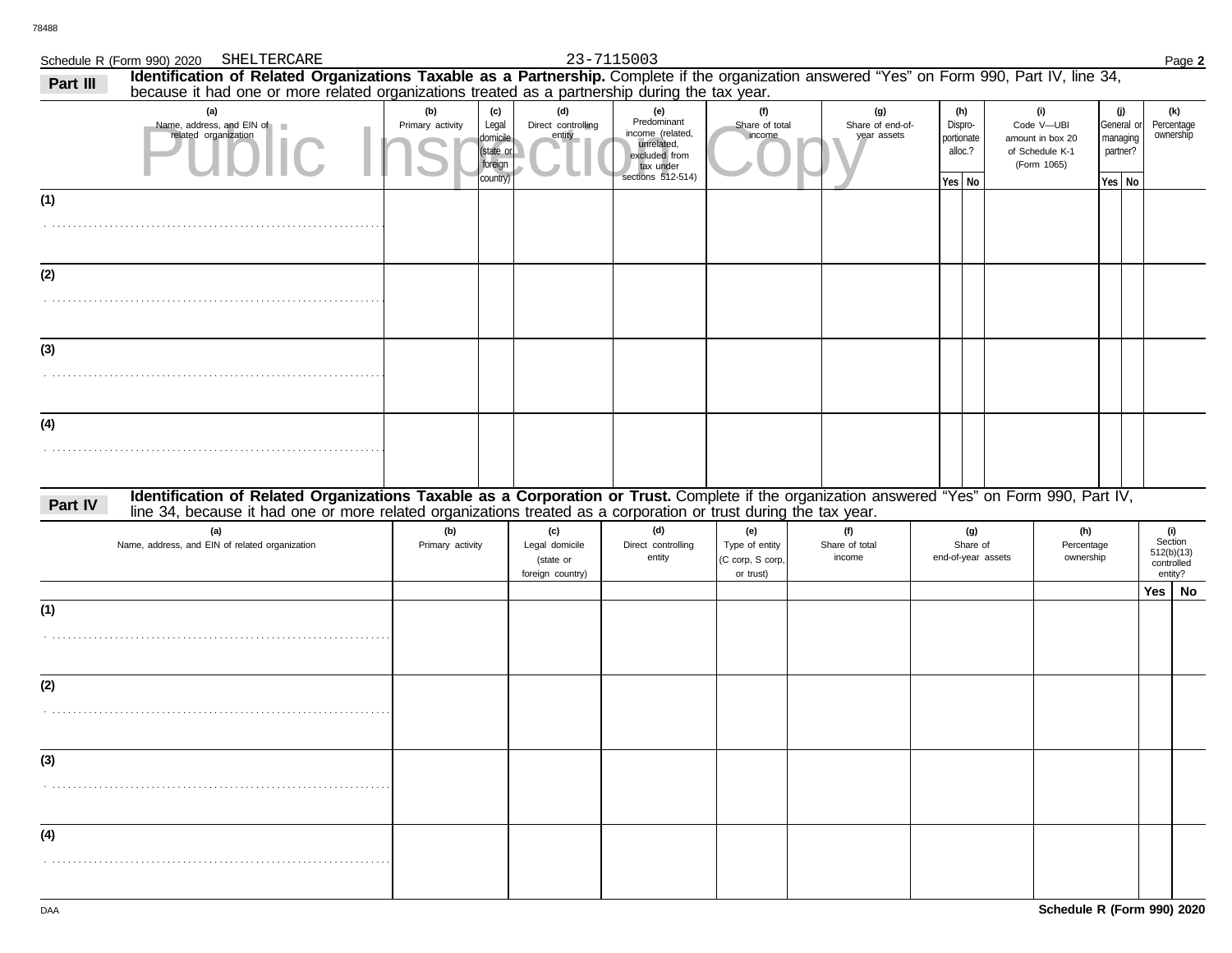Schedule R (Form 990) 2020 SHELTERCARE 23-7115003

**Part III** **Identification of Related Organizations Taxable as a Partnership.** Complete if the organization answered "Yes" on Form 990, Part IV, line 34, because it had one or more related organizations treated as a partnership during the tax year.

Public Inspection Copy

| | (a) Name, address, and EIN of related organization | (b) Primary activity | (c) Legal domicile (state or foreign country) | (d) Direct controlling entity | (e) Predominant income (related, unrelated, excluded from tax under sections 512-514) | (f) Share of total income | (g) Share of end-of-year assets | (h) Dispro-portionate alloc.? Yes | (h) No | (i) Code V—UBI amount in box 20 of Schedule K-1 (Form 1065) | (j) General or managing partner? Yes | (j) No | (k) Percentage ownership |
|---|---|---|---|---|---|---|---|---|---|---|---|---|---|
| (1) | | | | | | | | | | | | | |
| (2) | | | | | | | | | | | | | |
| (3) | | | | | | | | | | | | | |
| (4) | | | | | | | | | | | | | |

**Part IV** **Identification of Related Organizations Taxable as a Corporation or Trust.** Complete if the organization answered "Yes" on Form 990, Part IV, line 34, because it had one or more related organizations treated as a corporation or trust during the tax year.

| | (a) Name, address, and EIN of related organization | (b) Primary activity | (c) Legal domicile (state or foreign country) | (d) Direct controlling entity | (e) Type of entity (C corp, S corp, or trust) | (f) Share of total income | (g) Share of end-of-year assets | (h) Percentage ownership | (i) Section 512(b)(13) controlled entity? Yes | (i) No |
|---|---|---|---|---|---|---|---|---|---|---|
| (1) | | | | | | | | | | |
| (2) | | | | | | | | | | |
| (3) | | | | | | | | | | |
| (4) | | | | | | | | | | |

DAA **Schedule R (Form 990) 2020**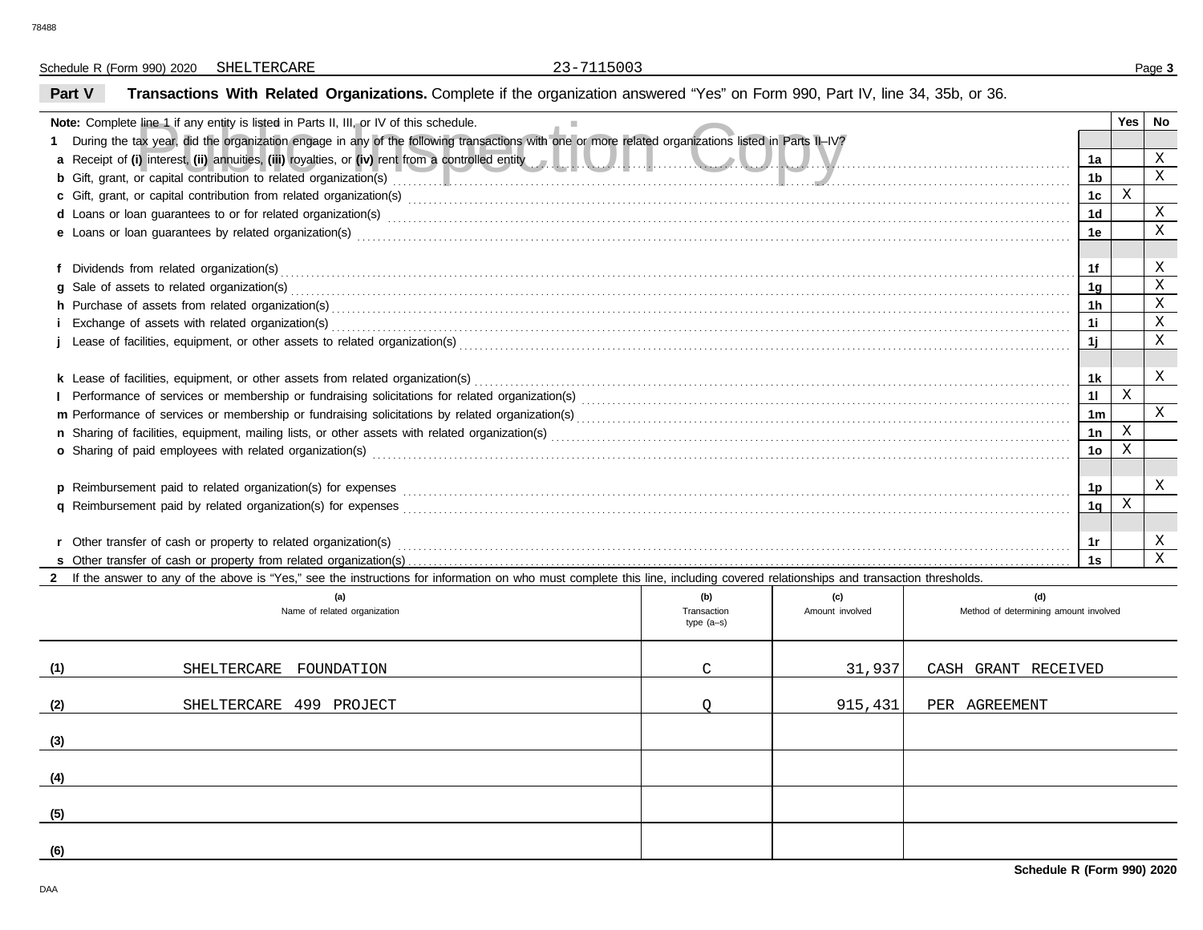Schedule R (Form 990) 2020 SHELTERCARE 23-7115003

## Part V Transactions With Related Organizations.

Complete if the organization answered "Yes" on Form 990, Part IV, line 34, 35b, or 36.

| Note: Complete line 1 if any entity is listed in Parts II, III, or IV of this schedule. | | Yes | No |
|---|---|---|---|
| **1** During the tax year, did the organization engage in any of the following transactions with one or more related organizations listed in Parts II–IV? | | | |
| **a** Receipt of **(i)** interest, **(ii)** annuities, **(iii)** royalties, or **(iv)** rent from a controlled entity | 1a | | X |
| **b** Gift, grant, or capital contribution to related organization(s) | 1b | | X |
| **c** Gift, grant, or capital contribution from related organization(s) | 1c | X | |
| **d** Loans or loan guarantees to or for related organization(s) | 1d | | X |
| **e** Loans or loan guarantees by related organization(s) | 1e | | X |
| **f** Dividends from related organization(s) | 1f | | X |
| **g** Sale of assets to related organization(s) | 1g | | X |
| **h** Purchase of assets from related organization(s) | 1h | | X |
| **i** Exchange of assets with related organization(s) | 1i | | X |
| **j** Lease of facilities, equipment, or other assets to related organization(s) | 1j | | X |
| **k** Lease of facilities, equipment, or other assets from related organization(s) | 1k | | X |
| **l** Performance of services or membership or fundraising solicitations for related organization(s) | 1l | X | |
| **m** Performance of services or membership or fundraising solicitations by related organization(s) | 1m | | X |
| **n** Sharing of facilities, equipment, mailing lists, or other assets with related organization(s) | 1n | X | |
| **o** Sharing of paid employees with related organization(s) | 1o | X | |
| **p** Reimbursement paid to related organization(s) for expenses | 1p | | X |
| **q** Reimbursement paid by related organization(s) for expenses | 1q | X | |
| **r** Other transfer of cash or property to related organization(s) | 1r | | X |
| **s** Other transfer of cash or property from related organization(s) | 1s | | X |

**2** If the answer to any of the above is "Yes," see the instructions for information on who must complete this line, including covered relationships and transaction thresholds.

| | (a) Name of related organization | (b) Transaction type (a–s) | (c) Amount involved | (d) Method of determining amount involved |
|---|---|---|---|---|
| (1) | SHELTERCARE FOUNDATION | C | 31,937 | CASH GRANT RECEIVED |
| (2) | SHELTERCARE 499 PROJECT | Q | 915,431 | PER AGREEMENT |
| (3) | | | | |
| (4) | | | | |
| (5) | | | | |
| (6) | | | | |

**Schedule R (Form 990) 2020**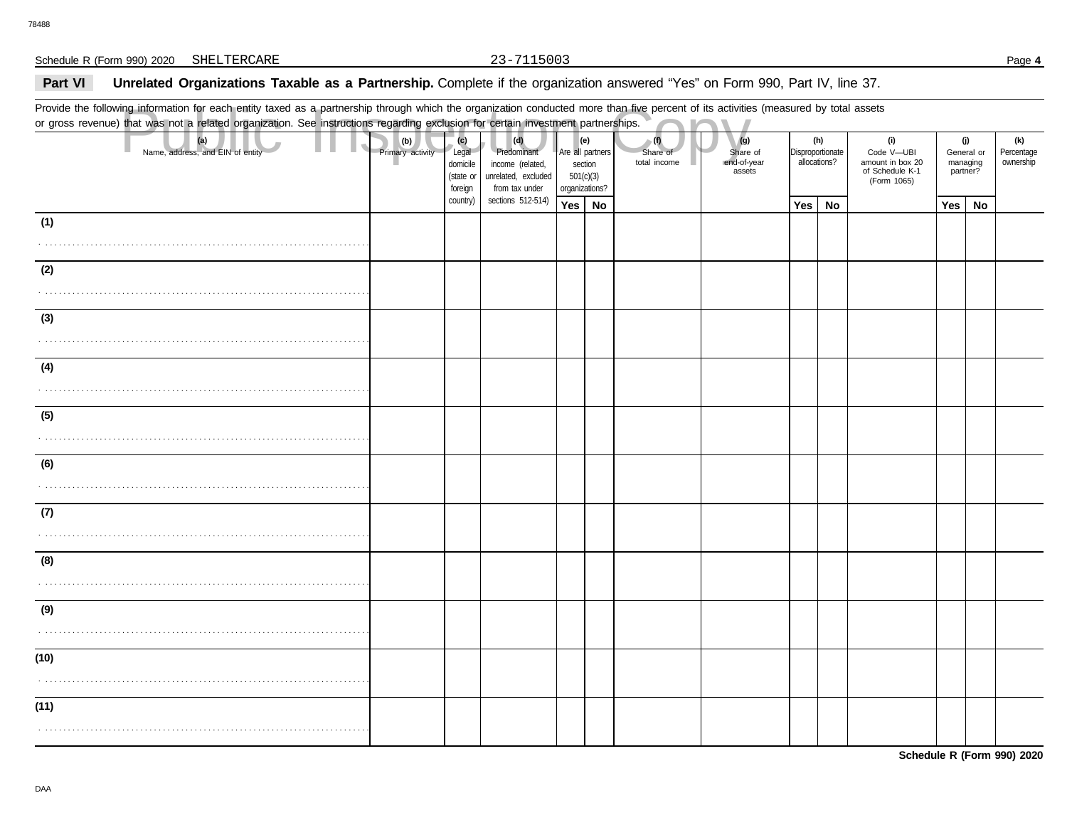Schedule R (Form 990) 2020 SHELTERCARE 23-7115003

## Part VI Unrelated Organizations Taxable as a Partnership. Complete if the organization answered "Yes" on Form 990, Part IV, line 37.

Provide the following information for each entity taxed as a partnership through which the organization conducted more than five percent of its activities (measured by total assets or gross revenue) that was not a related organization. See instructions regarding exclusion for certain investment partnerships.

| (a) Name, address, and EIN of entity | (b) Primary activity | (c) Legal domicile (state or foreign country) | (d) Predominant income (related, unrelated, excluded from tax under sections 512-514) | (e) Are all partners section 501(c)(3) organizations? | | (f) Share of total income | (g) Share of end-of-year assets | (h) Disproportionate allocations? | | (i) Code V—UBI amount in box 20 of Schedule K-1 (Form 1065) | (j) General or managing partner? | | (k) Percentage ownership |
|---|---|---|---|---|---|---|---|---|---|---|---|---|---|
| | | | | Yes | No | | | Yes | No | | Yes | No | |
| (1) | | | | | | | | | | | | | |
| (2) | | | | | | | | | | | | | |
| (3) | | | | | | | | | | | | | |
| (4) | | | | | | | | | | | | | |
| (5) | | | | | | | | | | | | | |
| (6) | | | | | | | | | | | | | |
| (7) | | | | | | | | | | | | | |
| (8) | | | | | | | | | | | | | |
| (9) | | | | | | | | | | | | | |
| (10) | | | | | | | | | | | | | |
| (11) | | | | | | | | | | | | | |

Schedule R (Form 990) 2020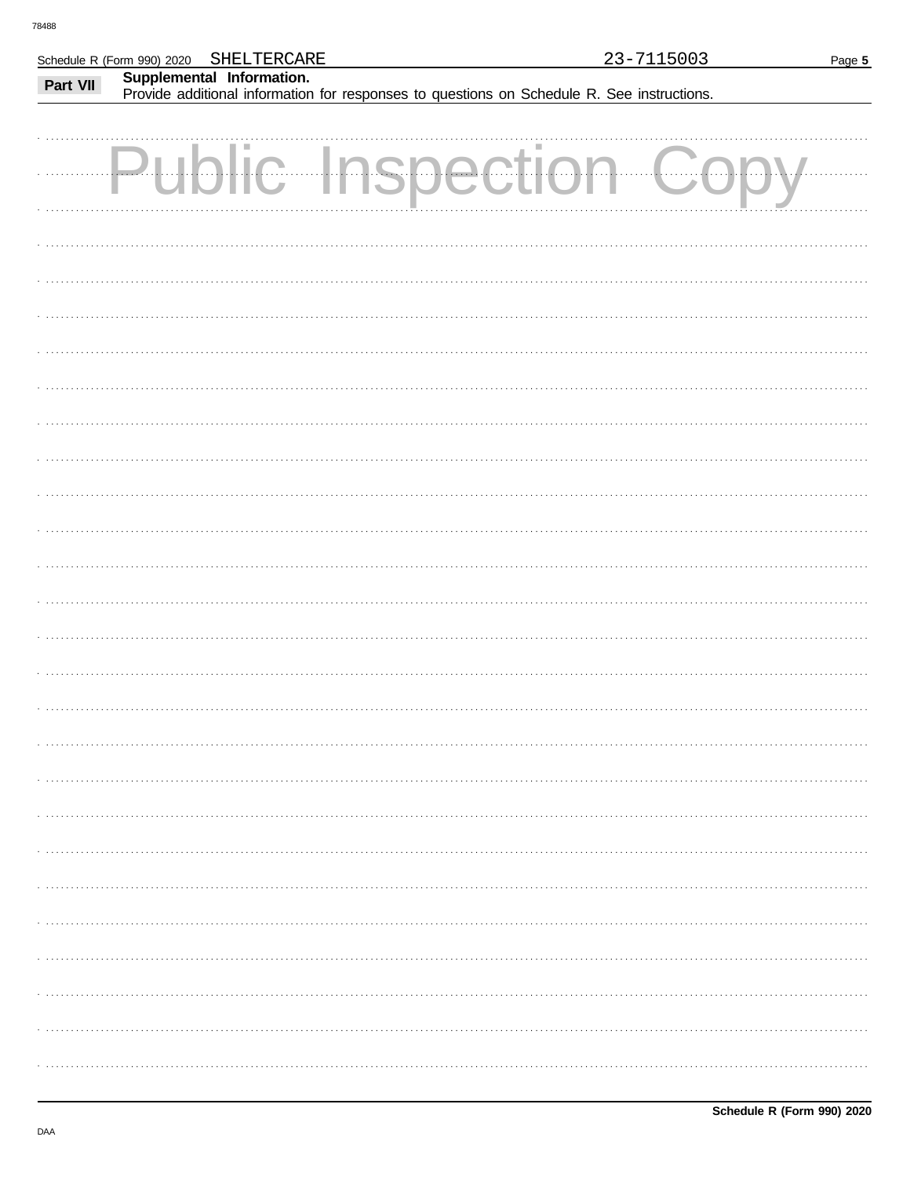Schedule R (Form 990) 2020 SHELTERCARE 23-7115003

**Part VII** **Supplemental Information.**
Provide additional information for responses to questions on Schedule R. See instructions.

Public Inspection Copy

**Schedule R (Form 990) 2020**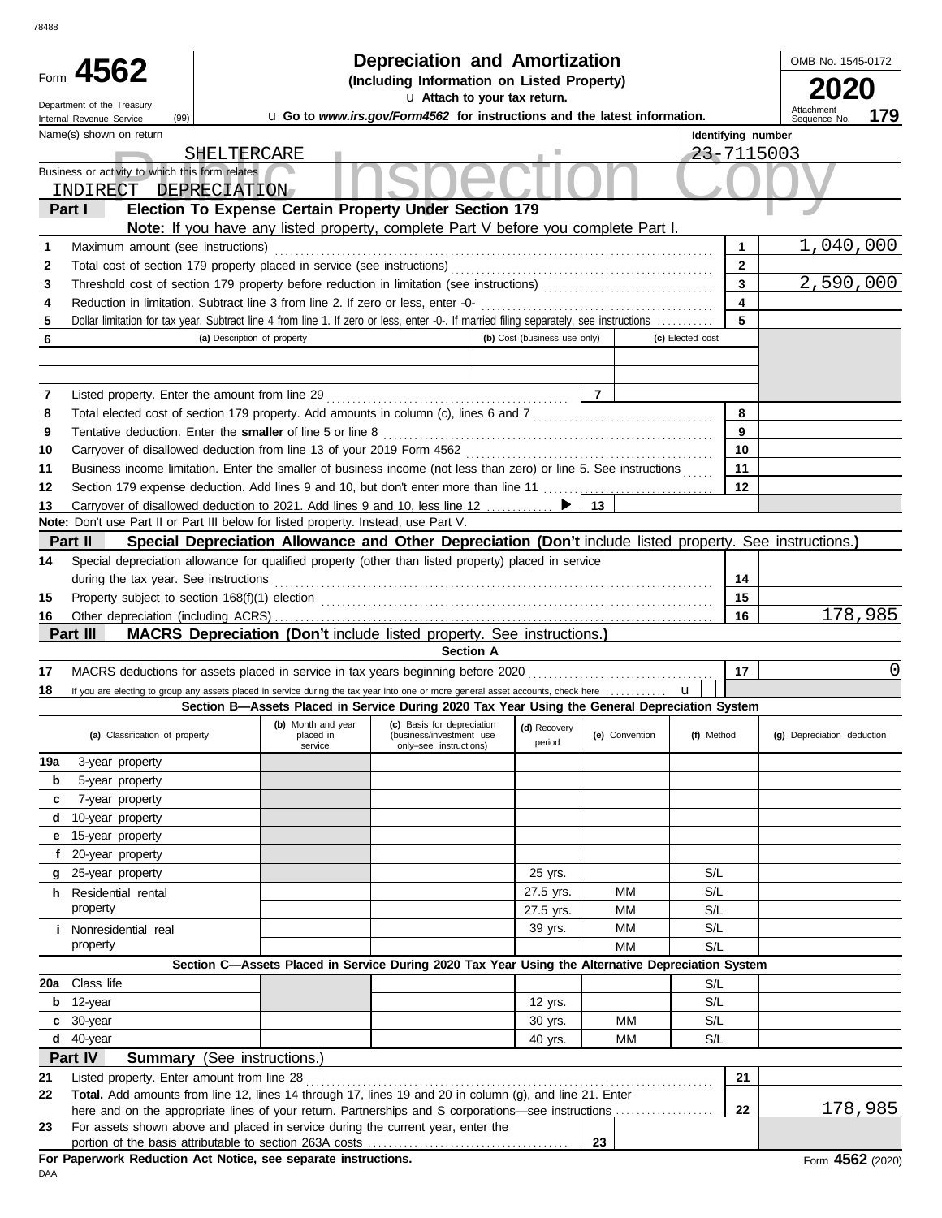78488

# Form 4562 — Depreciation and Amortization (Including Information on Listed Property)

**2020**

OMB No. 1545-0172

Department of the Treasury, Internal Revenue Service (99)

Attach to your tax return.

Go to *www.irs.gov/Form4562* for instructions and the latest information.

Attachment Sequence No. **179**

Public Inspection Copy

| Name(s) shown on return | Identifying number |
|---|---|
| SHELTERCARE | 23-7115003 |

Business or activity to which this form relates: INDIRECT DEPRECIATION

## Part I — Election To Expense Certain Property Under Section 179

**Note:** If you have any listed property, complete Part V before you complete Part I.

| Line | Description | Box | Amount |
|---|---|---|---|
| 1 | Maximum amount (see instructions) | 1 | 1,040,000 |
| 2 | Total cost of section 179 property placed in service (see instructions) | 2 | |
| 3 | Threshold cost of section 179 property before reduction in limitation (see instructions) | 3 | 2,590,000 |
| 4 | Reduction in limitation. Subtract line 3 from line 2. If zero or less, enter -0- | 4 | |
| 5 | Dollar limitation for tax year. Subtract line 4 from line 1. If zero or less, enter -0-. If married filing separately, see instructions | 5 | |

| 6 (a) Description of property | (b) Cost (business use only) | (c) Elected cost |
|---|---|---|
| | | |
| | | |

| Line | Description | Box | Amount |
|---|---|---|---|
| 7 | Listed property. Enter the amount from line 29 | 7 | |
| 8 | Total elected cost of section 179 property. Add amounts in column (c), lines 6 and 7 | 8 | |
| 9 | Tentative deduction. Enter the **smaller** of line 5 or line 8 | 9 | |
| 10 | Carryover of disallowed deduction from line 13 of your 2019 Form 4562 | 10 | |
| 11 | Business income limitation. Enter the smaller of business income (not less than zero) or line 5. See instructions | 11 | |
| 12 | Section 179 expense deduction. Add lines 9 and 10, but don't enter more than line 11 | 12 | |
| 13 | Carryover of disallowed deduction to 2021. Add lines 9 and 10, less line 12 | 13 | |

**Note:** Don't use Part II or Part III below for listed property. Instead, use Part V.

## Part II — Special Depreciation Allowance and Other Depreciation (Don't include listed property. See instructions.)

| Line | Description | Box | Amount |
|---|---|---|---|
| 14 | Special depreciation allowance for qualified property (other than listed property) placed in service during the tax year. See instructions | 14 | |
| 15 | Property subject to section 168(f)(1) election | 15 | |
| 16 | Other depreciation (including ACRS) | 16 | 178,985 |

## Part III — MACRS Depreciation (Don't include listed property. See instructions.)

### Section A

| Line | Description | Box | Amount |
|---|---|---|---|
| 17 | MACRS deductions for assets placed in service in tax years beginning before 2020 | 17 | 0 |
| 18 | If you are electing to group any assets placed in service during the tax year into one or more general asset accounts, check here | | |

### Section B—Assets Placed in Service During 2020 Tax Year Using the General Depreciation System

| (a) Classification of property | (b) Month and year placed in service | (c) Basis for depreciation (business/investment use only–see instructions) | (d) Recovery period | (e) Convention | (f) Method | (g) Depreciation deduction |
|---|---|---|---|---|---|---|
| 19a 3-year property | | | | | | |
| b 5-year property | | | | | | |
| c 7-year property | | | | | | |
| d 10-year property | | | | | | |
| e 15-year property | | | | | | |
| f 20-year property | | | | | | |
| g 25-year property | | | 25 yrs. | | S/L | |
| h Residential rental property | | | 27.5 yrs. | MM | S/L | |
| | | | 27.5 yrs. | MM | S/L | |
| i Nonresidential real property | | | 39 yrs. | MM | S/L | |
| | | | | MM | S/L | |

### Section C—Assets Placed in Service During 2020 Tax Year Using the Alternative Depreciation System

| (a) Classification of property | (b) Month and year placed in service | (c) Basis for depreciation | (d) Recovery period | (e) Convention | (f) Method | (g) Depreciation deduction |
|---|---|---|---|---|---|---|
| 20a Class life | | | | | S/L | |
| b 12-year | | | 12 yrs. | | S/L | |
| c 30-year | | | 30 yrs. | MM | S/L | |
| d 40-year | | | 40 yrs. | MM | S/L | |

## Part IV — Summary (See instructions.)

| Line | Description | Box | Amount |
|---|---|---|---|
| 21 | Listed property. Enter amount from line 28 | 21 | |
| 22 | **Total.** Add amounts from line 12, lines 14 through 17, lines 19 and 20 in column (g), and line 21. Enter here and on the appropriate lines of your return. Partnerships and S corporations—see instructions | 22 | 178,985 |
| 23 | For assets shown above and placed in service during the current year, enter the portion of the basis attributable to section 263A costs | 23 | |

**For Paperwork Reduction Act Notice, see separate instructions.**

DAA

Form **4562** (2020)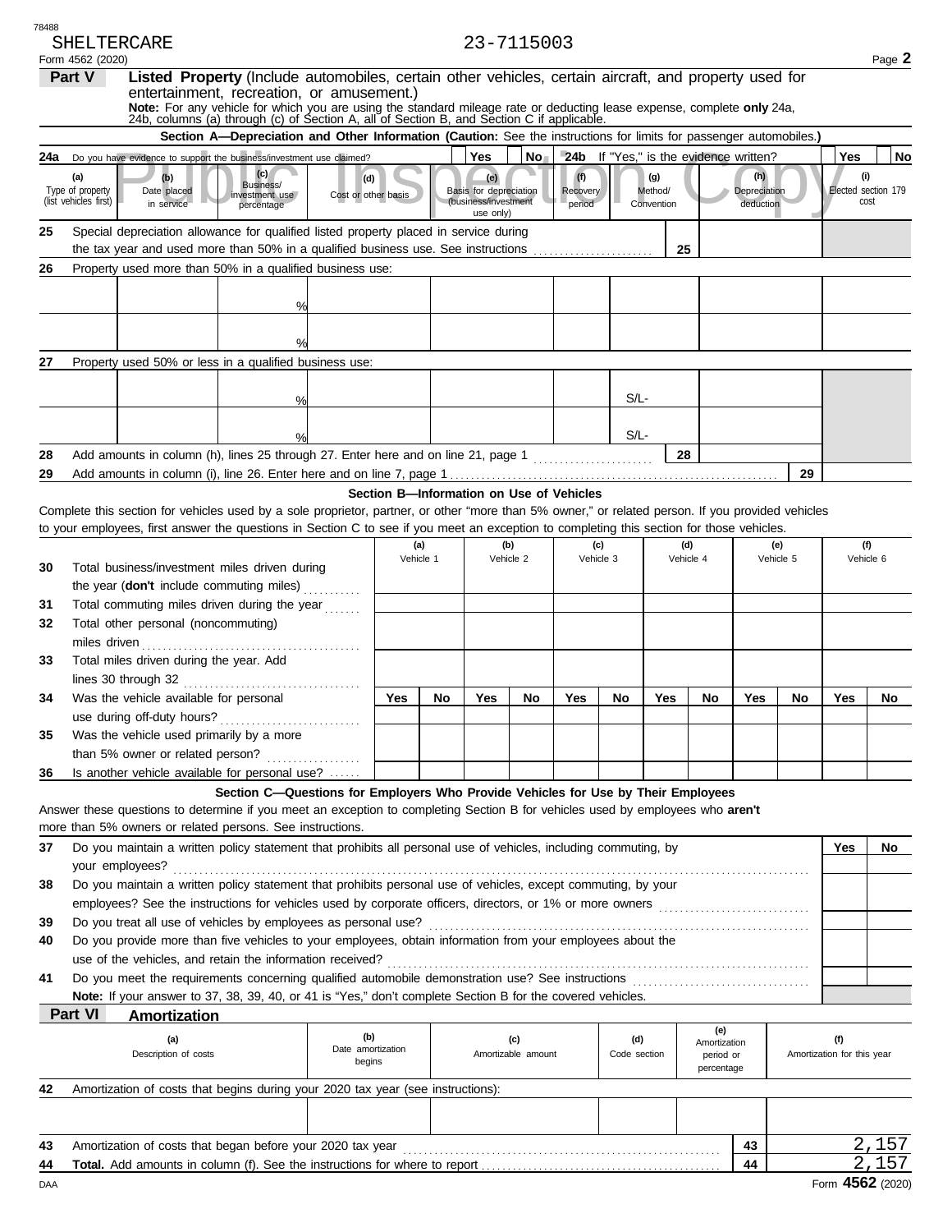78488
SHELTERCARE 23-7115003

Form 4562 (2020) Page **2**

**Part V** **Listed Property** (Include automobiles, certain other vehicles, certain aircraft, and property used for entertainment, recreation, or amusement.)

**Note:** For any vehicle for which you are using the standard mileage rate or deducting lease expense, complete **only** 24a, 24b, columns (a) through (c) of Section A, all of Section B, and Section C if applicable.

**Section A—Depreciation and Other Information (Caution:** See the instructions for limits for passenger automobiles.**)**

**24a** Do you have evidence to support the business/investment use claimed? Yes No **24b** If "Yes," is the evidence written? Yes No

| (a) Type of property (list vehicles first) | (b) Date placed in service | (c) Business/ investment use percentage | (d) Cost or other basis | (e) Basis for depreciation (business/investment use only) | (f) Recovery period | (g) Method/ Convention | (h) Depreciation deduction | (i) Elected section 179 cost |
|---|---|---|---|---|---|---|---|---|
| **25** Special depreciation allowance for qualified listed property placed in service during the tax year and used more than 50% in a qualified business use. See instructions | | | | | | 25 | | |
| **26** Property used more than 50% in a qualified business use: | | | | | | | | |
| | | % | | | | | | |
| | | % | | | | | | |
| **27** Property used 50% or less in a qualified business use: | | | | | | | | |
| | | % | | | | S/L- | | |
| | | % | | | | S/L- | | |
| **28** Add amounts in column (h), lines 25 through 27. Enter here and on line 21, page 1 | | | | | | 28 | | |
| **29** Add amounts in column (i), line 26. Enter here and on line 7, page 1 | | | | | | | 29 | |

**Section B—Information on Use of Vehicles**

Complete this section for vehicles used by a sole proprietor, partner, or other "more than 5% owner," or related person. If you provided vehicles to your employees, first answer the questions in Section C to see if you meet an exception to completing this section for those vehicles.

| | (a) Vehicle 1 | | (b) Vehicle 2 | | (c) Vehicle 3 | | (d) Vehicle 4 | | (e) Vehicle 5 | | (f) Vehicle 6 | |
|---|---|---|---|---|---|---|---|---|---|---|---|---|
| **30** Total business/investment miles driven during the year (**don't** include commuting miles) | | | | | | | | | | | | |
| **31** Total commuting miles driven during the year | | | | | | | | | | | | |
| **32** Total other personal (noncommuting) miles driven | | | | | | | | | | | | |
| **33** Total miles driven during the year. Add lines 30 through 32 | | | | | | | | | | | | |
| | Yes | No | Yes | No | Yes | No | Yes | No | Yes | No | Yes | No |
| **34** Was the vehicle available for personal use during off-duty hours? | | | | | | | | | | | | |
| **35** Was the vehicle used primarily by a more than 5% owner or related person? | | | | | | | | | | | | |
| **36** Is another vehicle available for personal use? | | | | | | | | | | | | |

**Section C—Questions for Employers Who Provide Vehicles for Use by Their Employees**

Answer these questions to determine if you meet an exception to completing Section B for vehicles used by employees who **aren't** more than 5% owners or related persons. See instructions.

| | Yes | No |
|---|---|---|
| **37** Do you maintain a written policy statement that prohibits all personal use of vehicles, including commuting, by your employees? | | |
| **38** Do you maintain a written policy statement that prohibits personal use of vehicles, except commuting, by your employees? See the instructions for vehicles used by corporate officers, directors, or 1% or more owners | | |
| **39** Do you treat all use of vehicles by employees as personal use? | | |
| **40** Do you provide more than five vehicles to your employees, obtain information from your employees about the use of the vehicles, and retain the information received? | | |
| **41** Do you meet the requirements concerning qualified automobile demonstration use? See instructions | | |

**Note:** If your answer to 37, 38, 39, 40, or 41 is "Yes," don't complete Section B for the covered vehicles.

**Part VI** **Amortization**

| (a) Description of costs | (b) Date amortization begins | (c) Amortizable amount | (d) Code section | (e) Amortization period or percentage | (f) Amortization for this year |
|---|---|---|---|---|---|
| **42** Amortization of costs that begins during your 2020 tax year (see instructions): | | | | | |
| | | | | | |
| **43** Amortization of costs that began before your 2020 tax year | | | | 43 | 2,157 |
| **44** **Total.** Add amounts in column (f). See the instructions for where to report | | | | 44 | 2,157 |

DAA Form **4562** (2020)